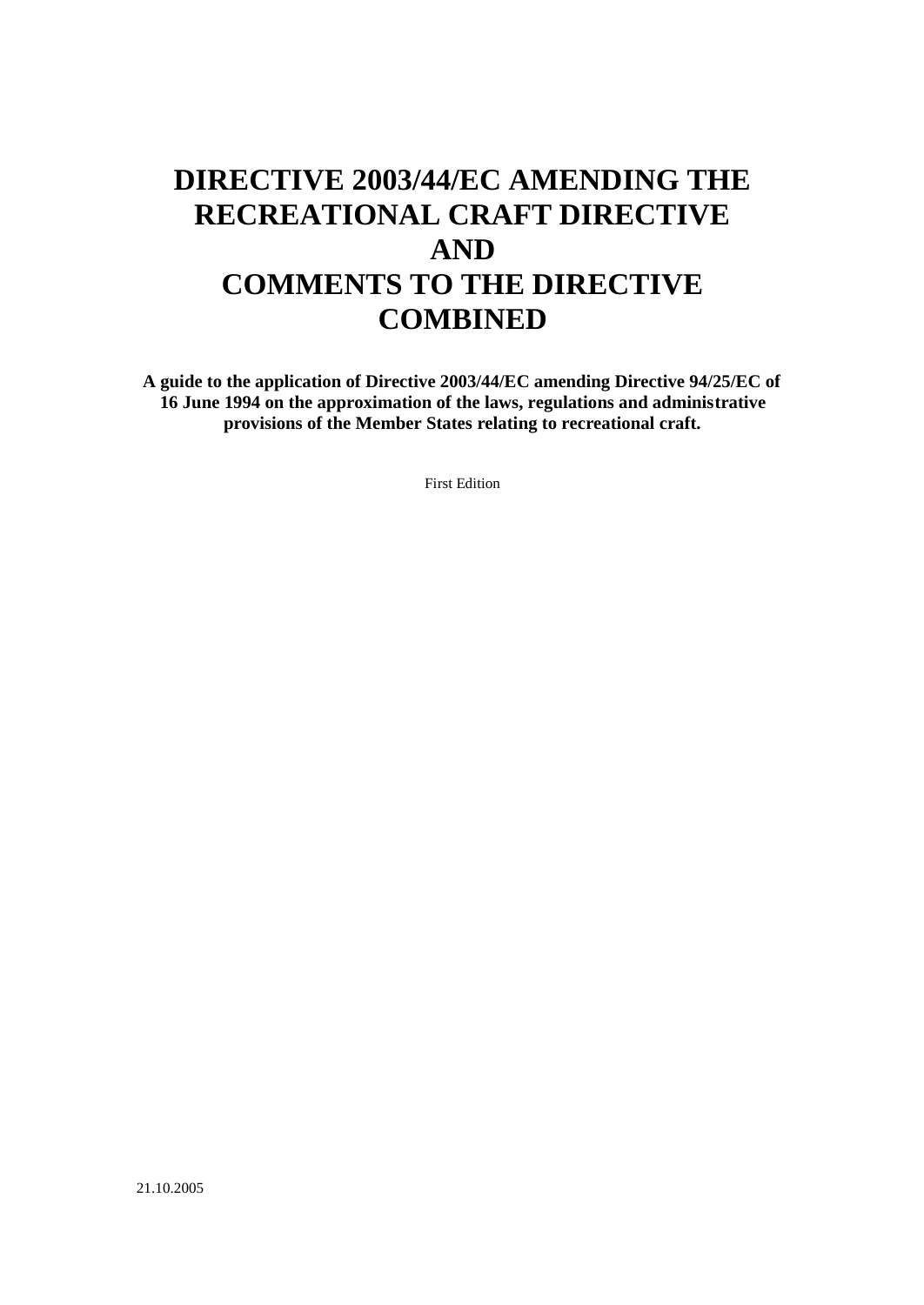# DIRECTIVE 2003/44/EC AMENDING THE RECREATIONAL CRAFT DIRECTIVE AND COMMENTS TO THE DIRECTIVE COMBINED

**A guide to the application of Directive 2003/44/EC amending Directive 94/25/EC of 16 June 1994 on the approximation of the laws, regulations and administrative provisions of the Member States relating to recreational craft.**

First Edition

21.10.2005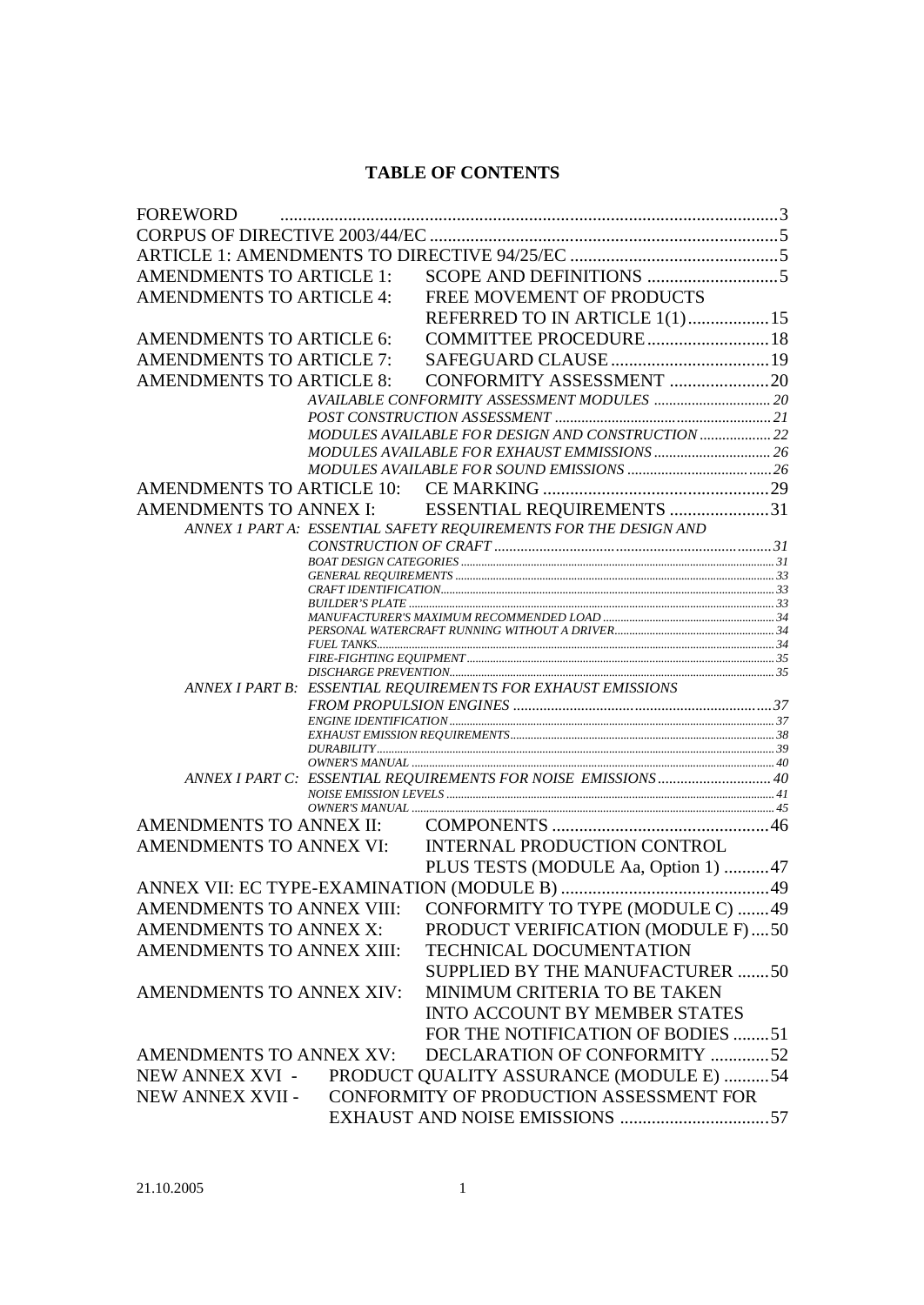**TABLE OF CONTENTS**

FOREWORD ... 3
CORPUS OF DIRECTIVE 2003/44/EC ... 5
ARTICLE 1: AMENDMENTS TO DIRECTIVE 94/25/EC ... 5
AMENDMENTS TO ARTICLE 1: SCOPE AND DEFINITIONS ... 5
AMENDMENTS TO ARTICLE 4: FREE MOVEMENT OF PRODUCTS REFERRED TO IN ARTICLE 1(1) ... 15
AMENDMENTS TO ARTICLE 6: COMMITTEE PROCEDURE ... 18
AMENDMENTS TO ARTICLE 7: SAFEGUARD CLAUSE ... 19
AMENDMENTS TO ARTICLE 8: CONFORMITY ASSESSMENT ... 20

- *AVAILABLE CONFORMITY ASSESSMENT MODULES ... 20*
- *POST CONSTRUCTION ASSESSMENT ... 21*
- *MODULES AVAILABLE FOR DESIGN AND CONSTRUCTION ... 22*
- *MODULES AVAILABLE FOR EXHAUST EMMISSIONS ... 26*
- *MODULES AVAILABLE FOR SOUND EMISSIONS ... 26*

AMENDMENTS TO ARTICLE 10: CE MARKING ... 29
AMENDMENTS TO ANNEX I: ESSENTIAL REQUIREMENTS ... 31

- *ANNEX 1 PART A: ESSENTIAL SAFETY REQUIREMENTS FOR THE DESIGN AND CONSTRUCTION OF CRAFT ... 31*
  - *BOAT DESIGN CATEGORIES ... 31*
  - *GENERAL REQUIREMENTS ... 33*
  - *CRAFT IDENTIFICATION ... 33*
  - *BUILDER'S PLATE ... 33*
  - *MANUFACTURER'S MAXIMUM RECOMMENDED LOAD ... 34*
  - *PERSONAL WATERCRAFT RUNNING WITHOUT A DRIVER ... 34*
  - *FUEL TANKS ... 34*
  - *FIRE-FIGHTING EQUIPMENT ... 35*
  - *DISCHARGE PREVENTION ... 35*
- *ANNEX I PART B: ESSENTIAL REQUIREMENTS FOR EXHAUST EMISSIONS FROM PROPULSION ENGINES ... 37*
  - *ENGINE IDENTIFICATION ... 37*
  - *EXHAUST EMISSION REQUIREMENTS ... 38*
  - *DURABILITY ... 39*
  - *OWNER'S MANUAL ... 40*
- *ANNEX I PART C: ESSENTIAL REQUIREMENTS FOR NOISE EMISSIONS ... 40*
  - *NOISE EMISSION LEVELS ... 41*
  - *OWNER'S MANUAL ... 45*

AMENDMENTS TO ANNEX II: COMPONENTS ... 46
AMENDMENTS TO ANNEX VI: INTERNAL PRODUCTION CONTROL PLUS TESTS (MODULE Aa, Option 1) ... 47
ANNEX VII: EC TYPE-EXAMINATION (MODULE B) ... 49
AMENDMENTS TO ANNEX VIII: CONFORMITY TO TYPE (MODULE C) ... 49
AMENDMENTS TO ANNEX X: PRODUCT VERIFICATION (MODULE F) ... 50
AMENDMENTS TO ANNEX XIII: TECHNICAL DOCUMENTATION SUPPLIED BY THE MANUFACTURER ... 50
AMENDMENTS TO ANNEX XIV: MINIMUM CRITERIA TO BE TAKEN INTO ACCOUNT BY MEMBER STATES FOR THE NOTIFICATION OF BODIES ... 51
AMENDMENTS TO ANNEX XV: DECLARATION OF CONFORMITY ... 52
NEW ANNEX XVI - PRODUCT QUALITY ASSURANCE (MODULE E) ... 54
NEW ANNEX XVII - CONFORMITY OF PRODUCTION ASSESSMENT FOR EXHAUST AND NOISE EMISSIONS ... 57

21.10.2005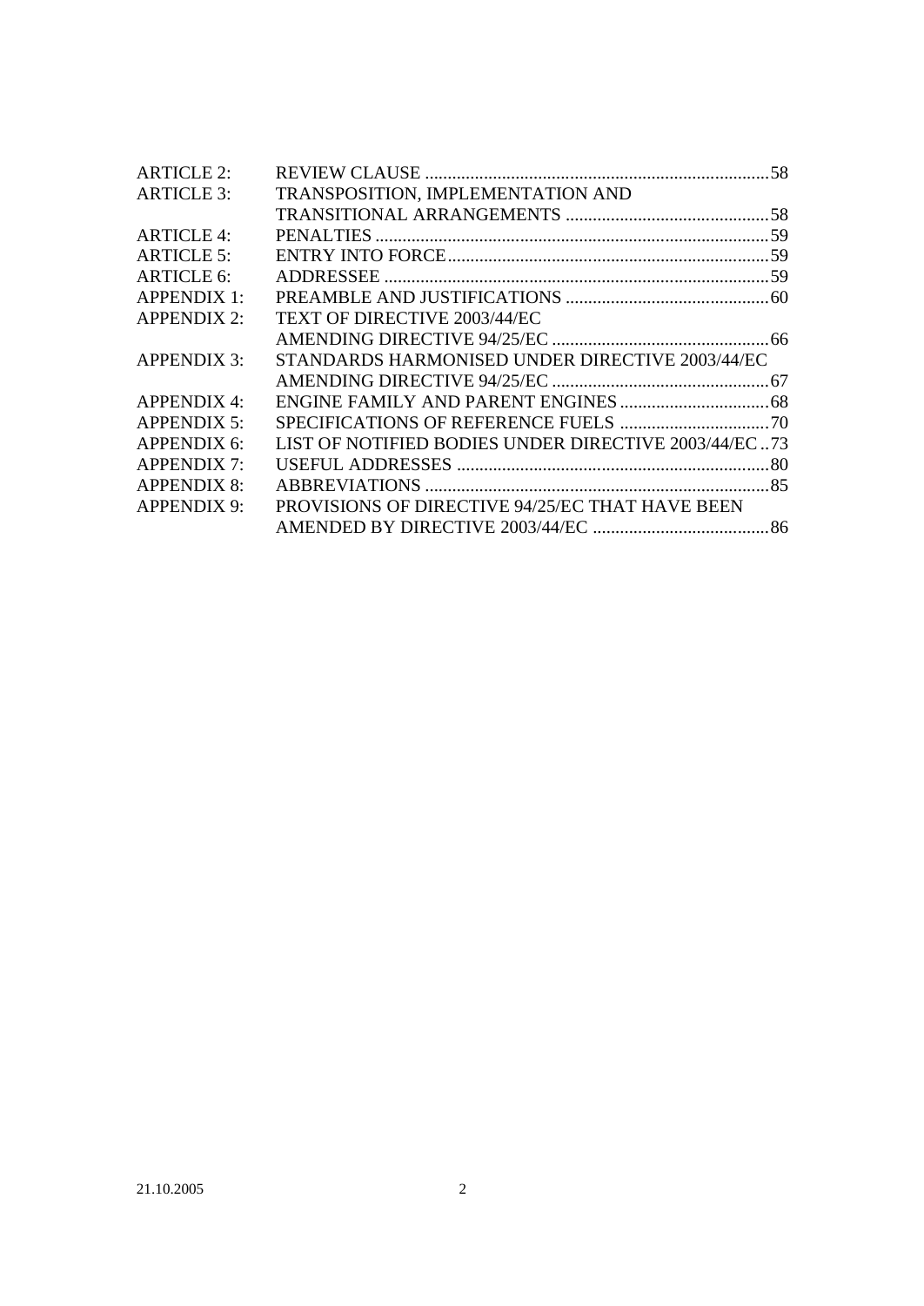| | | |
|---|---|---|
| ARTICLE 2: | REVIEW CLAUSE | 58 |
| ARTICLE 3: | TRANSPOSITION, IMPLEMENTATION AND TRANSITIONAL ARRANGEMENTS | 58 |
| ARTICLE 4: | PENALTIES | 59 |
| ARTICLE 5: | ENTRY INTO FORCE | 59 |
| ARTICLE 6: | ADDRESSEE | 59 |
| APPENDIX 1: | PREAMBLE AND JUSTIFICATIONS | 60 |
| APPENDIX 2: | TEXT OF DIRECTIVE 2003/44/EC AMENDING DIRECTIVE 94/25/EC | 66 |
| APPENDIX 3: | STANDARDS HARMONISED UNDER DIRECTIVE 2003/44/EC AMENDING DIRECTIVE 94/25/EC | 67 |
| APPENDIX 4: | ENGINE FAMILY AND PARENT ENGINES | 68 |
| APPENDIX 5: | SPECIFICATIONS OF REFERENCE FUELS | 70 |
| APPENDIX 6: | LIST OF NOTIFIED BODIES UNDER DIRECTIVE 2003/44/EC | 73 |
| APPENDIX 7: | USEFUL ADDRESSES | 80 |
| APPENDIX 8: | ABBREVIATIONS | 85 |
| APPENDIX 9: | PROVISIONS OF DIRECTIVE 94/25/EC THAT HAVE BEEN AMENDED BY DIRECTIVE 2003/44/EC | 86 |

21.10.2005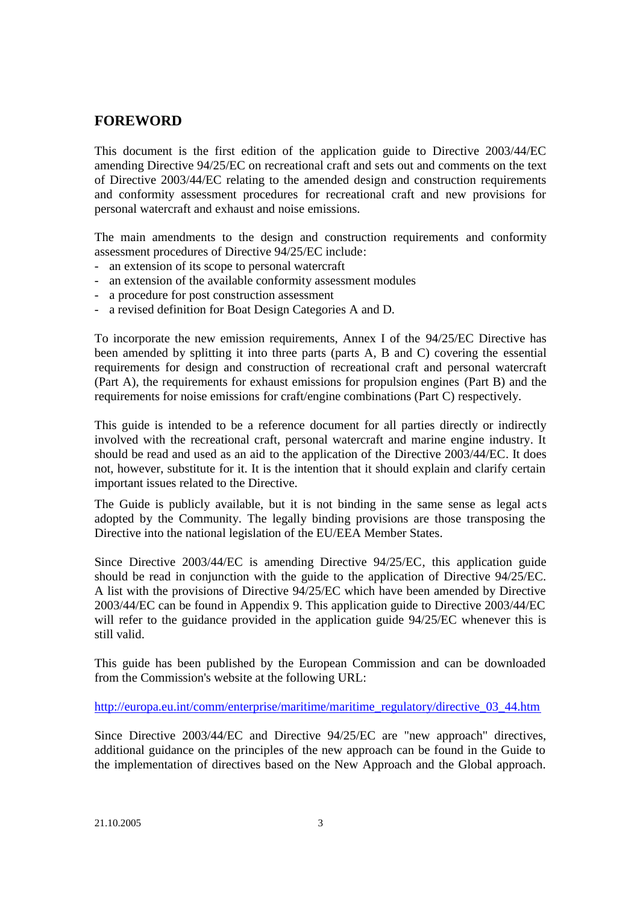## FOREWORD

This document is the first edition of the application guide to Directive 2003/44/EC amending Directive 94/25/EC on recreational craft and sets out and comments on the text of Directive 2003/44/EC relating to the amended design and construction requirements and conformity assessment procedures for recreational craft and new provisions for personal watercraft and exhaust and noise emissions.

The main amendments to the design and construction requirements and conformity assessment procedures of Directive 94/25/EC include:

- an extension of its scope to personal watercraft
- an extension of the available conformity assessment modules
- a procedure for post construction assessment
- a revised definition for Boat Design Categories A and D.

To incorporate the new emission requirements, Annex I of the 94/25/EC Directive has been amended by splitting it into three parts (parts A, B and C) covering the essential requirements for design and construction of recreational craft and personal watercraft (Part A), the requirements for exhaust emissions for propulsion engines (Part B) and the requirements for noise emissions for craft/engine combinations (Part C) respectively.

This guide is intended to be a reference document for all parties directly or indirectly involved with the recreational craft, personal watercraft and marine engine industry. It should be read and used as an aid to the application of the Directive 2003/44/EC. It does not, however, substitute for it. It is the intention that it should explain and clarify certain important issues related to the Directive.

The Guide is publicly available, but it is not binding in the same sense as legal acts adopted by the Community. The legally binding provisions are those transposing the Directive into the national legislation of the EU/EEA Member States.

Since Directive 2003/44/EC is amending Directive 94/25/EC, this application guide should be read in conjunction with the guide to the application of Directive 94/25/EC. A list with the provisions of Directive 94/25/EC which have been amended by Directive 2003/44/EC can be found in Appendix 9. This application guide to Directive 2003/44/EC will refer to the guidance provided in the application guide 94/25/EC whenever this is still valid.

This guide has been published by the European Commission and can be downloaded from the Commission's website at the following URL:

http://europa.eu.int/comm/enterprise/maritime/maritime_regulatory/directive_03_44.htm

Since Directive 2003/44/EC and Directive 94/25/EC are "new approach" directives, additional guidance on the principles of the new approach can be found in the Guide to the implementation of directives based on the New Approach and the Global approach.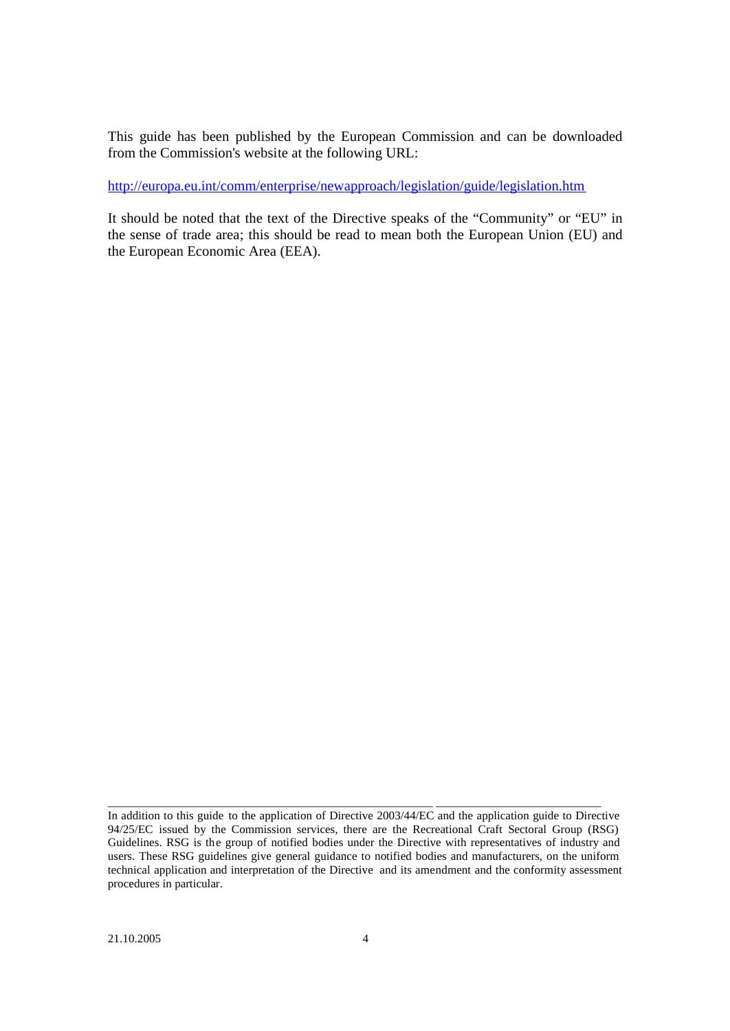This guide has been published by the European Commission and can be downloaded from the Commission's website at the following URL:

http://europa.eu.int/comm/enterprise/newapproach/legislation/guide/legislation.htm

It should be noted that the text of the Directive speaks of the "Community" or "EU" in the sense of trade area; this should be read to mean both the European Union (EU) and the European Economic Area (EEA).

---

In addition to this guide to the application of Directive 2003/44/EC and the application guide to Directive 94/25/EC issued by the Commission services, there are the Recreational Craft Sectoral Group (RSG) Guidelines. RSG is the group of notified bodies under the Directive with representatives of industry and users. These RSG guidelines give general guidance to notified bodies and manufacturers, on the uniform technical application and interpretation of the Directive and its amendment and the conformity assessment procedures in particular.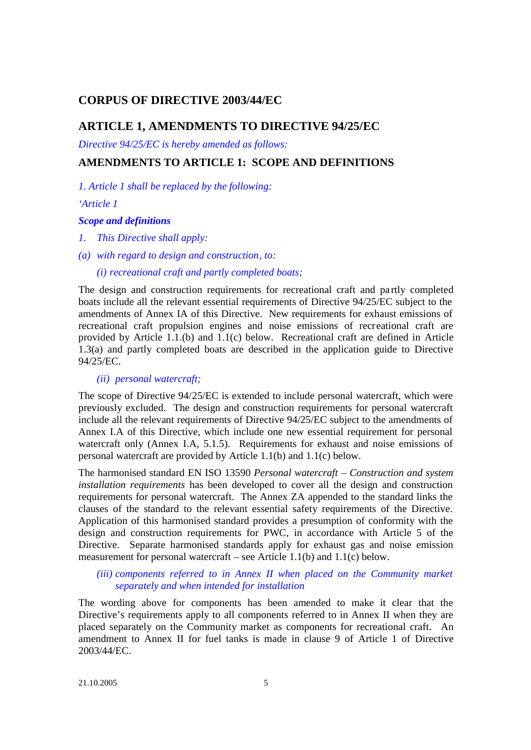## CORPUS OF DIRECTIVE 2003/44/EC

## ARTICLE 1, AMENDMENTS TO DIRECTIVE 94/25/EC

*Directive 94/25/EC is hereby amended as follows:*

### AMENDMENTS TO ARTICLE 1: SCOPE AND DEFINITIONS

*1. Article 1 shall be replaced by the following:*

*'Article 1*

***Scope and definitions***

*1. This Directive shall apply:*

*(a) with regard to design and construction, to:*

*(i) recreational craft and partly completed boats;*

The design and construction requirements for recreational craft and partly completed boats include all the relevant essential requirements of Directive 94/25/EC subject to the amendments of Annex IA of this Directive. New requirements for exhaust emissions of recreational craft propulsion engines and noise emissions of recreational craft are provided by Article 1.1.(b) and 1.1(c) below. Recreational craft are defined in Article 1.3(a) and partly completed boats are described in the application guide to Directive 94/25/EC.

*(ii) personal watercraft;*

The scope of Directive 94/25/EC is extended to include personal watercraft, which were previously excluded. The design and construction requirements for personal watercraft include all the relevant requirements of Directive 94/25/EC subject to the amendments of Annex I.A of this Directive, which include one new essential requirement for personal watercraft only (Annex I.A, 5.1.5). Requirements for exhaust and noise emissions of personal watercraft are provided by Article 1.1(b) and 1.1(c) below.

The harmonised standard EN ISO 13590 *Personal watercraft – Construction and system installation requirements* has been developed to cover all the design and construction requirements for personal watercraft. The Annex ZA appended to the standard links the clauses of the standard to the relevant essential safety requirements of the Directive. Application of this harmonised standard provides a presumption of conformity with the design and construction requirements for PWC, in accordance with Article 5 of the Directive. Separate harmonised standards apply for exhaust gas and noise emission measurement for personal watercraft – see Article 1.1(b) and 1.1(c) below.

*(iii) components referred to in Annex II when placed on the Community market separately and when intended for installation*

The wording above for components has been amended to make it clear that the Directive's requirements apply to all components referred to in Annex II when they are placed separately on the Community market as components for recreational craft. An amendment to Annex II for fuel tanks is made in clause 9 of Article 1 of Directive 2003/44/EC.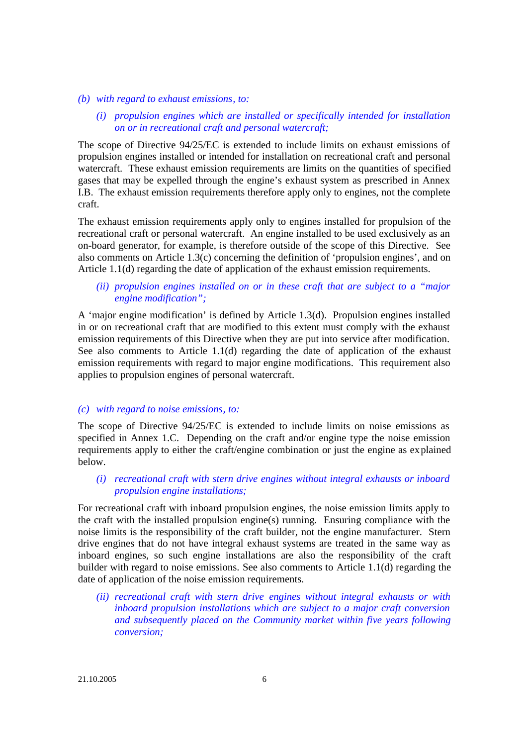*(b) with regard to exhaust emissions, to:*

*(i) propulsion engines which are installed or specifically intended for installation on or in recreational craft and personal watercraft;*

The scope of Directive 94/25/EC is extended to include limits on exhaust emissions of propulsion engines installed or intended for installation on recreational craft and personal watercraft. These exhaust emission requirements are limits on the quantities of specified gases that may be expelled through the engine's exhaust system as prescribed in Annex I.B. The exhaust emission requirements therefore apply only to engines, not the complete craft.

The exhaust emission requirements apply only to engines installed for propulsion of the recreational craft or personal watercraft. An engine installed to be used exclusively as an on-board generator, for example, is therefore outside of the scope of this Directive. See also comments on Article 1.3(c) concerning the definition of 'propulsion engines', and on Article 1.1(d) regarding the date of application of the exhaust emission requirements.

*(ii) propulsion engines installed on or in these craft that are subject to a "major engine modification";*

A 'major engine modification' is defined by Article 1.3(d). Propulsion engines installed in or on recreational craft that are modified to this extent must comply with the exhaust emission requirements of this Directive when they are put into service after modification. See also comments to Article 1.1(d) regarding the date of application of the exhaust emission requirements with regard to major engine modifications. This requirement also applies to propulsion engines of personal watercraft.

*(c) with regard to noise emissions, to:*

The scope of Directive 94/25/EC is extended to include limits on noise emissions as specified in Annex 1.C. Depending on the craft and/or engine type the noise emission requirements apply to either the craft/engine combination or just the engine as explained below.

*(i) recreational craft with stern drive engines without integral exhausts or inboard propulsion engine installations;*

For recreational craft with inboard propulsion engines, the noise emission limits apply to the craft with the installed propulsion engine(s) running. Ensuring compliance with the noise limits is the responsibility of the craft builder, not the engine manufacturer. Stern drive engines that do not have integral exhaust systems are treated in the same way as inboard engines, so such engine installations are also the responsibility of the craft builder with regard to noise emissions. See also comments to Article 1.1(d) regarding the date of application of the noise emission requirements.

*(ii) recreational craft with stern drive engines without integral exhausts or with inboard propulsion installations which are subject to a major craft conversion and subsequently placed on the Community market within five years following conversion;*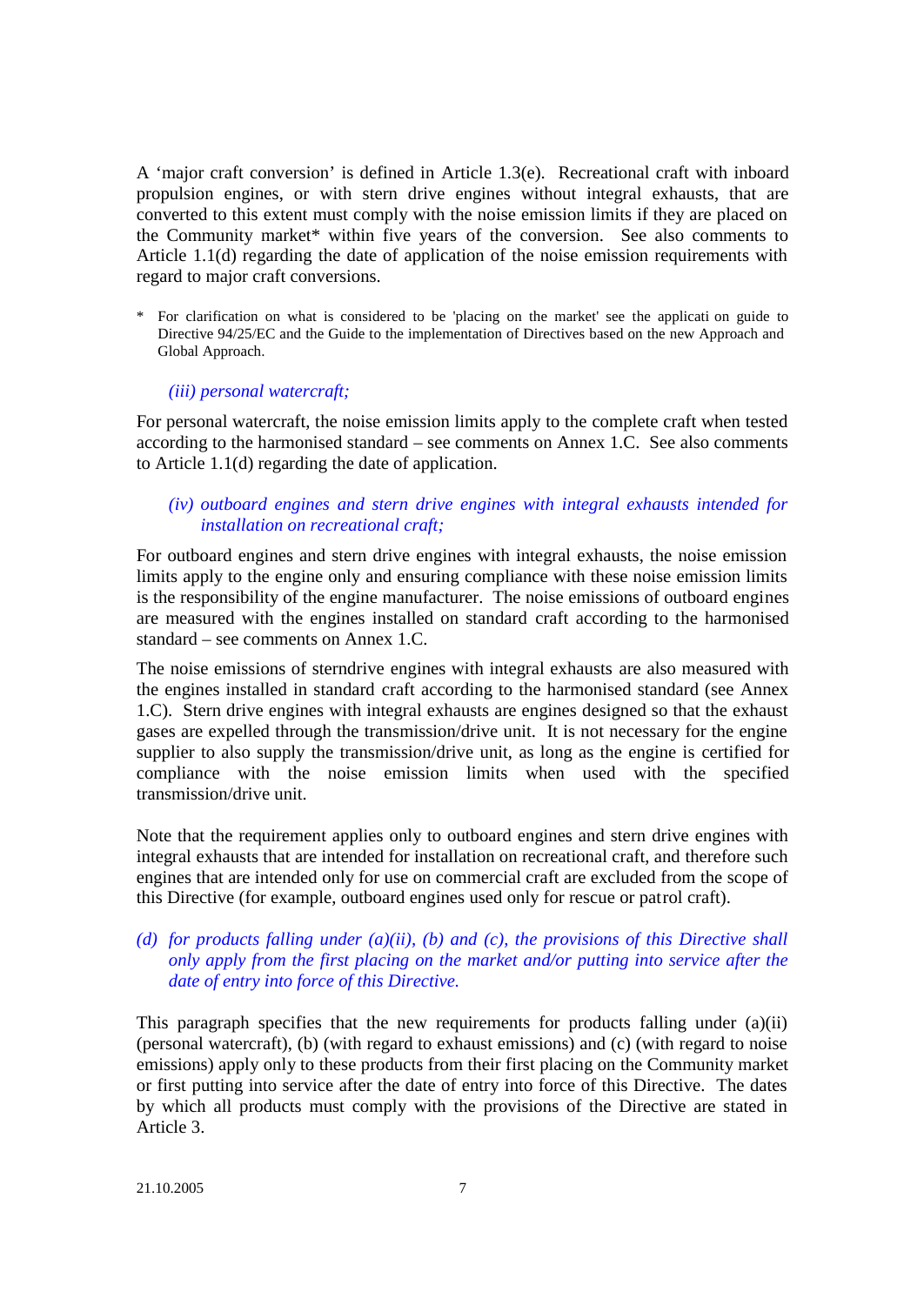A 'major craft conversion' is defined in Article 1.3(e). Recreational craft with inboard propulsion engines, or with stern drive engines without integral exhausts, that are converted to this extent must comply with the noise emission limits if they are placed on the Community market* within five years of the conversion. See also comments to Article 1.1(d) regarding the date of application of the noise emission requirements with regard to major craft conversions.

\* For clarification on what is considered to be 'placing on the market' see the applicati on guide to Directive 94/25/EC and the Guide to the implementation of Directives based on the new Approach and Global Approach.

*(iii) personal watercraft;*

For personal watercraft, the noise emission limits apply to the complete craft when tested according to the harmonised standard – see comments on Annex 1.C. See also comments to Article 1.1(d) regarding the date of application.

*(iv) outboard engines and stern drive engines with integral exhausts intended for installation on recreational craft;*

For outboard engines and stern drive engines with integral exhausts, the noise emission limits apply to the engine only and ensuring compliance with these noise emission limits is the responsibility of the engine manufacturer. The noise emissions of outboard engines are measured with the engines installed on standard craft according to the harmonised standard – see comments on Annex 1.C.

The noise emissions of sterndrive engines with integral exhausts are also measured with the engines installed in standard craft according to the harmonised standard (see Annex 1.C). Stern drive engines with integral exhausts are engines designed so that the exhaust gases are expelled through the transmission/drive unit. It is not necessary for the engine supplier to also supply the transmission/drive unit, as long as the engine is certified for compliance with the noise emission limits when used with the specified transmission/drive unit.

Note that the requirement applies only to outboard engines and stern drive engines with integral exhausts that are intended for installation on recreational craft, and therefore such engines that are intended only for use on commercial craft are excluded from the scope of this Directive (for example, outboard engines used only for rescue or patrol craft).

*(d) for products falling under (a)(ii), (b) and (c), the provisions of this Directive shall only apply from the first placing on the market and/or putting into service after the date of entry into force of this Directive.*

This paragraph specifies that the new requirements for products falling under (a)(ii) (personal watercraft), (b) (with regard to exhaust emissions) and (c) (with regard to noise emissions) apply only to these products from their first placing on the Community market or first putting into service after the date of entry into force of this Directive. The dates by which all products must comply with the provisions of the Directive are stated in Article 3.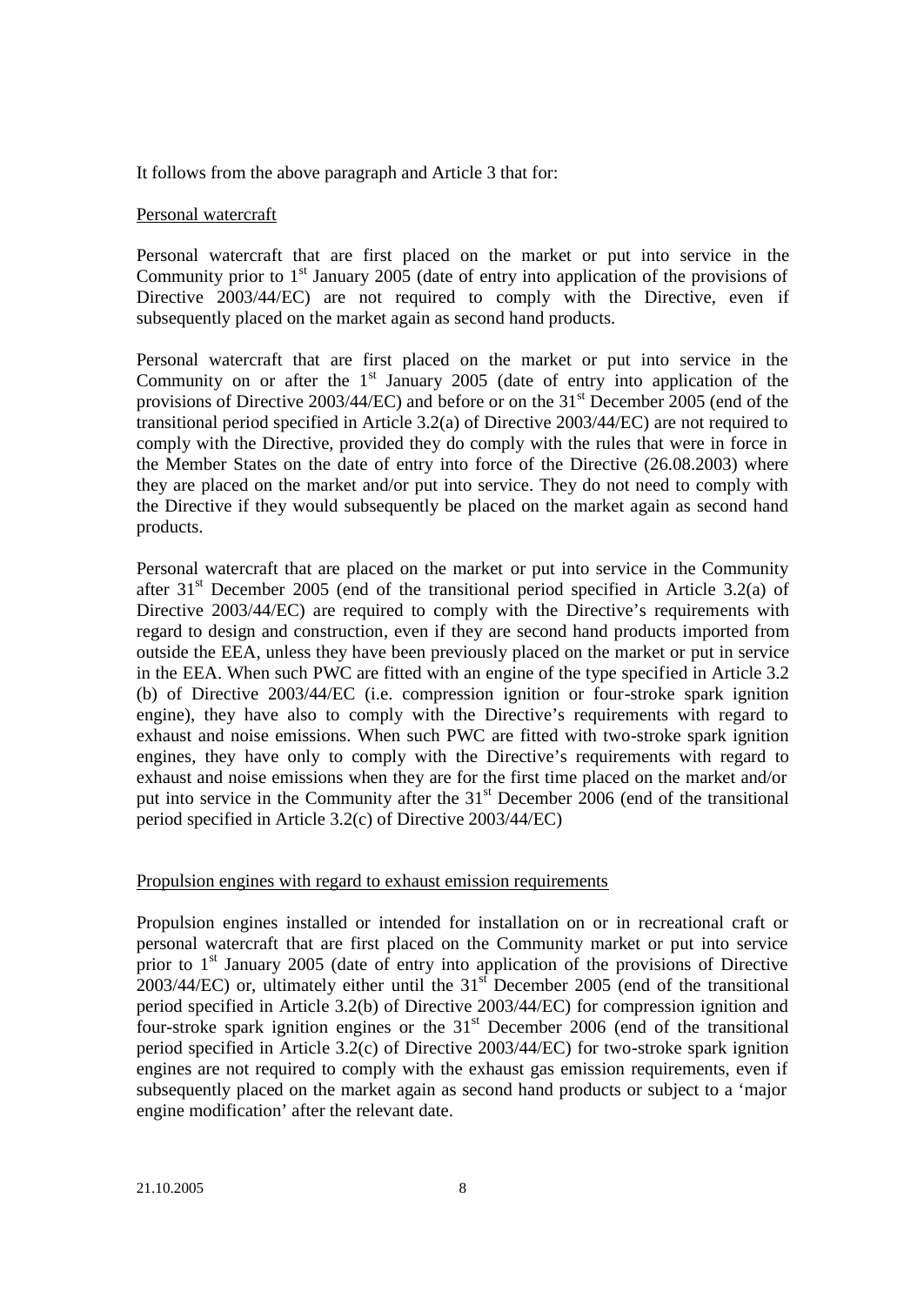It follows from the above paragraph and Article 3 that for:

Personal watercraft

Personal watercraft that are first placed on the market or put into service in the Community prior to 1st January 2005 (date of entry into application of the provisions of Directive 2003/44/EC) are not required to comply with the Directive, even if subsequently placed on the market again as second hand products.

Personal watercraft that are first placed on the market or put into service in the Community on or after the 1st January 2005 (date of entry into application of the provisions of Directive 2003/44/EC) and before or on the 31st December 2005 (end of the transitional period specified in Article 3.2(a) of Directive 2003/44/EC) are not required to comply with the Directive, provided they do comply with the rules that were in force in the Member States on the date of entry into force of the Directive (26.08.2003) where they are placed on the market and/or put into service. They do not need to comply with the Directive if they would subsequently be placed on the market again as second hand products.

Personal watercraft that are placed on the market or put into service in the Community after 31st December 2005 (end of the transitional period specified in Article 3.2(a) of Directive 2003/44/EC) are required to comply with the Directive's requirements with regard to design and construction, even if they are second hand products imported from outside the EEA, unless they have been previously placed on the market or put in service in the EEA. When such PWC are fitted with an engine of the type specified in Article 3.2 (b) of Directive 2003/44/EC (i.e. compression ignition or four-stroke spark ignition engine), they have also to comply with the Directive's requirements with regard to exhaust and noise emissions. When such PWC are fitted with two-stroke spark ignition engines, they have only to comply with the Directive's requirements with regard to exhaust and noise emissions when they are for the first time placed on the market and/or put into service in the Community after the 31st December 2006 (end of the transitional period specified in Article 3.2(c) of Directive 2003/44/EC)

Propulsion engines with regard to exhaust emission requirements

Propulsion engines installed or intended for installation on or in recreational craft or personal watercraft that are first placed on the Community market or put into service prior to 1st January 2005 (date of entry into application of the provisions of Directive 2003/44/EC) or, ultimately either until the 31st December 2005 (end of the transitional period specified in Article 3.2(b) of Directive 2003/44/EC) for compression ignition and four-stroke spark ignition engines or the 31st December 2006 (end of the transitional period specified in Article 3.2(c) of Directive 2003/44/EC) for two-stroke spark ignition engines are not required to comply with the exhaust gas emission requirements, even if subsequently placed on the market again as second hand products or subject to a 'major engine modification' after the relevant date.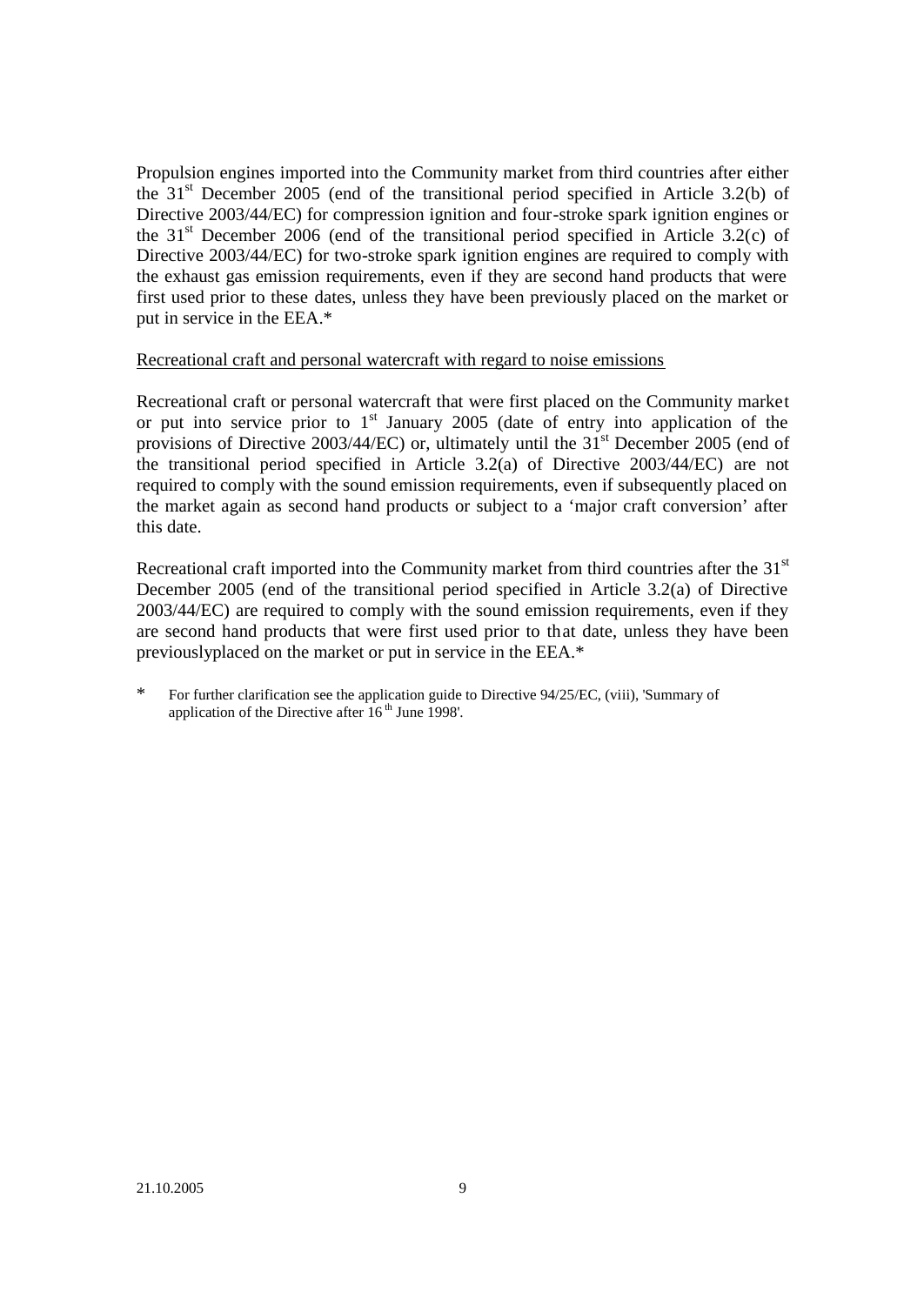Propulsion engines imported into the Community market from third countries after either the 31st December 2005 (end of the transitional period specified in Article 3.2(b) of Directive 2003/44/EC) for compression ignition and four-stroke spark ignition engines or the 31st December 2006 (end of the transitional period specified in Article 3.2(c) of Directive 2003/44/EC) for two-stroke spark ignition engines are required to comply with the exhaust gas emission requirements, even if they are second hand products that were first used prior to these dates, unless they have been previously placed on the market or put in service in the EEA.*

Recreational craft and personal watercraft with regard to noise emissions

Recreational craft or personal watercraft that were first placed on the Community market or put into service prior to 1st January 2005 (date of entry into application of the provisions of Directive 2003/44/EC) or, ultimately until the 31st December 2005 (end of the transitional period specified in Article 3.2(a) of Directive 2003/44/EC) are not required to comply with the sound emission requirements, even if subsequently placed on the market again as second hand products or subject to a 'major craft conversion' after this date.

Recreational craft imported into the Community market from third countries after the 31st December 2005 (end of the transitional period specified in Article 3.2(a) of Directive 2003/44/EC) are required to comply with the sound emission requirements, even if they are second hand products that were first used prior to that date, unless they have been previouslyplaced on the market or put in service in the EEA.*

\* For further clarification see the application guide to Directive 94/25/EC, (viii), 'Summary of application of the Directive after 16th June 1998'.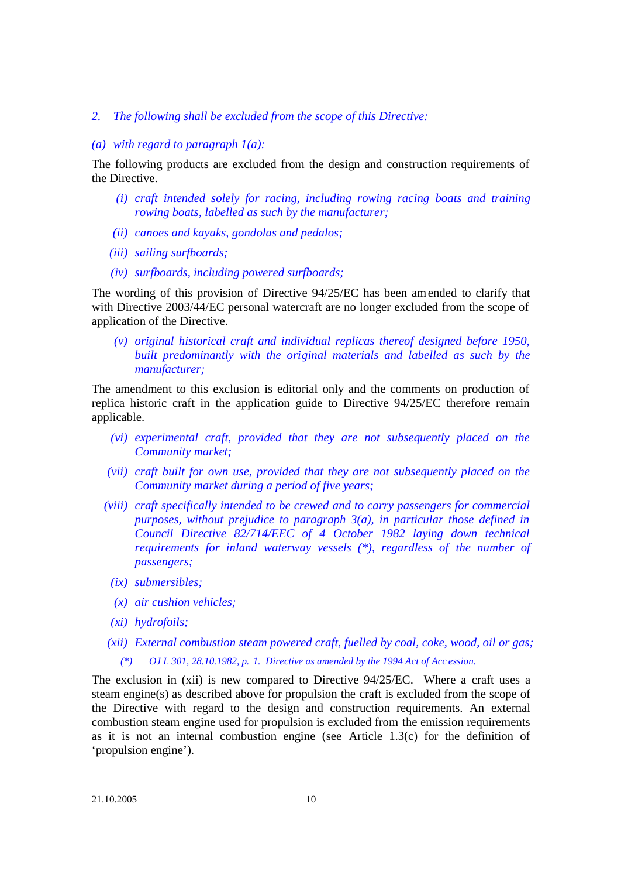*2. The following shall be excluded from the scope of this Directive:*

*(a) with regard to paragraph 1(a):*

The following products are excluded from the design and construction requirements of the Directive.

- *(i) craft intended solely for racing, including rowing racing boats and training rowing boats, labelled as such by the manufacturer;*
- *(ii) canoes and kayaks, gondolas and pedalos;*
- *(iii) sailing surfboards;*
- *(iv) surfboards, including powered surfboards;*

The wording of this provision of Directive 94/25/EC has been amended to clarify that with Directive 2003/44/EC personal watercraft are no longer excluded from the scope of application of the Directive.

- *(v) original historical craft and individual replicas thereof designed before 1950, built predominantly with the original materials and labelled as such by the manufacturer;*

The amendment to this exclusion is editorial only and the comments on production of replica historic craft in the application guide to Directive 94/25/EC therefore remain applicable.

- *(vi) experimental craft, provided that they are not subsequently placed on the Community market;*
- *(vii) craft built for own use, provided that they are not subsequently placed on the Community market during a period of five years;*
- *(viii) craft specifically intended to be crewed and to carry passengers for commercial purposes, without prejudice to paragraph 3(a), in particular those defined in Council Directive 82/714/EEC of 4 October 1982 laying down technical requirements for inland waterway vessels (\*), regardless of the number of passengers;*
- *(ix) submersibles;*
- *(x) air cushion vehicles;*
- *(xi) hydrofoils;*
- *(xii) External combustion steam powered craft, fuelled by coal, coke, wood, oil or gas;*

*(\*) OJ L 301, 28.10.1982, p. 1. Directive as amended by the 1994 Act of Accession.*

The exclusion in (xii) is new compared to Directive 94/25/EC. Where a craft uses a steam engine(s) as described above for propulsion the craft is excluded from the scope of the Directive with regard to the design and construction requirements. An external combustion steam engine used for propulsion is excluded from the emission requirements as it is not an internal combustion engine (see Article 1.3(c) for the definition of 'propulsion engine').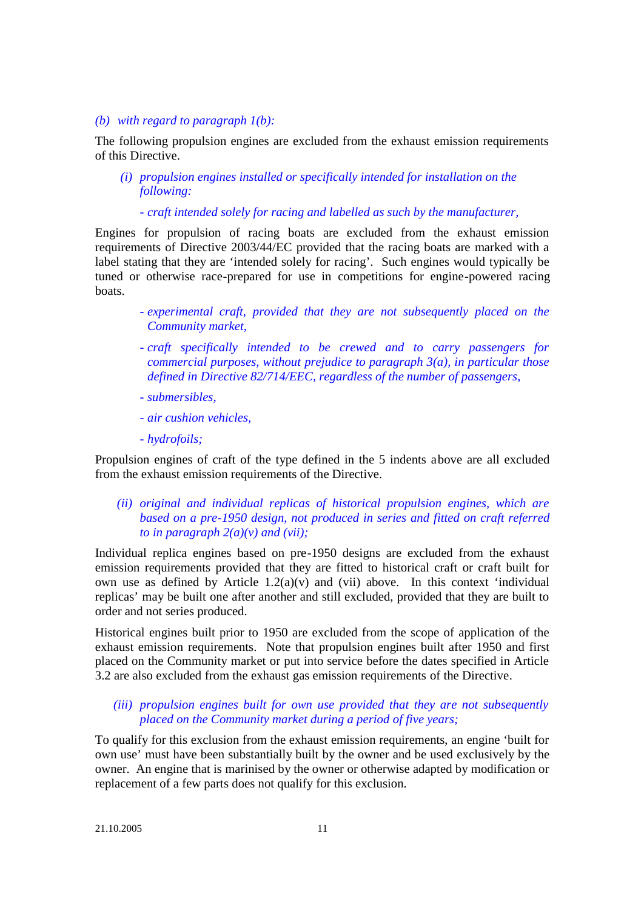*(b) with regard to paragraph 1(b):*

The following propulsion engines are excluded from the exhaust emission requirements of this Directive.

*(i) propulsion engines installed or specifically intended for installation on the following:*

*- craft intended solely for racing and labelled as such by the manufacturer,*

Engines for propulsion of racing boats are excluded from the exhaust emission requirements of Directive 2003/44/EC provided that the racing boats are marked with a label stating that they are 'intended solely for racing'. Such engines would typically be tuned or otherwise race-prepared for use in competitions for engine-powered racing boats.

*- experimental craft, provided that they are not subsequently placed on the Community market,*

*- craft specifically intended to be crewed and to carry passengers for commercial purposes, without prejudice to paragraph 3(a), in particular those defined in Directive 82/714/EEC, regardless of the number of passengers,*

*- submersibles,*

*- air cushion vehicles,*

*- hydrofoils;*

Propulsion engines of craft of the type defined in the 5 indents above are all excluded from the exhaust emission requirements of the Directive.

*(ii) original and individual replicas of historical propulsion engines, which are based on a pre-1950 design, not produced in series and fitted on craft referred to in paragraph 2(a)(v) and (vii);*

Individual replica engines based on pre-1950 designs are excluded from the exhaust emission requirements provided that they are fitted to historical craft or craft built for own use as defined by Article 1.2(a)(v) and (vii) above. In this context 'individual replicas' may be built one after another and still excluded, provided that they are built to order and not series produced.

Historical engines built prior to 1950 are excluded from the scope of application of the exhaust emission requirements. Note that propulsion engines built after 1950 and first placed on the Community market or put into service before the dates specified in Article 3.2 are also excluded from the exhaust gas emission requirements of the Directive.

*(iii) propulsion engines built for own use provided that they are not subsequently placed on the Community market during a period of five years;*

To qualify for this exclusion from the exhaust emission requirements, an engine 'built for own use' must have been substantially built by the owner and be used exclusively by the owner. An engine that is marinised by the owner or otherwise adapted by modification or replacement of a few parts does not qualify for this exclusion.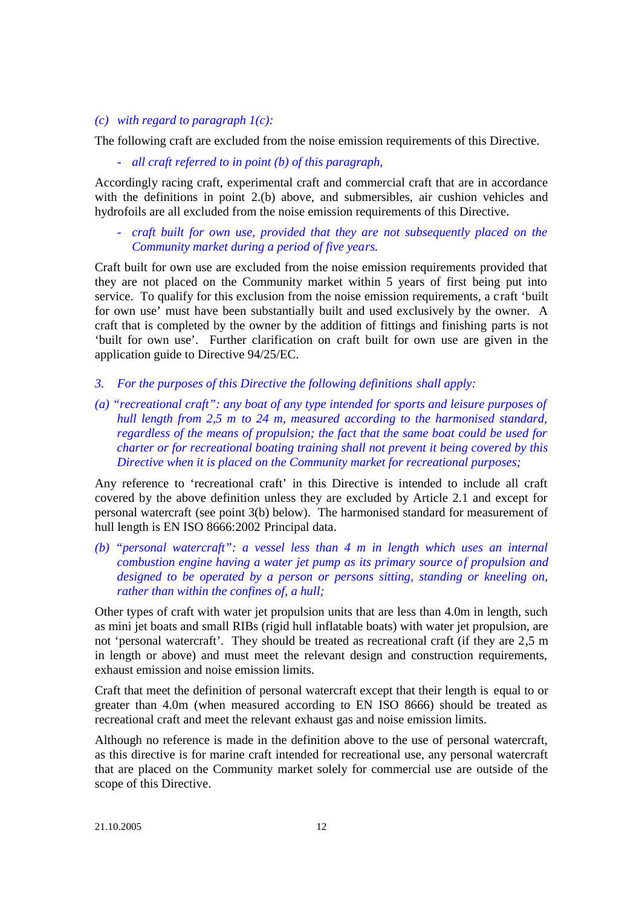*(c) with regard to paragraph 1(c):*

The following craft are excluded from the noise emission requirements of this Directive.

- *all craft referred to in point (b) of this paragraph,*

Accordingly racing craft, experimental craft and commercial craft that are in accordance with the definitions in point 2.(b) above, and submersibles, air cushion vehicles and hydrofoils are all excluded from the noise emission requirements of this Directive.

- *craft built for own use, provided that they are not subsequently placed on the Community market during a period of five years.*

Craft built for own use are excluded from the noise emission requirements provided that they are not placed on the Community market within 5 years of first being put into service. To qualify for this exclusion from the noise emission requirements, a craft 'built for own use' must have been substantially built and used exclusively by the owner. A craft that is completed by the owner by the addition of fittings and finishing parts is not 'built for own use'. Further clarification on craft built for own use are given in the application guide to Directive 94/25/EC.

*3. For the purposes of this Directive the following definitions shall apply:*

*(a) "recreational craft": any boat of any type intended for sports and leisure purposes of hull length from 2,5 m to 24 m, measured according to the harmonised standard, regardless of the means of propulsion; the fact that the same boat could be used for charter or for recreational boating training shall not prevent it being covered by this Directive when it is placed on the Community market for recreational purposes;*

Any reference to 'recreational craft' in this Directive is intended to include all craft covered by the above definition unless they are excluded by Article 2.1 and except for personal watercraft (see point 3(b) below). The harmonised standard for measurement of hull length is EN ISO 8666:2002 Principal data.

*(b) "personal watercraft": a vessel less than 4 m in length which uses an internal combustion engine having a water jet pump as its primary source of propulsion and designed to be operated by a person or persons sitting, standing or kneeling on, rather than within the confines of, a hull;*

Other types of craft with water jet propulsion units that are less than 4.0m in length, such as mini jet boats and small RIBs (rigid hull inflatable boats) with water jet propulsion, are not 'personal watercraft'. They should be treated as recreational craft (if they are 2,5 m in length or above) and must meet the relevant design and construction requirements, exhaust emission and noise emission limits.

Craft that meet the definition of personal watercraft except that their length is equal to or greater than 4.0m (when measured according to EN ISO 8666) should be treated as recreational craft and meet the relevant exhaust gas and noise emission limits.

Although no reference is made in the definition above to the use of personal watercraft, as this directive is for marine craft intended for recreational use, any personal watercraft that are placed on the Community market solely for commercial use are outside of the scope of this Directive.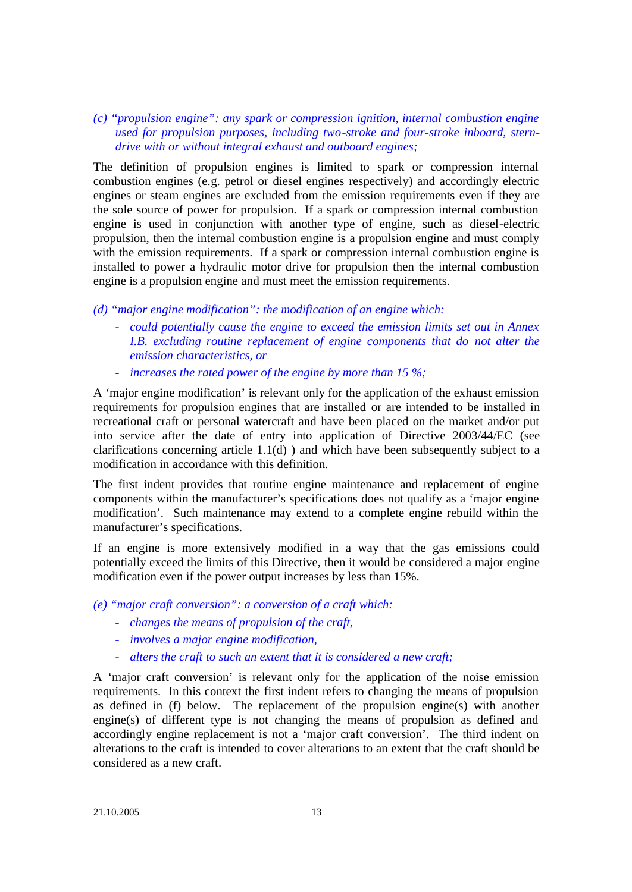*(c) "propulsion engine": any spark or compression ignition, internal combustion engine used for propulsion purposes, including two-stroke and four-stroke inboard, stern-drive with or without integral exhaust and outboard engines;*

The definition of propulsion engines is limited to spark or compression internal combustion engines (e.g. petrol or diesel engines respectively) and accordingly electric engines or steam engines are excluded from the emission requirements even if they are the sole source of power for propulsion. If a spark or compression internal combustion engine is used in conjunction with another type of engine, such as diesel-electric propulsion, then the internal combustion engine is a propulsion engine and must comply with the emission requirements. If a spark or compression internal combustion engine is installed to power a hydraulic motor drive for propulsion then the internal combustion engine is a propulsion engine and must meet the emission requirements.

*(d) "major engine modification": the modification of an engine which:*

- *could potentially cause the engine to exceed the emission limits set out in Annex I.B. excluding routine replacement of engine components that do not alter the emission characteristics, or*
- *increases the rated power of the engine by more than 15 %;*

A 'major engine modification' is relevant only for the application of the exhaust emission requirements for propulsion engines that are installed or are intended to be installed in recreational craft or personal watercraft and have been placed on the market and/or put into service after the date of entry into application of Directive 2003/44/EC (see clarifications concerning article 1.1(d) ) and which have been subsequently subject to a modification in accordance with this definition.

The first indent provides that routine engine maintenance and replacement of engine components within the manufacturer's specifications does not qualify as a 'major engine modification'. Such maintenance may extend to a complete engine rebuild within the manufacturer's specifications.

If an engine is more extensively modified in a way that the gas emissions could potentially exceed the limits of this Directive, then it would be considered a major engine modification even if the power output increases by less than 15%.

*(e) "major craft conversion": a conversion of a craft which:*

- *changes the means of propulsion of the craft,*
- *involves a major engine modification,*
- *alters the craft to such an extent that it is considered a new craft;*

A 'major craft conversion' is relevant only for the application of the noise emission requirements. In this context the first indent refers to changing the means of propulsion as defined in (f) below. The replacement of the propulsion engine(s) with another engine(s) of different type is not changing the means of propulsion as defined and accordingly engine replacement is not a 'major craft conversion'. The third indent on alterations to the craft is intended to cover alterations to an extent that the craft should be considered as a new craft.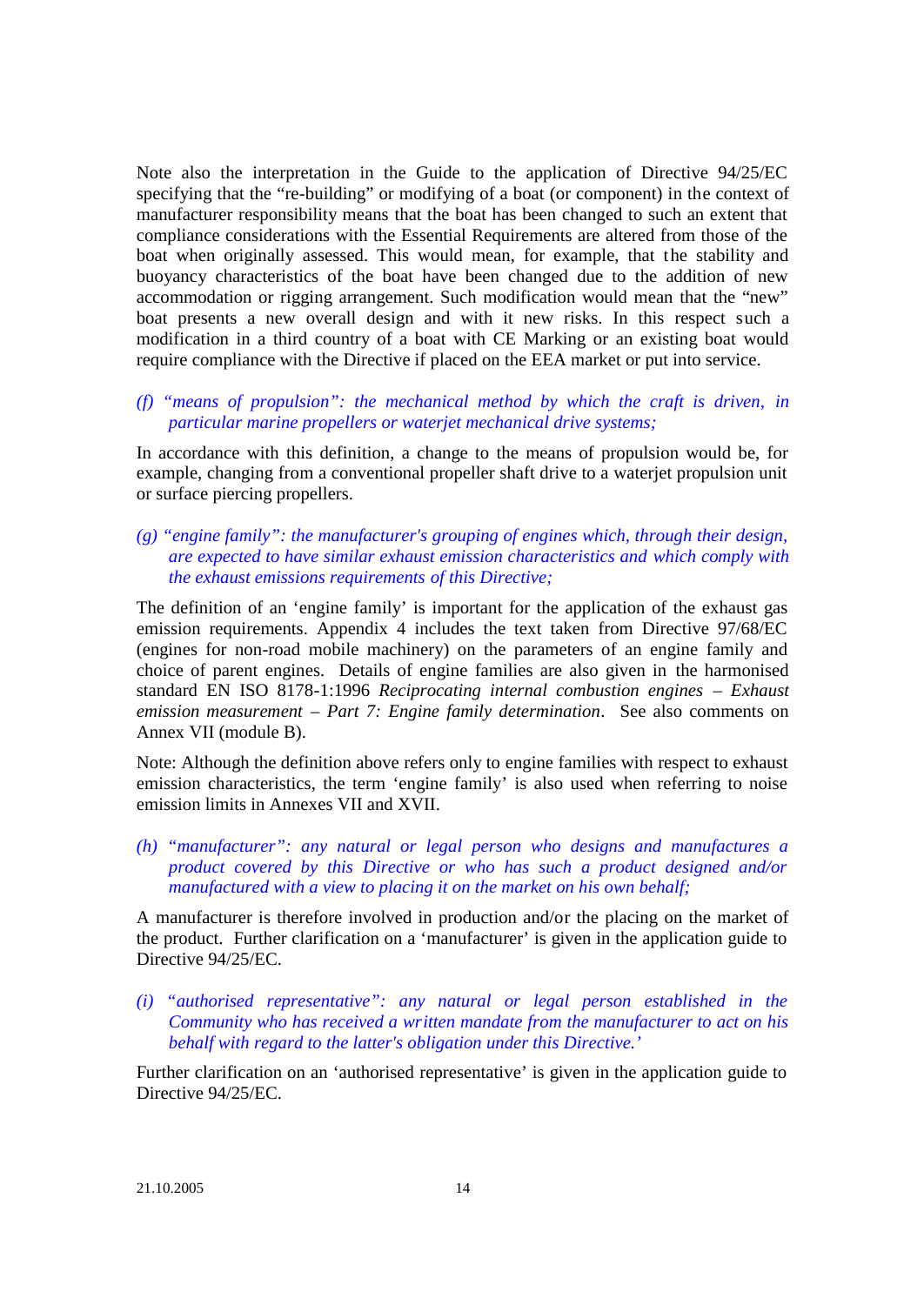Note also the interpretation in the Guide to the application of Directive 94/25/EC specifying that the "re-building" or modifying of a boat (or component) in the context of manufacturer responsibility means that the boat has been changed to such an extent that compliance considerations with the Essential Requirements are altered from those of the boat when originally assessed. This would mean, for example, that the stability and buoyancy characteristics of the boat have been changed due to the addition of new accommodation or rigging arrangement. Such modification would mean that the "new" boat presents a new overall design and with it new risks. In this respect such a modification in a third country of a boat with CE Marking or an existing boat would require compliance with the Directive if placed on the EEA market or put into service.

*(f) "means of propulsion": the mechanical method by which the craft is driven, in particular marine propellers or waterjet mechanical drive systems;*

In accordance with this definition, a change to the means of propulsion would be, for example, changing from a conventional propeller shaft drive to a waterjet propulsion unit or surface piercing propellers.

*(g) "engine family": the manufacturer's grouping of engines which, through their design, are expected to have similar exhaust emission characteristics and which comply with the exhaust emissions requirements of this Directive;*

The definition of an 'engine family' is important for the application of the exhaust gas emission requirements. Appendix 4 includes the text taken from Directive 97/68/EC (engines for non-road mobile machinery) on the parameters of an engine family and choice of parent engines. Details of engine families are also given in the harmonised standard EN ISO 8178-1:1996 *Reciprocating internal combustion engines – Exhaust emission measurement – Part 7: Engine family determination*. See also comments on Annex VII (module B).

Note: Although the definition above refers only to engine families with respect to exhaust emission characteristics, the term 'engine family' is also used when referring to noise emission limits in Annexes VII and XVII.

*(h) "manufacturer": any natural or legal person who designs and manufactures a product covered by this Directive or who has such a product designed and/or manufactured with a view to placing it on the market on his own behalf;*

A manufacturer is therefore involved in production and/or the placing on the market of the product. Further clarification on a 'manufacturer' is given in the application guide to Directive 94/25/EC.

*(i) "authorised representative": any natural or legal person established in the Community who has received a written mandate from the manufacturer to act on his behalf with regard to the latter's obligation under this Directive.'*

Further clarification on an 'authorised representative' is given in the application guide to Directive 94/25/EC.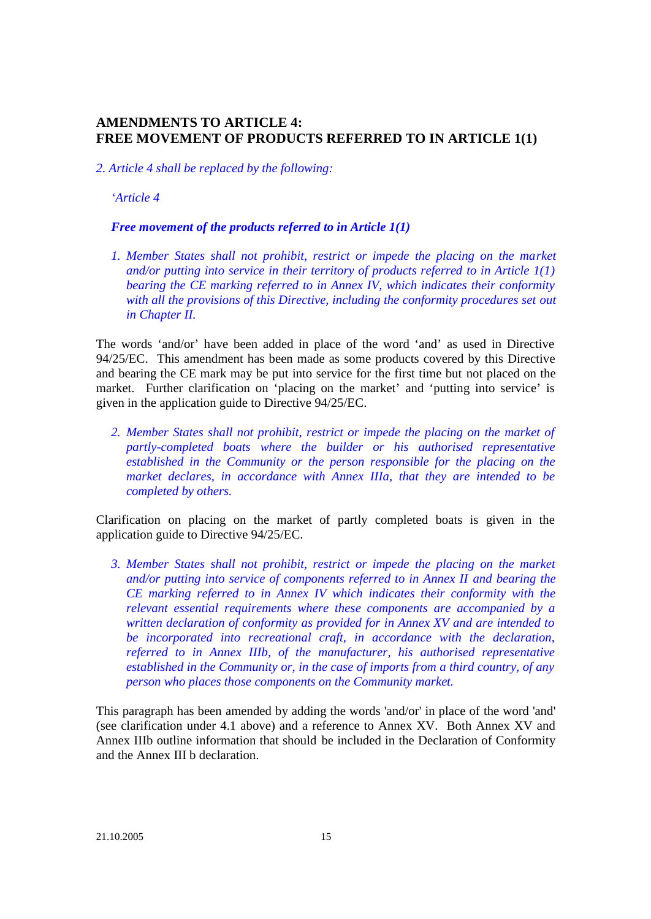## AMENDMENTS TO ARTICLE 4: FREE MOVEMENT OF PRODUCTS REFERRED TO IN ARTICLE 1(1)

*2. Article 4 shall be replaced by the following:*

*'Article 4*

***Free movement of the products referred to in Article 1(1)***

*1. Member States shall not prohibit, restrict or impede the placing on the market and/or putting into service in their territory of products referred to in Article 1(1) bearing the CE marking referred to in Annex IV, which indicates their conformity with all the provisions of this Directive, including the conformity procedures set out in Chapter II.*

The words 'and/or' have been added in place of the word 'and' as used in Directive 94/25/EC. This amendment has been made as some products covered by this Directive and bearing the CE mark may be put into service for the first time but not placed on the market. Further clarification on 'placing on the market' and 'putting into service' is given in the application guide to Directive 94/25/EC.

*2. Member States shall not prohibit, restrict or impede the placing on the market of partly-completed boats where the builder or his authorised representative established in the Community or the person responsible for the placing on the market declares, in accordance with Annex IIIa, that they are intended to be completed by others.*

Clarification on placing on the market of partly completed boats is given in the application guide to Directive 94/25/EC.

*3. Member States shall not prohibit, restrict or impede the placing on the market and/or putting into service of components referred to in Annex II and bearing the CE marking referred to in Annex IV which indicates their conformity with the relevant essential requirements where these components are accompanied by a written declaration of conformity as provided for in Annex XV and are intended to be incorporated into recreational craft, in accordance with the declaration, referred to in Annex IIIb, of the manufacturer, his authorised representative established in the Community or, in the case of imports from a third country, of any person who places those components on the Community market.*

This paragraph has been amended by adding the words 'and/or' in place of the word 'and' (see clarification under 4.1 above) and a reference to Annex XV. Both Annex XV and Annex IIIb outline information that should be included in the Declaration of Conformity and the Annex III b declaration.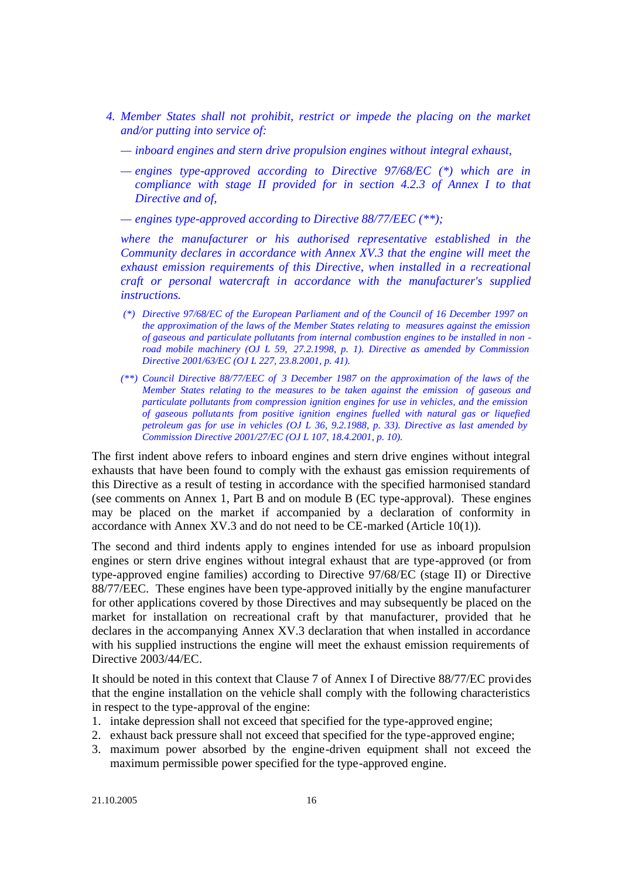*4. Member States shall not prohibit, restrict or impede the placing on the market and/or putting into service of:*

*— inboard engines and stern drive propulsion engines without integral exhaust,*

*— engines type-approved according to Directive 97/68/EC (\*) which are in compliance with stage II provided for in section 4.2.3 of Annex I to that Directive and of,*

*— engines type-approved according to Directive 88/77/EEC (\*\*);*

*where the manufacturer or his authorised representative established in the Community declares in accordance with Annex XV.3 that the engine will meet the exhaust emission requirements of this Directive, when installed in a recreational craft or personal watercraft in accordance with the manufacturer's supplied instructions.*

*(\*) Directive 97/68/EC of the European Parliament and of the Council of 16 December 1997 on the approximation of the laws of the Member States relating to measures against the emission of gaseous and particulate pollutants from internal combustion engines to be installed in non-road mobile machinery (OJ L 59, 27.2.1998, p. 1). Directive as amended by Commission Directive 2001/63/EC (OJ L 227, 23.8.2001, p. 41).*

*(\*\*) Council Directive 88/77/EEC of 3 December 1987 on the approximation of the laws of the Member States relating to the measures to be taken against the emission of gaseous and particulate pollutants from compression ignition engines for use in vehicles, and the emission of gaseous pollutants from positive ignition engines fuelled with natural gas or liquefied petroleum gas for use in vehicles (OJ L 36, 9.2.1988, p. 33). Directive as last amended by Commission Directive 2001/27/EC (OJ L 107, 18.4.2001, p. 10).*

The first indent above refers to inboard engines and stern drive engines without integral exhausts that have been found to comply with the exhaust gas emission requirements of this Directive as a result of testing in accordance with the specified harmonised standard (see comments on Annex 1, Part B and on module B (EC type-approval). These engines may be placed on the market if accompanied by a declaration of conformity in accordance with Annex XV.3 and do not need to be CE-marked (Article 10(1)).

The second and third indents apply to engines intended for use as inboard propulsion engines or stern drive engines without integral exhaust that are type-approved (or from type-approved engine families) according to Directive 97/68/EC (stage II) or Directive 88/77/EEC. These engines have been type-approved initially by the engine manufacturer for other applications covered by those Directives and may subsequently be placed on the market for installation on recreational craft by that manufacturer, provided that he declares in the accompanying Annex XV.3 declaration that when installed in accordance with his supplied instructions the engine will meet the exhaust emission requirements of Directive 2003/44/EC.

It should be noted in this context that Clause 7 of Annex I of Directive 88/77/EC provides that the engine installation on the vehicle shall comply with the following characteristics in respect to the type-approval of the engine:

1. intake depression shall not exceed that specified for the type-approved engine;
2. exhaust back pressure shall not exceed that specified for the type-approved engine;
3. maximum power absorbed by the engine-driven equipment shall not exceed the maximum permissible power specified for the type-approved engine.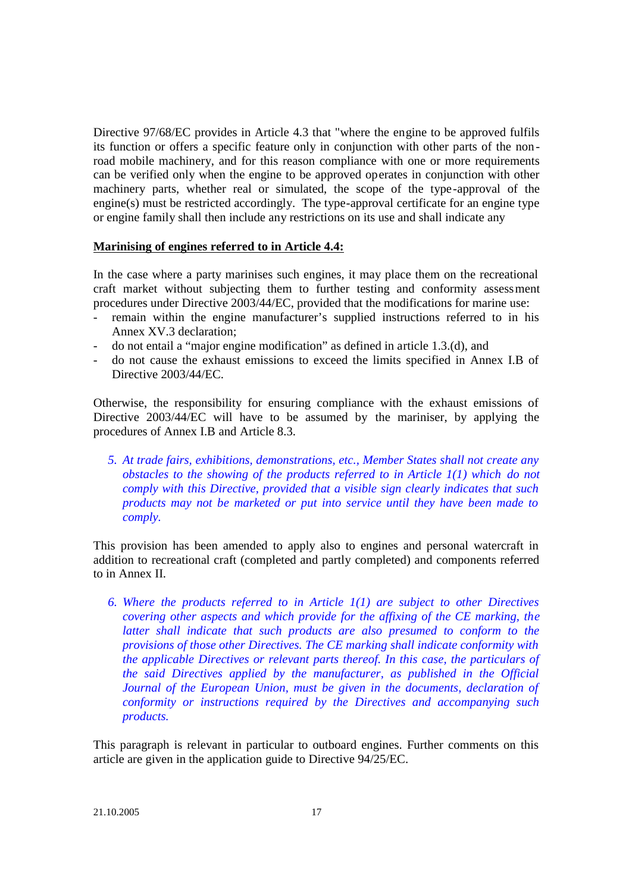Directive 97/68/EC provides in Article 4.3 that "where the engine to be approved fulfils its function or offers a specific feature only in conjunction with other parts of the non-road mobile machinery, and for this reason compliance with one or more requirements can be verified only when the engine to be approved operates in conjunction with other machinery parts, whether real or simulated, the scope of the type-approval of the engine(s) must be restricted accordingly. The type-approval certificate for an engine type or engine family shall then include any restrictions on its use and shall indicate any

**Marinising of engines referred to in Article 4.4:**

In the case where a party marinises such engines, it may place them on the recreational craft market without subjecting them to further testing and conformity assessment procedures under Directive 2003/44/EC, provided that the modifications for marine use:

- remain within the engine manufacturer's supplied instructions referred to in his Annex XV.3 declaration;
- do not entail a "major engine modification" as defined in article 1.3.(d), and
- do not cause the exhaust emissions to exceed the limits specified in Annex I.B of Directive 2003/44/EC.

Otherwise, the responsibility for ensuring compliance with the exhaust emissions of Directive 2003/44/EC will have to be assumed by the mariniser, by applying the procedures of Annex I.B and Article 8.3.

> *5. At trade fairs, exhibitions, demonstrations, etc., Member States shall not create any obstacles to the showing of the products referred to in Article 1(1) which do not comply with this Directive, provided that a visible sign clearly indicates that such products may not be marketed or put into service until they have been made to comply.*

This provision has been amended to apply also to engines and personal watercraft in addition to recreational craft (completed and partly completed) and components referred to in Annex II.

> *6. Where the products referred to in Article 1(1) are subject to other Directives covering other aspects and which provide for the affixing of the CE marking, the latter shall indicate that such products are also presumed to conform to the provisions of those other Directives. The CE marking shall indicate conformity with the applicable Directives or relevant parts thereof. In this case, the particulars of the said Directives applied by the manufacturer, as published in the Official Journal of the European Union, must be given in the documents, declaration of conformity or instructions required by the Directives and accompanying such products.*

This paragraph is relevant in particular to outboard engines. Further comments on this article are given in the application guide to Directive 94/25/EC.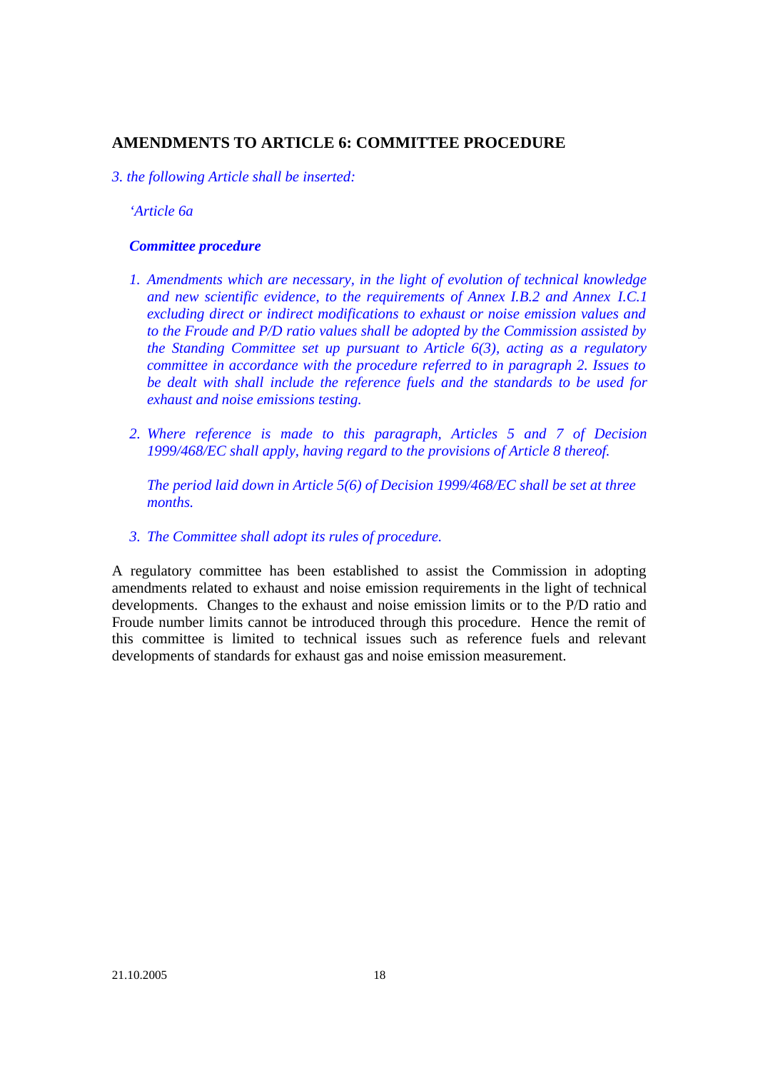## AMENDMENTS TO ARTICLE 6: COMMITTEE PROCEDURE

*3. the following Article shall be inserted:*

*'Article 6a*

***Committee procedure***

1. *Amendments which are necessary, in the light of evolution of technical knowledge and new scientific evidence, to the requirements of Annex I.B.2 and Annex I.C.1 excluding direct or indirect modifications to exhaust or noise emission values and to the Froude and P/D ratio values shall be adopted by the Commission assisted by the Standing Committee set up pursuant to Article 6(3), acting as a regulatory committee in accordance with the procedure referred to in paragraph 2. Issues to be dealt with shall include the reference fuels and the standards to be used for exhaust and noise emissions testing.*

2. *Where reference is made to this paragraph, Articles 5 and 7 of Decision 1999/468/EC shall apply, having regard to the provisions of Article 8 thereof.*

   *The period laid down in Article 5(6) of Decision 1999/468/EC shall be set at three months.*

3. *The Committee shall adopt its rules of procedure.*

A regulatory committee has been established to assist the Commission in adopting amendments related to exhaust and noise emission requirements in the light of technical developments. Changes to the exhaust and noise emission limits or to the P/D ratio and Froude number limits cannot be introduced through this procedure. Hence the remit of this committee is limited to technical issues such as reference fuels and relevant developments of standards for exhaust gas and noise emission measurement.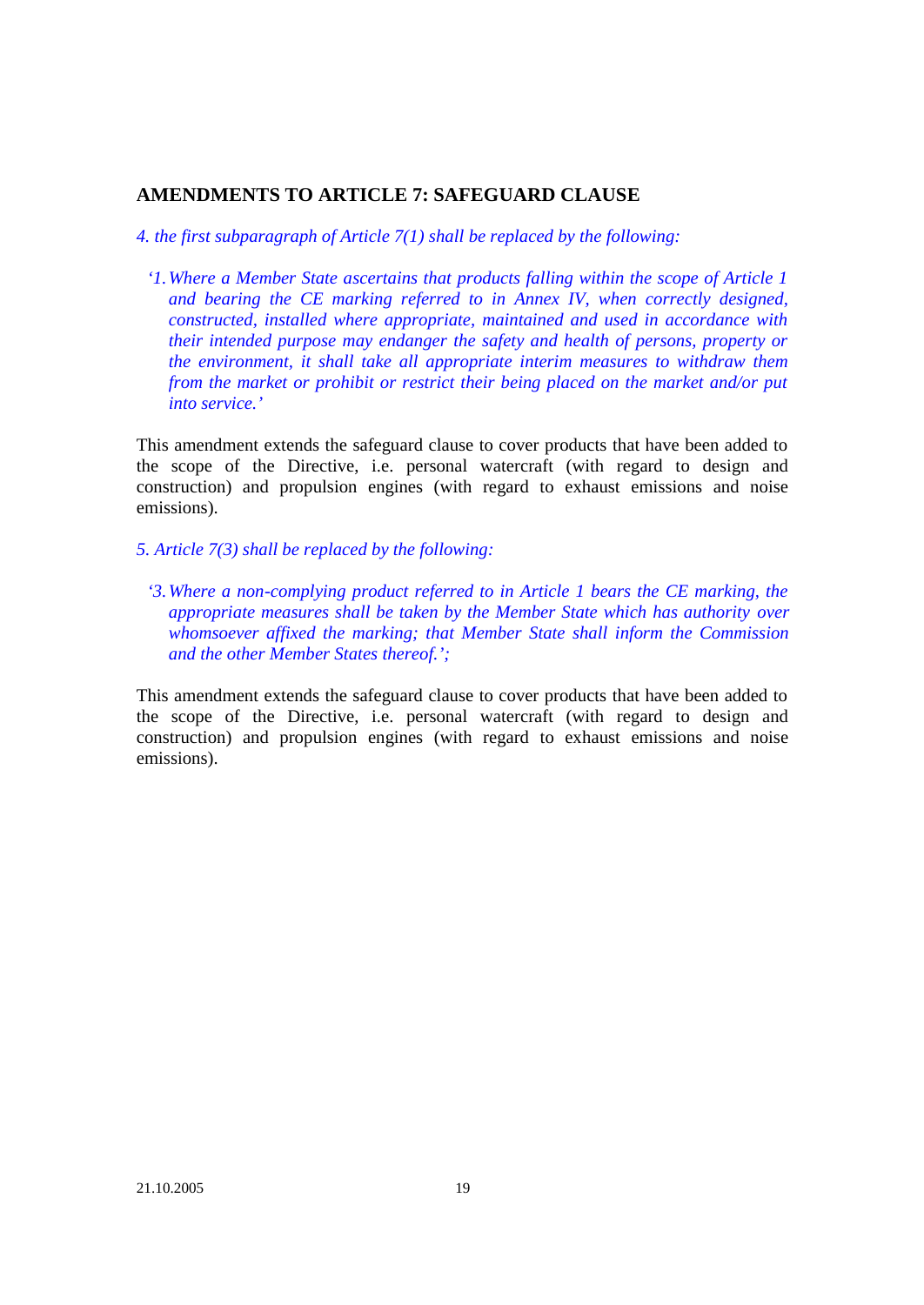## AMENDMENTS TO ARTICLE 7: SAFEGUARD CLAUSE

*4. the first subparagraph of Article 7(1) shall be replaced by the following:*

> *'1. Where a Member State ascertains that products falling within the scope of Article 1 and bearing the CE marking referred to in Annex IV, when correctly designed, constructed, installed where appropriate, maintained and used in accordance with their intended purpose may endanger the safety and health of persons, property or the environment, it shall take all appropriate interim measures to withdraw them from the market or prohibit or restrict their being placed on the market and/or put into service.'*

This amendment extends the safeguard clause to cover products that have been added to the scope of the Directive, i.e. personal watercraft (with regard to design and construction) and propulsion engines (with regard to exhaust emissions and noise emissions).

*5. Article 7(3) shall be replaced by the following:*

> *'3. Where a non-complying product referred to in Article 1 bears the CE marking, the appropriate measures shall be taken by the Member State which has authority over whomsoever affixed the marking; that Member State shall inform the Commission and the other Member States thereof.';*

This amendment extends the safeguard clause to cover products that have been added to the scope of the Directive, i.e. personal watercraft (with regard to design and construction) and propulsion engines (with regard to exhaust emissions and noise emissions).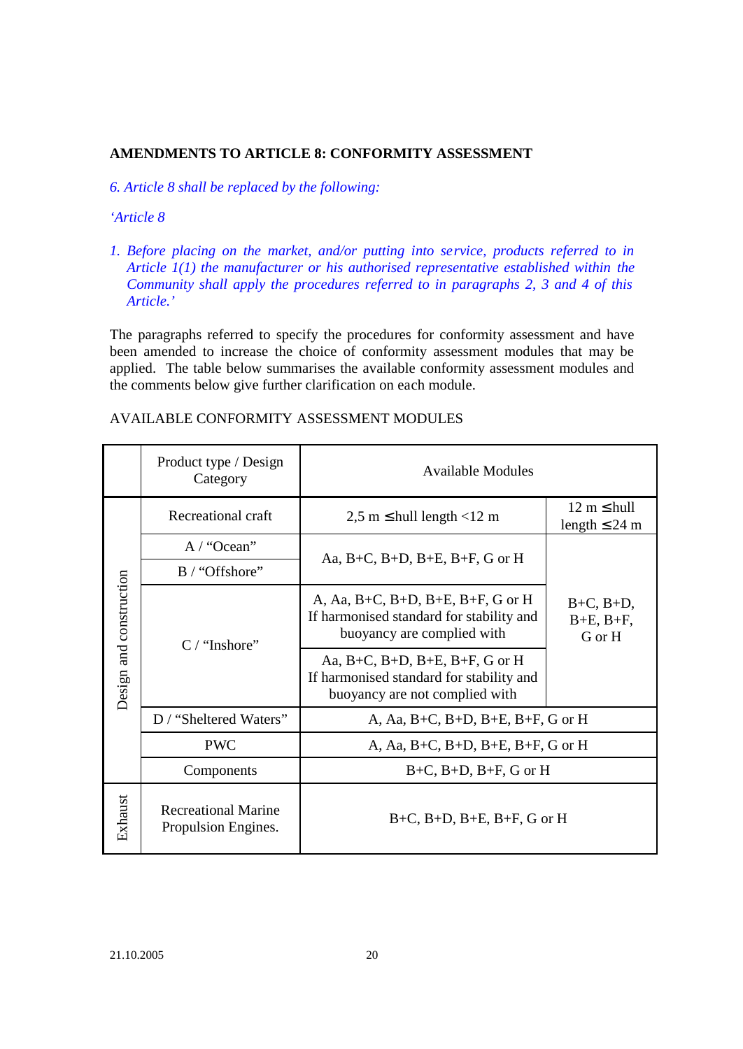**AMENDMENTS TO ARTICLE 8: CONFORMITY ASSESSMENT**

*6. Article 8 shall be replaced by the following:*

*'Article 8*

*1. Before placing on the market, and/or putting into service, products referred to in Article 1(1) the manufacturer or his authorised representative established within the Community shall apply the procedures referred to in paragraphs 2, 3 and 4 of this Article.'*

The paragraphs referred to specify the procedures for conformity assessment and have been amended to increase the choice of conformity assessment modules that may be applied. The table below summarises the available conformity assessment modules and the comments below give further clarification on each module.

AVAILABLE CONFORMITY ASSESSMENT MODULES

| | Product type / Design Category | Available Modules | |
|---|---|---|---|
| Design and construction | Recreational craft | 2,5 m ≤ hull length <12 m | 12 m ≤ hull length ≤ 24 m |
| | A / "Ocean" | Aa, B+C, B+D, B+E, B+F, G or H | B+C, B+D, B+E, B+F, G or H |
| | B / "Offshore" | Aa, B+C, B+D, B+E, B+F, G or H | B+C, B+D, B+E, B+F, G or H |
| | C / "Inshore" | A, Aa, B+C, B+D, B+E, B+F, G or H If harmonised standard for stability and buoyancy are complied with | B+C, B+D, B+E, B+F, G or H |
| | C / "Inshore" | Aa, B+C, B+D, B+E, B+F, G or H If harmonised standard for stability and buoyancy are not complied with | B+C, B+D, B+E, B+F, G or H |
| | D / "Sheltered Waters" | A, Aa, B+C, B+D, B+E, B+F, G or H | |
| | PWC | A, Aa, B+C, B+D, B+E, B+F, G or H | |
| | Components | B+C, B+D, B+F, G or H | |
| Exhaust | Recreational Marine Propulsion Engines. | B+C, B+D, B+E, B+F, G or H | |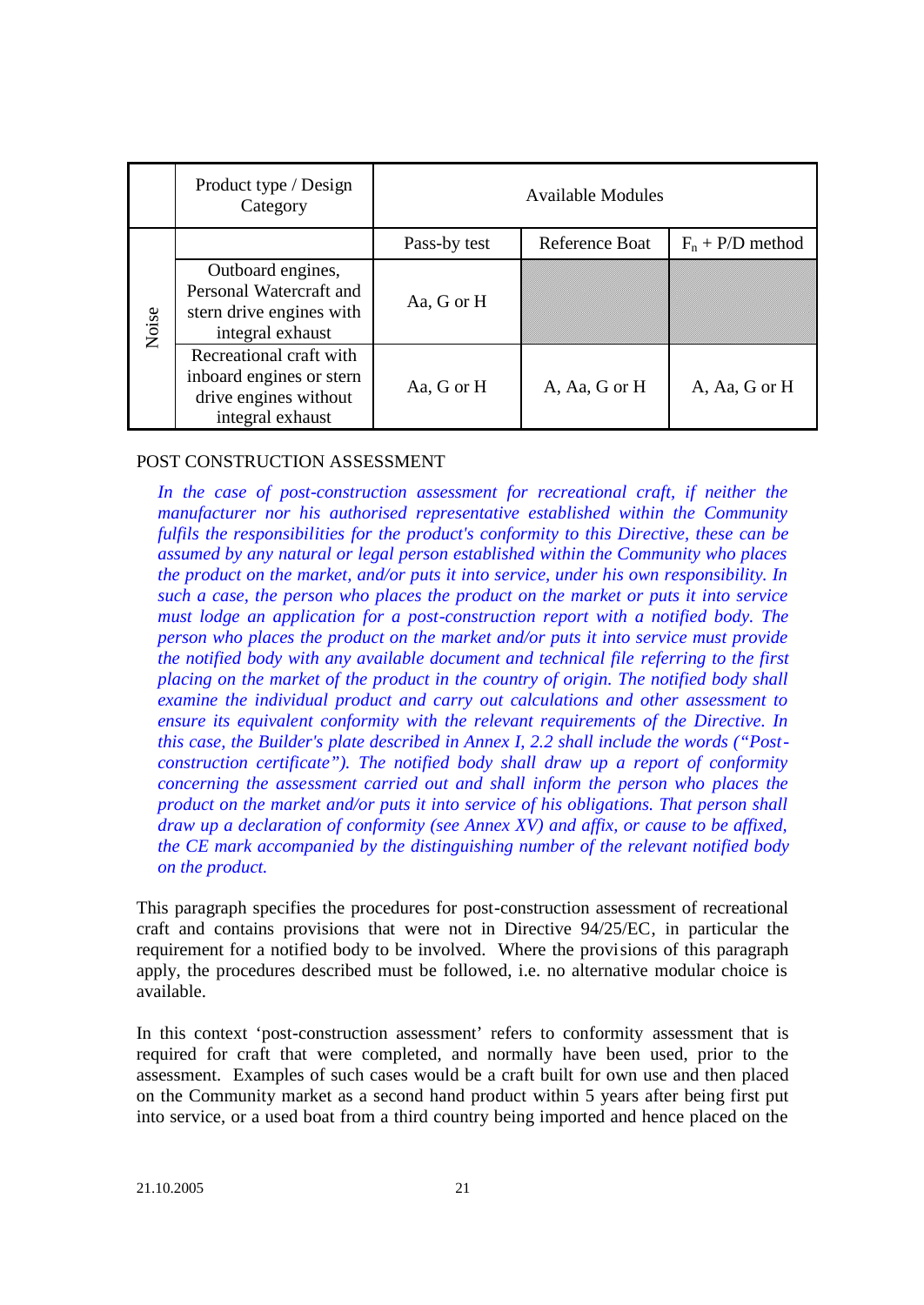| | Product type / Design Category | Available Modules | | |
|---|---|---|---|---|
| Noise | | Pass-by test | Reference Boat | $F_n$ + P/D method |
| | Outboard engines, Personal Watercraft and stern drive engines with integral exhaust | Aa, G or H | | |
| | Recreational craft with inboard engines or stern drive engines without integral exhaust | Aa, G or H | A, Aa, G or H | A, Aa, G or H |

POST CONSTRUCTION ASSESSMENT

*In the case of post-construction assessment for recreational craft, if neither the manufacturer nor his authorised representative established within the Community fulfils the responsibilities for the product's conformity to this Directive, these can be assumed by any natural or legal person established within the Community who places the product on the market, and/or puts it into service, under his own responsibility. In such a case, the person who places the product on the market or puts it into service must lodge an application for a post-construction report with a notified body. The person who places the product on the market and/or puts it into service must provide the notified body with any available document and technical file referring to the first placing on the market of the product in the country of origin. The notified body shall examine the individual product and carry out calculations and other assessment to ensure its equivalent conformity with the relevant requirements of the Directive. In this case, the Builder's plate described in Annex I, 2.2 shall include the words ("Post-construction certificate"). The notified body shall draw up a report of conformity concerning the assessment carried out and shall inform the person who places the product on the market and/or puts it into service of his obligations. That person shall draw up a declaration of conformity (see Annex XV) and affix, or cause to be affixed, the CE mark accompanied by the distinguishing number of the relevant notified body on the product.*

This paragraph specifies the procedures for post-construction assessment of recreational craft and contains provisions that were not in Directive 94/25/EC, in particular the requirement for a notified body to be involved. Where the provisions of this paragraph apply, the procedures described must be followed, i.e. no alternative modular choice is available.

In this context 'post-construction assessment' refers to conformity assessment that is required for craft that were completed, and normally have been used, prior to the assessment. Examples of such cases would be a craft built for own use and then placed on the Community market as a second hand product within 5 years after being first put into service, or a used boat from a third country being imported and hence placed on the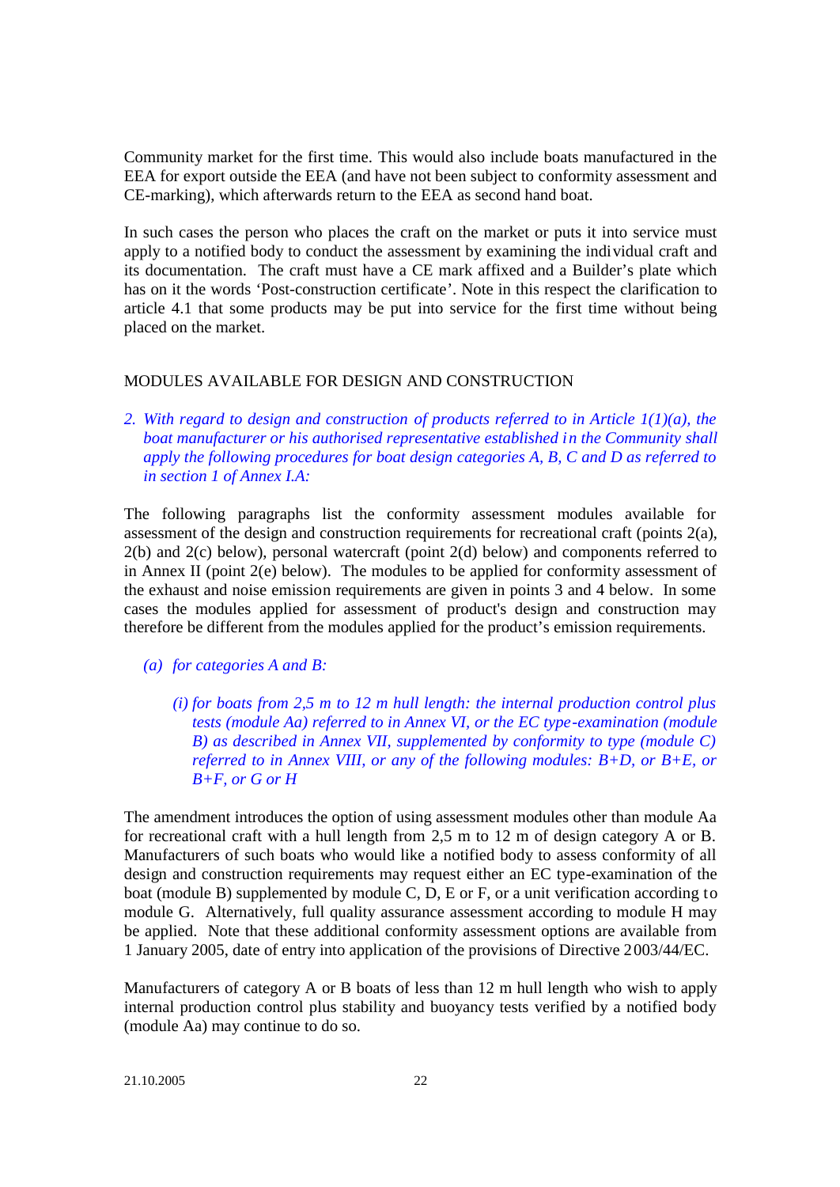Community market for the first time. This would also include boats manufactured in the EEA for export outside the EEA (and have not been subject to conformity assessment and CE-marking), which afterwards return to the EEA as second hand boat.

In such cases the person who places the craft on the market or puts it into service must apply to a notified body to conduct the assessment by examining the individual craft and its documentation. The craft must have a CE mark affixed and a Builder's plate which has on it the words 'Post-construction certificate'. Note in this respect the clarification to article 4.1 that some products may be put into service for the first time without being placed on the market.

MODULES AVAILABLE FOR DESIGN AND CONSTRUCTION

*2. With regard to design and construction of products referred to in Article 1(1)(a), the boat manufacturer or his authorised representative established in the Community shall apply the following procedures for boat design categories A, B, C and D as referred to in section 1 of Annex I.A:*

The following paragraphs list the conformity assessment modules available for assessment of the design and construction requirements for recreational craft (points 2(a), 2(b) and 2(c) below), personal watercraft (point 2(d) below) and components referred to in Annex II (point 2(e) below). The modules to be applied for conformity assessment of the exhaust and noise emission requirements are given in points 3 and 4 below. In some cases the modules applied for assessment of product's design and construction may therefore be different from the modules applied for the product's emission requirements.

*(a) for categories A and B:*

*(i) for boats from 2,5 m to 12 m hull length: the internal production control plus tests (module Aa) referred to in Annex VI, or the EC type-examination (module B) as described in Annex VII, supplemented by conformity to type (module C) referred to in Annex VIII, or any of the following modules: B+D, or B+E, or B+F, or G or H*

The amendment introduces the option of using assessment modules other than module Aa for recreational craft with a hull length from 2,5 m to 12 m of design category A or B. Manufacturers of such boats who would like a notified body to assess conformity of all design and construction requirements may request either an EC type-examination of the boat (module B) supplemented by module C, D, E or F, or a unit verification according to module G. Alternatively, full quality assurance assessment according to module H may be applied. Note that these additional conformity assessment options are available from 1 January 2005, date of entry into application of the provisions of Directive 2003/44/EC.

Manufacturers of category A or B boats of less than 12 m hull length who wish to apply internal production control plus stability and buoyancy tests verified by a notified body (module Aa) may continue to do so.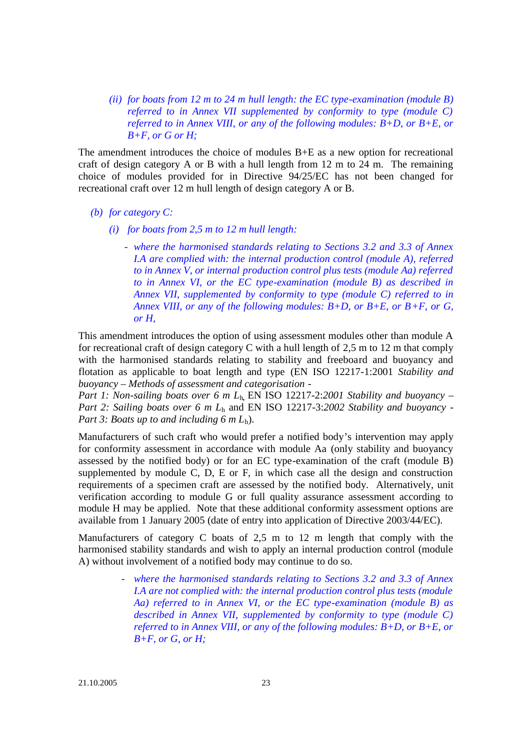*(ii) for boats from 12 m to 24 m hull length: the EC type-examination (module B) referred to in Annex VII supplemented by conformity to type (module C) referred to in Annex VIII, or any of the following modules: B+D, or B+E, or B+F, or G or H;*

The amendment introduces the choice of modules B+E as a new option for recreational craft of design category A or B with a hull length from 12 m to 24 m. The remaining choice of modules provided for in Directive 94/25/EC has not been changed for recreational craft over 12 m hull length of design category A or B.

*(b) for category C:*

*(i) for boats from 2,5 m to 12 m hull length:*

- *where the harmonised standards relating to Sections 3.2 and 3.3 of Annex I.A are complied with: the internal production control (module A), referred to in Annex V, or internal production control plus tests (module Aa) referred to in Annex VI, or the EC type-examination (module B) as described in Annex VII, supplemented by conformity to type (module C) referred to in Annex VIII, or any of the following modules: B+D, or B+E, or B+F, or G, or H,*

This amendment introduces the option of using assessment modules other than module A for recreational craft of design category C with a hull length of 2,5 m to 12 m that comply with the harmonised standards relating to stability and freeboard and buoyancy and flotation as applicable to boat length and type (EN ISO 12217-1:2001 *Stability and buoyancy – Methods of assessment and categorisation - Part 1: Non-sailing boats over 6 m* $L_h$, EN ISO 12217-2:*2001 Stability and buoyancy – Part 2: Sailing boats over 6 m* $L_h$ and EN ISO 12217-3:*2002 Stability and buoyancy - Part 3: Boats up to and including 6 m* $L_h$).

Manufacturers of such craft who would prefer a notified body's intervention may apply for conformity assessment in accordance with module Aa (only stability and buoyancy assessed by the notified body) or for an EC type-examination of the craft (module B) supplemented by module C, D, E or F, in which case all the design and construction requirements of a specimen craft are assessed by the notified body. Alternatively, unit verification according to module G or full quality assurance assessment according to module H may be applied. Note that these additional conformity assessment options are available from 1 January 2005 (date of entry into application of Directive 2003/44/EC).

Manufacturers of category C boats of 2,5 m to 12 m length that comply with the harmonised stability standards and wish to apply an internal production control (module A) without involvement of a notified body may continue to do so.

- *where the harmonised standards relating to Sections 3.2 and 3.3 of Annex I.A are not complied with: the internal production control plus tests (module Aa) referred to in Annex VI, or the EC type-examination (module B) as described in Annex VII, supplemented by conformity to type (module C) referred to in Annex VIII, or any of the following modules: B+D, or B+E, or B+F, or G, or H;*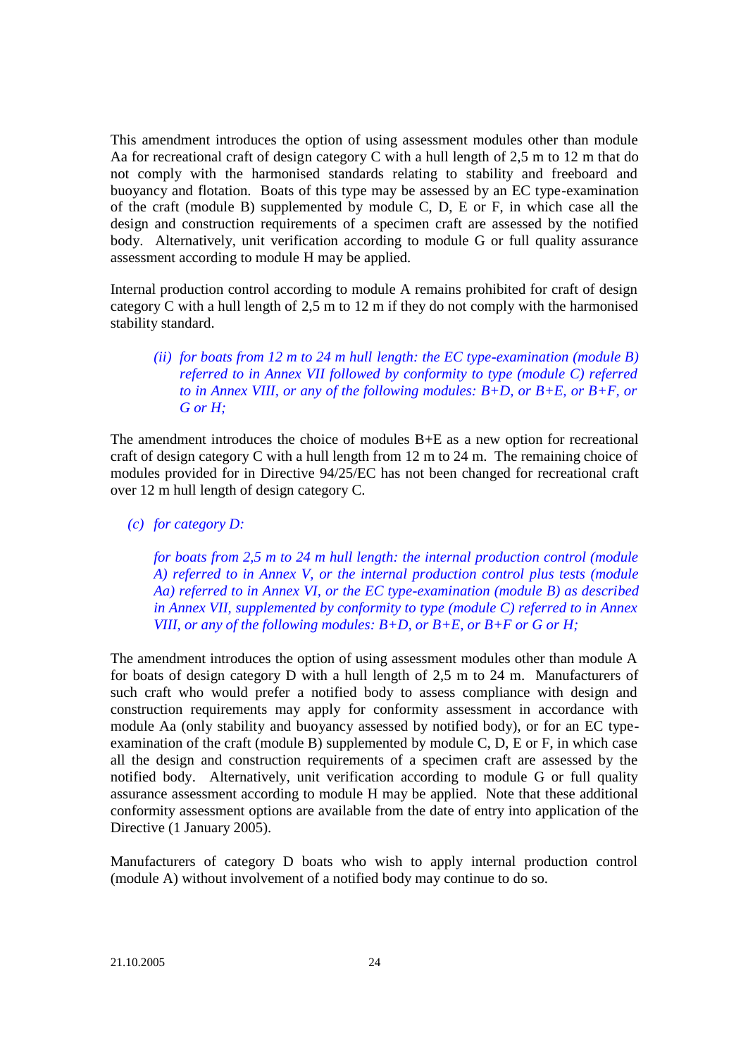This amendment introduces the option of using assessment modules other than module Aa for recreational craft of design category C with a hull length of 2,5 m to 12 m that do not comply with the harmonised standards relating to stability and freeboard and buoyancy and flotation. Boats of this type may be assessed by an EC type-examination of the craft (module B) supplemented by module C, D, E or F, in which case all the design and construction requirements of a specimen craft are assessed by the notified body. Alternatively, unit verification according to module G or full quality assurance assessment according to module H may be applied.

Internal production control according to module A remains prohibited for craft of design category C with a hull length of 2,5 m to 12 m if they do not comply with the harmonised stability standard.

> *(ii) for boats from 12 m to 24 m hull length: the EC type-examination (module B) referred to in Annex VII followed by conformity to type (module C) referred to in Annex VIII, or any of the following modules: B+D, or B+E, or B+F, or G or H;*

The amendment introduces the choice of modules B+E as a new option for recreational craft of design category C with a hull length from 12 m to 24 m. The remaining choice of modules provided for in Directive 94/25/EC has not been changed for recreational craft over 12 m hull length of design category C.

*(c) for category D:*

> *for boats from 2,5 m to 24 m hull length: the internal production control (module A) referred to in Annex V, or the internal production control plus tests (module Aa) referred to in Annex VI, or the EC type-examination (module B) as described in Annex VII, supplemented by conformity to type (module C) referred to in Annex VIII, or any of the following modules: B+D, or B+E, or B+F or G or H;*

The amendment introduces the option of using assessment modules other than module A for boats of design category D with a hull length of 2,5 m to 24 m. Manufacturers of such craft who would prefer a notified body to assess compliance with design and construction requirements may apply for conformity assessment in accordance with module Aa (only stability and buoyancy assessed by notified body), or for an EC type-examination of the craft (module B) supplemented by module C, D, E or F, in which case all the design and construction requirements of a specimen craft are assessed by the notified body. Alternatively, unit verification according to module G or full quality assurance assessment according to module H may be applied. Note that these additional conformity assessment options are available from the date of entry into application of the Directive (1 January 2005).

Manufacturers of category D boats who wish to apply internal production control (module A) without involvement of a notified body may continue to do so.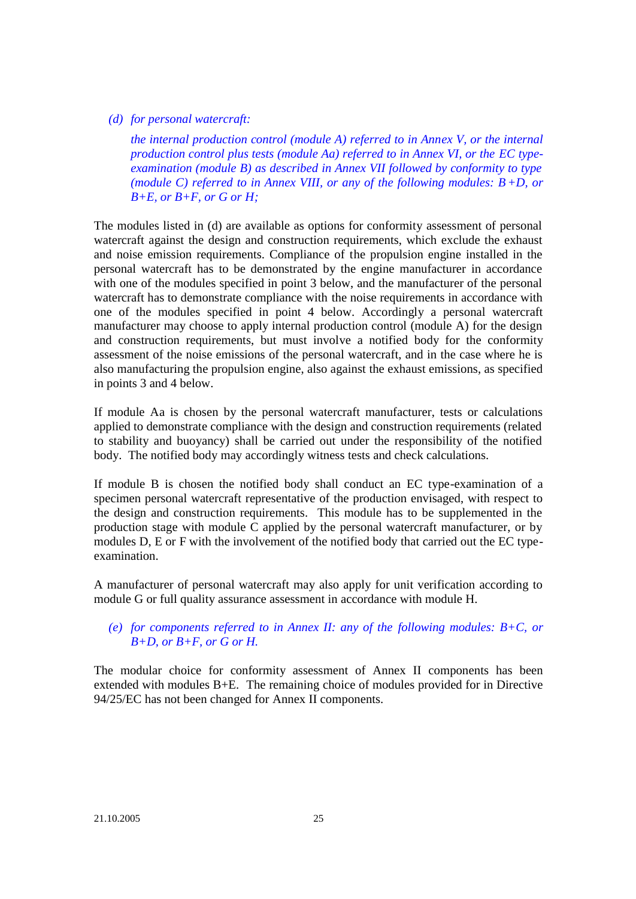*(d) for personal watercraft:*

*the internal production control (module A) referred to in Annex V, or the internal production control plus tests (module Aa) referred to in Annex VI, or the EC type-examination (module B) as described in Annex VII followed by conformity to type (module C) referred to in Annex VIII, or any of the following modules: B+D, or B+E, or B+F, or G or H;*

The modules listed in (d) are available as options for conformity assessment of personal watercraft against the design and construction requirements, which exclude the exhaust and noise emission requirements. Compliance of the propulsion engine installed in the personal watercraft has to be demonstrated by the engine manufacturer in accordance with one of the modules specified in point 3 below, and the manufacturer of the personal watercraft has to demonstrate compliance with the noise requirements in accordance with one of the modules specified in point 4 below. Accordingly a personal watercraft manufacturer may choose to apply internal production control (module A) for the design and construction requirements, but must involve a notified body for the conformity assessment of the noise emissions of the personal watercraft, and in the case where he is also manufacturing the propulsion engine, also against the exhaust emissions, as specified in points 3 and 4 below.

If module Aa is chosen by the personal watercraft manufacturer, tests or calculations applied to demonstrate compliance with the design and construction requirements (related to stability and buoyancy) shall be carried out under the responsibility of the notified body. The notified body may accordingly witness tests and check calculations.

If module B is chosen the notified body shall conduct an EC type-examination of a specimen personal watercraft representative of the production envisaged, with respect to the design and construction requirements. This module has to be supplemented in the production stage with module C applied by the personal watercraft manufacturer, or by modules D, E or F with the involvement of the notified body that carried out the EC type-examination.

A manufacturer of personal watercraft may also apply for unit verification according to module G or full quality assurance assessment in accordance with module H.

*(e) for components referred to in Annex II: any of the following modules: B+C, or B+D, or B+F, or G or H.*

The modular choice for conformity assessment of Annex II components has been extended with modules B+E. The remaining choice of modules provided for in Directive 94/25/EC has not been changed for Annex II components.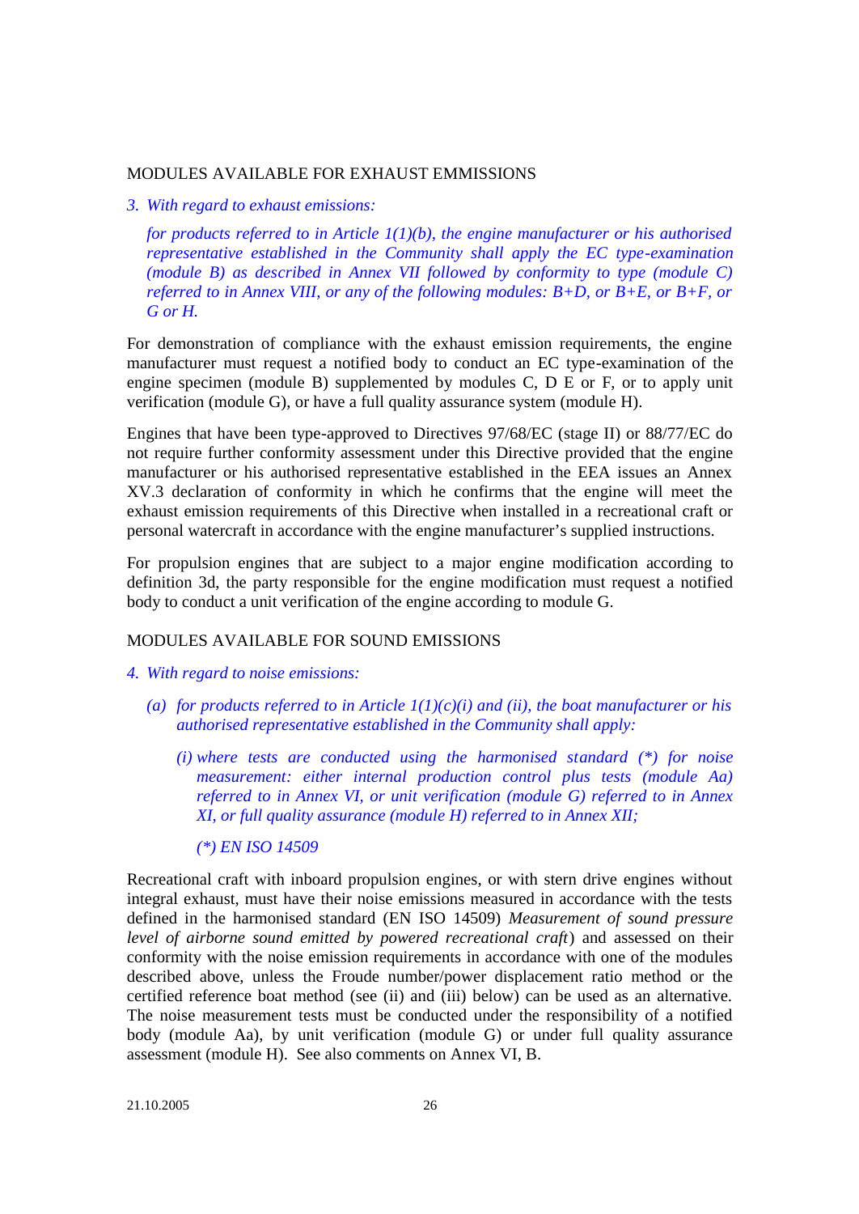MODULES AVAILABLE FOR EXHAUST EMMISSIONS

*3. With regard to exhaust emissions:*

*for products referred to in Article 1(1)(b), the engine manufacturer or his authorised representative established in the Community shall apply the EC type-examination (module B) as described in Annex VII followed by conformity to type (module C) referred to in Annex VIII, or any of the following modules: B+D, or B+E, or B+F, or G or H.*

For demonstration of compliance with the exhaust emission requirements, the engine manufacturer must request a notified body to conduct an EC type-examination of the engine specimen (module B) supplemented by modules C, D E or F, or to apply unit verification (module G), or have a full quality assurance system (module H).

Engines that have been type-approved to Directives 97/68/EC (stage II) or 88/77/EC do not require further conformity assessment under this Directive provided that the engine manufacturer or his authorised representative established in the EEA issues an Annex XV.3 declaration of conformity in which he confirms that the engine will meet the exhaust emission requirements of this Directive when installed in a recreational craft or personal watercraft in accordance with the engine manufacturer's supplied instructions.

For propulsion engines that are subject to a major engine modification according to definition 3d, the party responsible for the engine modification must request a notified body to conduct a unit verification of the engine according to module G.

MODULES AVAILABLE FOR SOUND EMISSIONS

*4. With regard to noise emissions:*

*(a) for products referred to in Article 1(1)(c)(i) and (ii), the boat manufacturer or his authorised representative established in the Community shall apply:*

*(i) where tests are conducted using the harmonised standard (\*) for noise measurement: either internal production control plus tests (module Aa) referred to in Annex VI, or unit verification (module G) referred to in Annex XI, or full quality assurance (module H) referred to in Annex XII;*

*(\*) EN ISO 14509*

Recreational craft with inboard propulsion engines, or with stern drive engines without integral exhaust, must have their noise emissions measured in accordance with the tests defined in the harmonised standard (EN ISO 14509) *Measurement of sound pressure level of airborne sound emitted by powered recreational craft*) and assessed on their conformity with the noise emission requirements in accordance with one of the modules described above, unless the Froude number/power displacement ratio method or the certified reference boat method (see (ii) and (iii) below) can be used as an alternative. The noise measurement tests must be conducted under the responsibility of a notified body (module Aa), by unit verification (module G) or under full quality assurance assessment (module H). See also comments on Annex VI, B.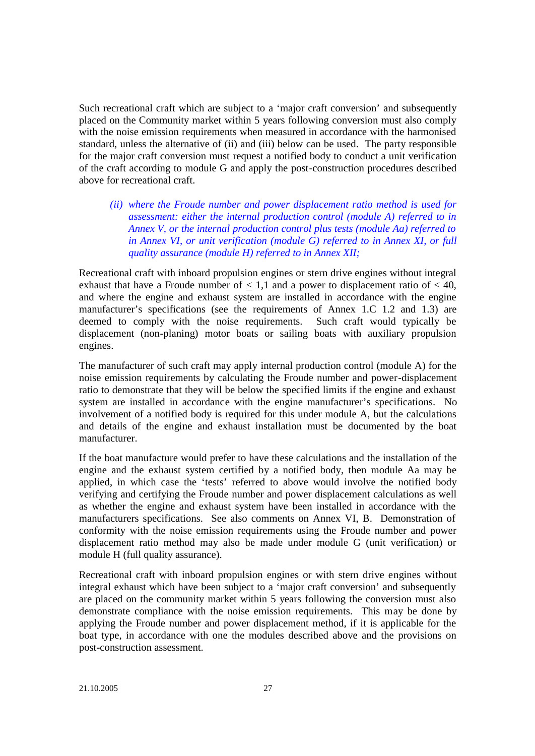Such recreational craft which are subject to a 'major craft conversion' and subsequently placed on the Community market within 5 years following conversion must also comply with the noise emission requirements when measured in accordance with the harmonised standard, unless the alternative of (ii) and (iii) below can be used. The party responsible for the major craft conversion must request a notified body to conduct a unit verification of the craft according to module G and apply the post-construction procedures described above for recreational craft.

> *(ii) where the Froude number and power displacement ratio method is used for assessment: either the internal production control (module A) referred to in Annex V, or the internal production control plus tests (module Aa) referred to in Annex VI, or unit verification (module G) referred to in Annex XI, or full quality assurance (module H) referred to in Annex XII;*

Recreational craft with inboard propulsion engines or stern drive engines without integral exhaust that have a Froude number of $\leq 1,1$ and a power to displacement ratio of $< 40$, and where the engine and exhaust system are installed in accordance with the engine manufacturer's specifications (see the requirements of Annex 1.C 1.2 and 1.3) are deemed to comply with the noise requirements. Such craft would typically be displacement (non-planing) motor boats or sailing boats with auxiliary propulsion engines.

The manufacturer of such craft may apply internal production control (module A) for the noise emission requirements by calculating the Froude number and power-displacement ratio to demonstrate that they will be below the specified limits if the engine and exhaust system are installed in accordance with the engine manufacturer's specifications. No involvement of a notified body is required for this under module A, but the calculations and details of the engine and exhaust installation must be documented by the boat manufacturer.

If the boat manufacture would prefer to have these calculations and the installation of the engine and the exhaust system certified by a notified body, then module Aa may be applied, in which case the 'tests' referred to above would involve the notified body verifying and certifying the Froude number and power displacement calculations as well as whether the engine and exhaust system have been installed in accordance with the manufacturers specifications. See also comments on Annex VI, B. Demonstration of conformity with the noise emission requirements using the Froude number and power displacement ratio method may also be made under module G (unit verification) or module H (full quality assurance).

Recreational craft with inboard propulsion engines or with stern drive engines without integral exhaust which have been subject to a 'major craft conversion' and subsequently are placed on the community market within 5 years following the conversion must also demonstrate compliance with the noise emission requirements. This may be done by applying the Froude number and power displacement method, if it is applicable for the boat type, in accordance with one the modules described above and the provisions on post-construction assessment.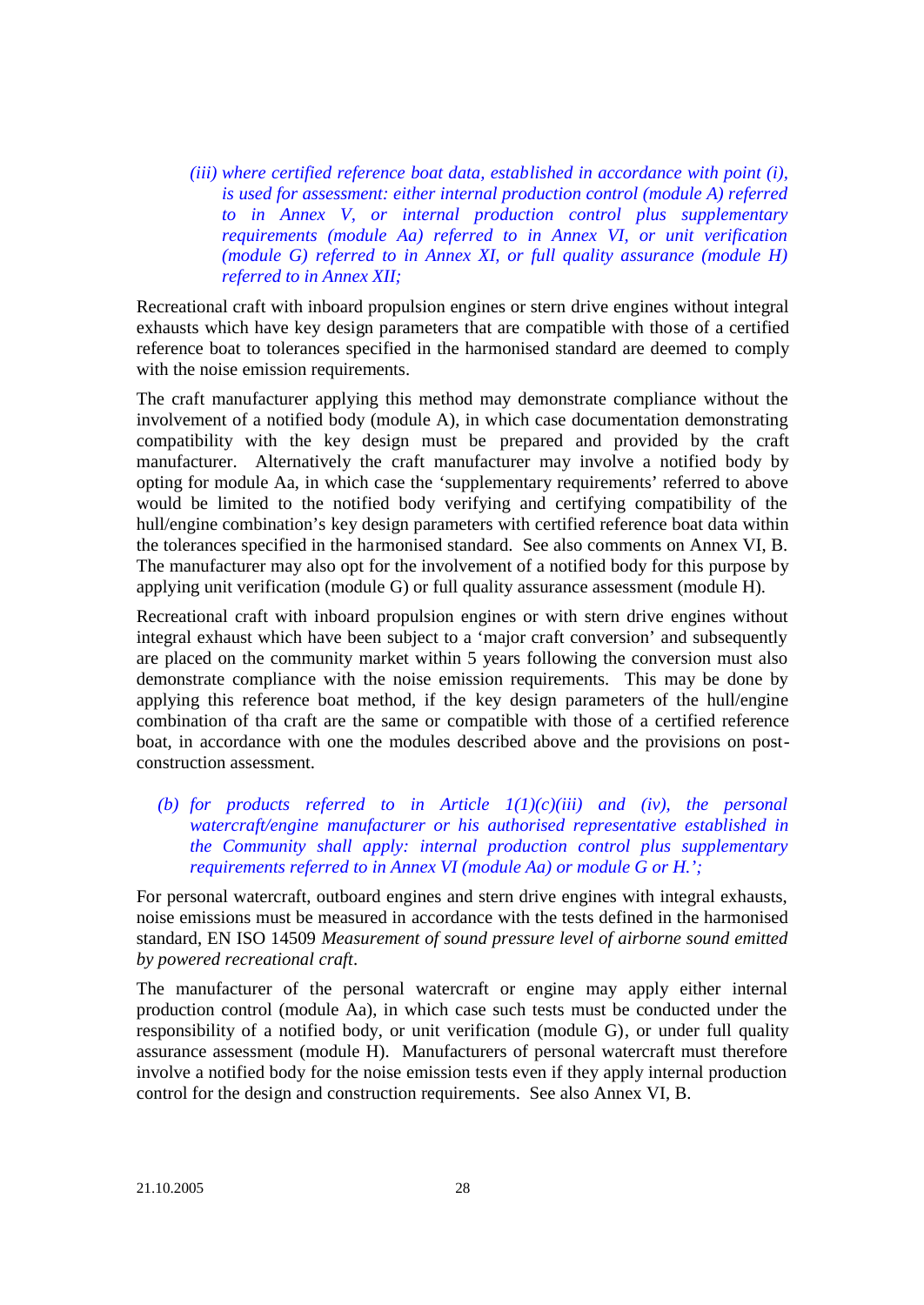*(iii) where certified reference boat data, established in accordance with point (i), is used for assessment: either internal production control (module A) referred to in Annex V, or internal production control plus supplementary requirements (module Aa) referred to in Annex VI, or unit verification (module G) referred to in Annex XI, or full quality assurance (module H) referred to in Annex XII;*

Recreational craft with inboard propulsion engines or stern drive engines without integral exhausts which have key design parameters that are compatible with those of a certified reference boat to tolerances specified in the harmonised standard are deemed to comply with the noise emission requirements.

The craft manufacturer applying this method may demonstrate compliance without the involvement of a notified body (module A), in which case documentation demonstrating compatibility with the key design must be prepared and provided by the craft manufacturer. Alternatively the craft manufacturer may involve a notified body by opting for module Aa, in which case the 'supplementary requirements' referred to above would be limited to the notified body verifying and certifying compatibility of the hull/engine combination's key design parameters with certified reference boat data within the tolerances specified in the harmonised standard. See also comments on Annex VI, B. The manufacturer may also opt for the involvement of a notified body for this purpose by applying unit verification (module G) or full quality assurance assessment (module H).

Recreational craft with inboard propulsion engines or with stern drive engines without integral exhaust which have been subject to a 'major craft conversion' and subsequently are placed on the community market within 5 years following the conversion must also demonstrate compliance with the noise emission requirements. This may be done by applying this reference boat method, if the key design parameters of the hull/engine combination of tha craft are the same or compatible with those of a certified reference boat, in accordance with one the modules described above and the provisions on post-construction assessment.

*(b) for products referred to in Article 1(1)(c)(iii) and (iv), the personal watercraft/engine manufacturer or his authorised representative established in the Community shall apply: internal production control plus supplementary requirements referred to in Annex VI (module Aa) or module G or H.';*

For personal watercraft, outboard engines and stern drive engines with integral exhausts, noise emissions must be measured in accordance with the tests defined in the harmonised standard, EN ISO 14509 *Measurement of sound pressure level of airborne sound emitted by powered recreational craft*.

The manufacturer of the personal watercraft or engine may apply either internal production control (module Aa), in which case such tests must be conducted under the responsibility of a notified body, or unit verification (module G), or under full quality assurance assessment (module H). Manufacturers of personal watercraft must therefore involve a notified body for the noise emission tests even if they apply internal production control for the design and construction requirements. See also Annex VI, B.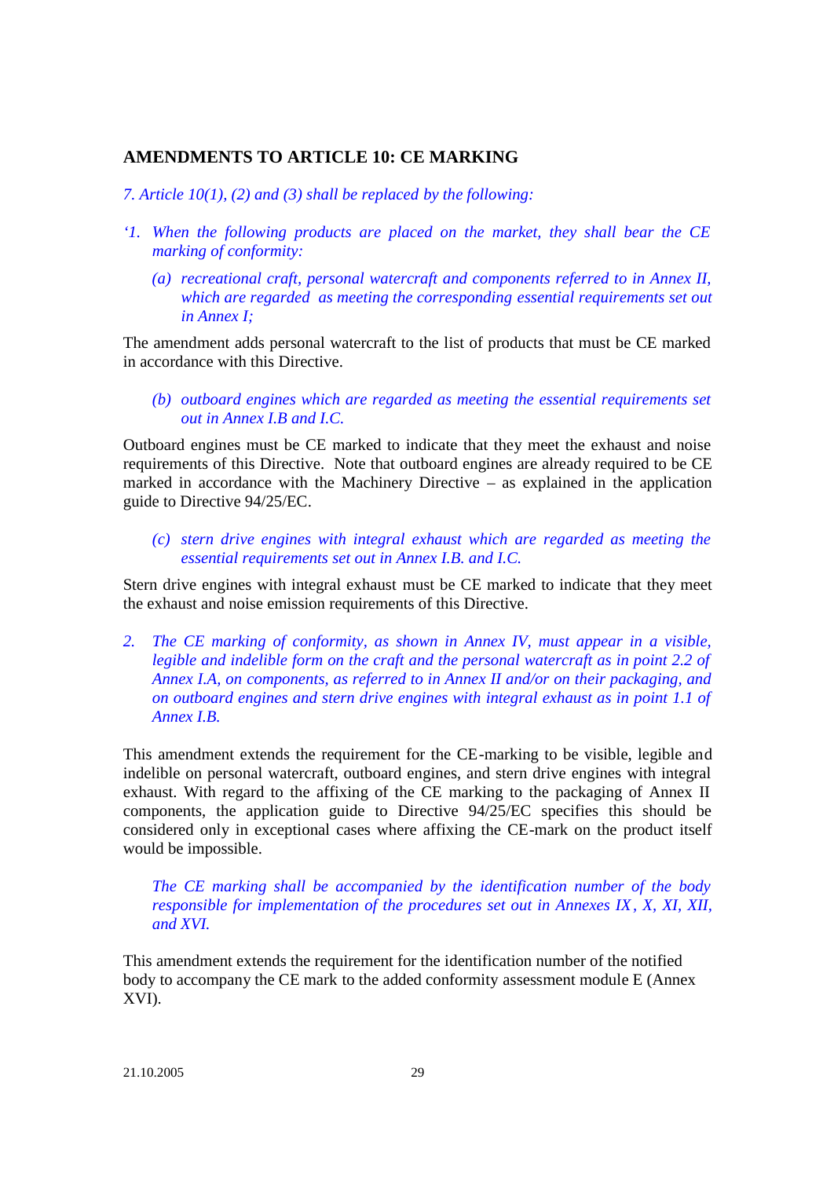## AMENDMENTS TO ARTICLE 10: CE MARKING

*7. Article 10(1), (2) and (3) shall be replaced by the following:*

*'1. When the following products are placed on the market, they shall bear the CE marking of conformity:*

*(a) recreational craft, personal watercraft and components referred to in Annex II, which are regarded as meeting the corresponding essential requirements set out in Annex I;*

The amendment adds personal watercraft to the list of products that must be CE marked in accordance with this Directive.

*(b) outboard engines which are regarded as meeting the essential requirements set out in Annex I.B and I.C.*

Outboard engines must be CE marked to indicate that they meet the exhaust and noise requirements of this Directive. Note that outboard engines are already required to be CE marked in accordance with the Machinery Directive – as explained in the application guide to Directive 94/25/EC.

*(c) stern drive engines with integral exhaust which are regarded as meeting the essential requirements set out in Annex I.B. and I.C.*

Stern drive engines with integral exhaust must be CE marked to indicate that they meet the exhaust and noise emission requirements of this Directive.

*2. The CE marking of conformity, as shown in Annex IV, must appear in a visible, legible and indelible form on the craft and the personal watercraft as in point 2.2 of Annex I.A, on components, as referred to in Annex II and/or on their packaging, and on outboard engines and stern drive engines with integral exhaust as in point 1.1 of Annex I.B.*

This amendment extends the requirement for the CE-marking to be visible, legible and indelible on personal watercraft, outboard engines, and stern drive engines with integral exhaust. With regard to the affixing of the CE marking to the packaging of Annex II components, the application guide to Directive 94/25/EC specifies this should be considered only in exceptional cases where affixing the CE-mark on the product itself would be impossible.

*The CE marking shall be accompanied by the identification number of the body responsible for implementation of the procedures set out in Annexes IX, X, XI, XII, and XVI.*

This amendment extends the requirement for the identification number of the notified body to accompany the CE mark to the added conformity assessment module E (Annex XVI).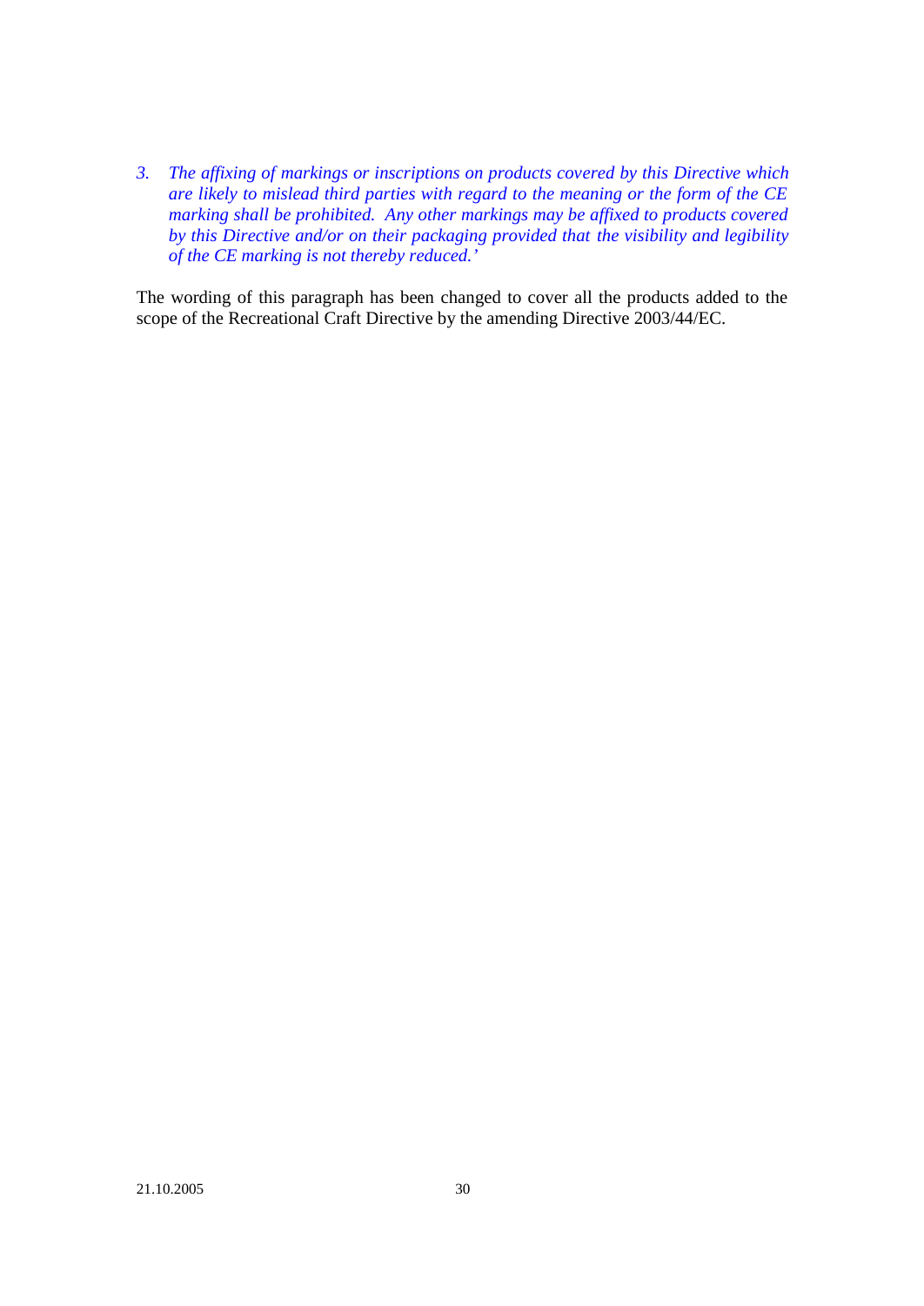*3. The affixing of markings or inscriptions on products covered by this Directive which are likely to mislead third parties with regard to the meaning or the form of the CE marking shall be prohibited. Any other markings may be affixed to products covered by this Directive and/or on their packaging provided that the visibility and legibility of the CE marking is not thereby reduced.'*

The wording of this paragraph has been changed to cover all the products added to the scope of the Recreational Craft Directive by the amending Directive 2003/44/EC.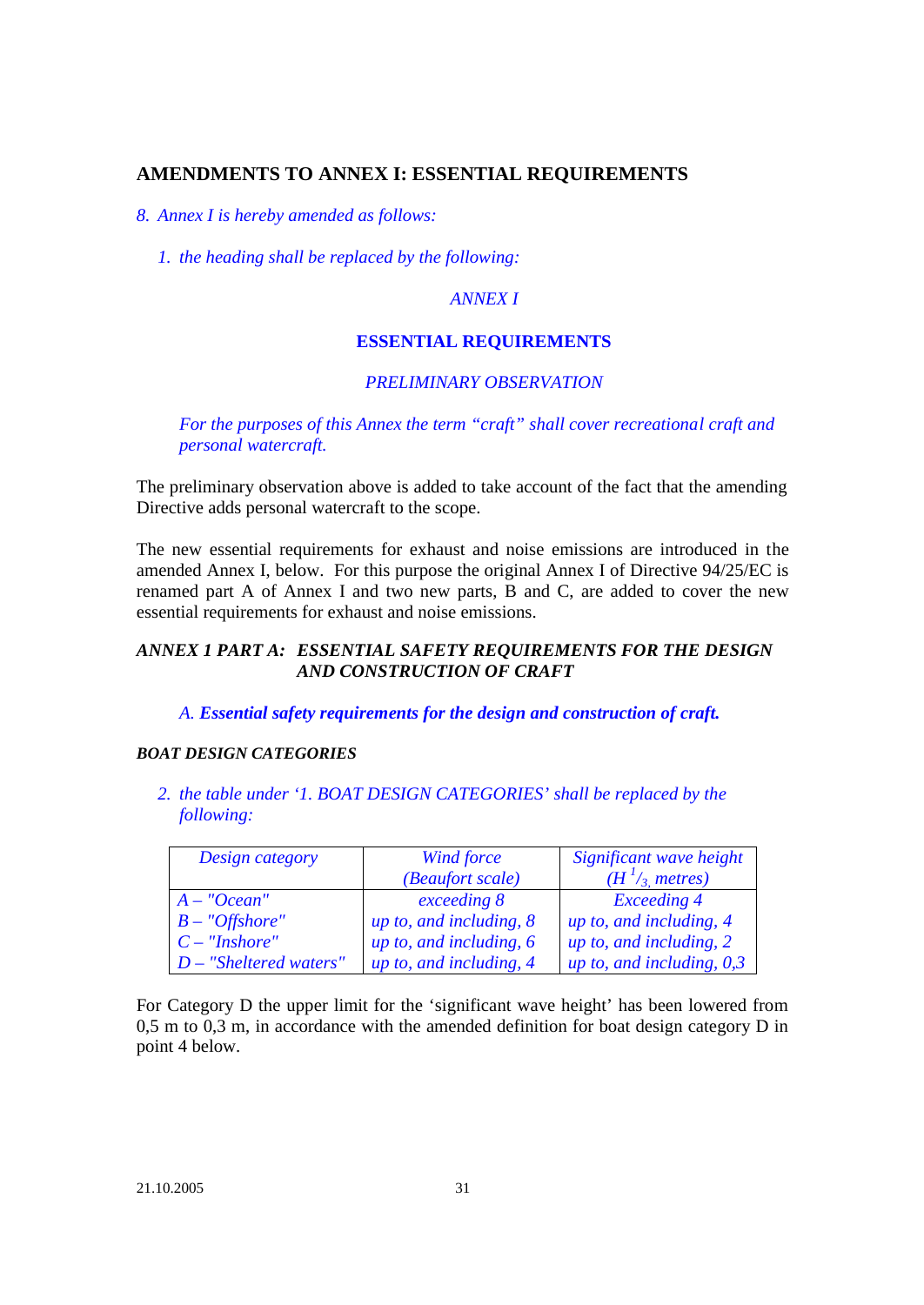## AMENDMENTS TO ANNEX I: ESSENTIAL REQUIREMENTS

*8. Annex I is hereby amended as follows:*

*1. the heading shall be replaced by the following:*

*ANNEX I*

**ESSENTIAL REQUIREMENTS**

*PRELIMINARY OBSERVATION*

*For the purposes of this Annex the term "craft" shall cover recreational craft and personal watercraft.*

The preliminary observation above is added to take account of the fact that the amending Directive adds personal watercraft to the scope.

The new essential requirements for exhaust and noise emissions are introduced in the amended Annex I, below. For this purpose the original Annex I of Directive 94/25/EC is renamed part A of Annex I and two new parts, B and C, are added to cover the new essential requirements for exhaust and noise emissions.

***ANNEX 1 PART A: ESSENTIAL SAFETY REQUIREMENTS FOR THE DESIGN AND CONSTRUCTION OF CRAFT***

*A.* ***Essential safety requirements for the design and construction of craft.***

***BOAT DESIGN CATEGORIES***

*2. the table under '1. BOAT DESIGN CATEGORIES' shall be replaced by the following:*

| *Design category* | *Wind force (Beaufort scale)* | *Significant wave height ($H\ ^1/_3$, metres)* |
|---|---|---|
| *A – "Ocean"* | *exceeding 8* | *Exceeding 4* |
| *B – "Offshore"* | *up to, and including, 8* | *up to, and including, 4* |
| *C – "Inshore"* | *up to, and including, 6* | *up to, and including, 2* |
| *D – "Sheltered waters"* | *up to, and including, 4* | *up to, and including, 0,3* |

For Category D the upper limit for the 'significant wave height' has been lowered from 0,5 m to 0,3 m, in accordance with the amended definition for boat design category D in point 4 below.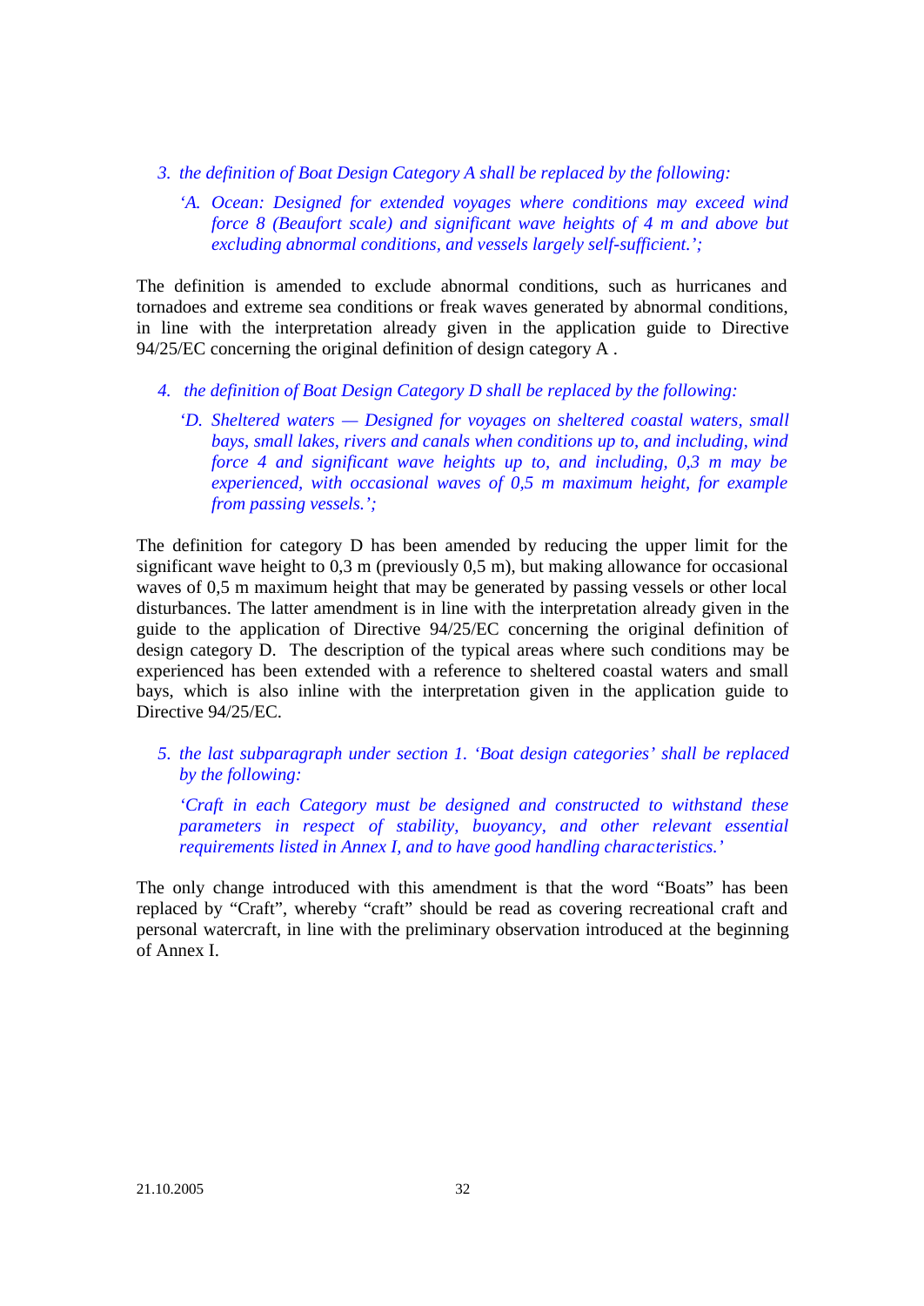3. *the definition of Boat Design Category A shall be replaced by the following:*

   *'A. Ocean: Designed for extended voyages where conditions may exceed wind force 8 (Beaufort scale) and significant wave heights of 4 m and above but excluding abnormal conditions, and vessels largely self-sufficient.';*

The definition is amended to exclude abnormal conditions, such as hurricanes and tornadoes and extreme sea conditions or freak waves generated by abnormal conditions, in line with the interpretation already given in the application guide to Directive 94/25/EC concerning the original definition of design category A .

4. *the definition of Boat Design Category D shall be replaced by the following:*

   *'D. Sheltered waters — Designed for voyages on sheltered coastal waters, small bays, small lakes, rivers and canals when conditions up to, and including, wind force 4 and significant wave heights up to, and including, 0,3 m may be experienced, with occasional waves of 0,5 m maximum height, for example from passing vessels.';*

The definition for category D has been amended by reducing the upper limit for the significant wave height to 0,3 m (previously 0,5 m), but making allowance for occasional waves of 0,5 m maximum height that may be generated by passing vessels or other local disturbances. The latter amendment is in line with the interpretation already given in the guide to the application of Directive 94/25/EC concerning the original definition of design category D. The description of the typical areas where such conditions may be experienced has been extended with a reference to sheltered coastal waters and small bays, which is also inline with the interpretation given in the application guide to Directive 94/25/EC.

5. *the last subparagraph under section 1. 'Boat design categories' shall be replaced by the following:*

   *'Craft in each Category must be designed and constructed to withstand these parameters in respect of stability, buoyancy, and other relevant essential requirements listed in Annex I, and to have good handling characteristics.'*

The only change introduced with this amendment is that the word "Boats" has been replaced by "Craft", whereby "craft" should be read as covering recreational craft and personal watercraft, in line with the preliminary observation introduced at the beginning of Annex I.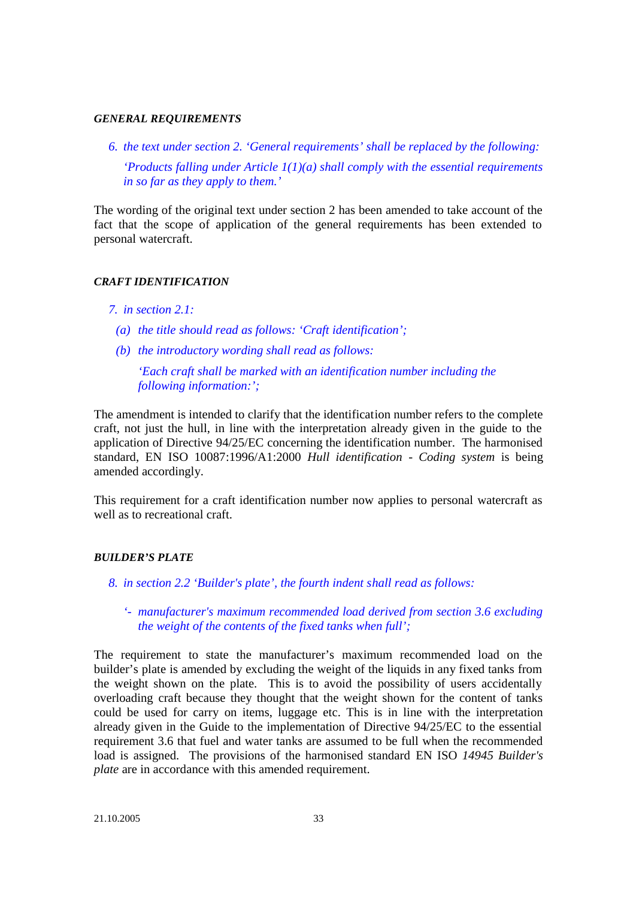### *GENERAL REQUIREMENTS*

*6. the text under section 2. 'General requirements' shall be replaced by the following:*

*'Products falling under Article 1(1)(a) shall comply with the essential requirements in so far as they apply to them.'*

The wording of the original text under section 2 has been amended to take account of the fact that the scope of application of the general requirements has been extended to personal watercraft.

### *CRAFT IDENTIFICATION*

*7. in section 2.1:*

*(a) the title should read as follows: 'Craft identification';*

*(b) the introductory wording shall read as follows:*

*'Each craft shall be marked with an identification number including the following information:';*

The amendment is intended to clarify that the identification number refers to the complete craft, not just the hull, in line with the interpretation already given in the guide to the application of Directive 94/25/EC concerning the identification number. The harmonised standard, EN ISO 10087:1996/A1:2000 *Hull identification - Coding system* is being amended accordingly.

This requirement for a craft identification number now applies to personal watercraft as well as to recreational craft.

### *BUILDER'S PLATE*

*8. in section 2.2 'Builder's plate', the fourth indent shall read as follows:*

*'- manufacturer's maximum recommended load derived from section 3.6 excluding the weight of the contents of the fixed tanks when full';*

The requirement to state the manufacturer's maximum recommended load on the builder's plate is amended by excluding the weight of the liquids in any fixed tanks from the weight shown on the plate. This is to avoid the possibility of users accidentally overloading craft because they thought that the weight shown for the content of tanks could be used for carry on items, luggage etc. This is in line with the interpretation already given in the Guide to the implementation of Directive 94/25/EC to the essential requirement 3.6 that fuel and water tanks are assumed to be full when the recommended load is assigned. The provisions of the harmonised standard EN ISO *14945 Builder's plate* are in accordance with this amended requirement.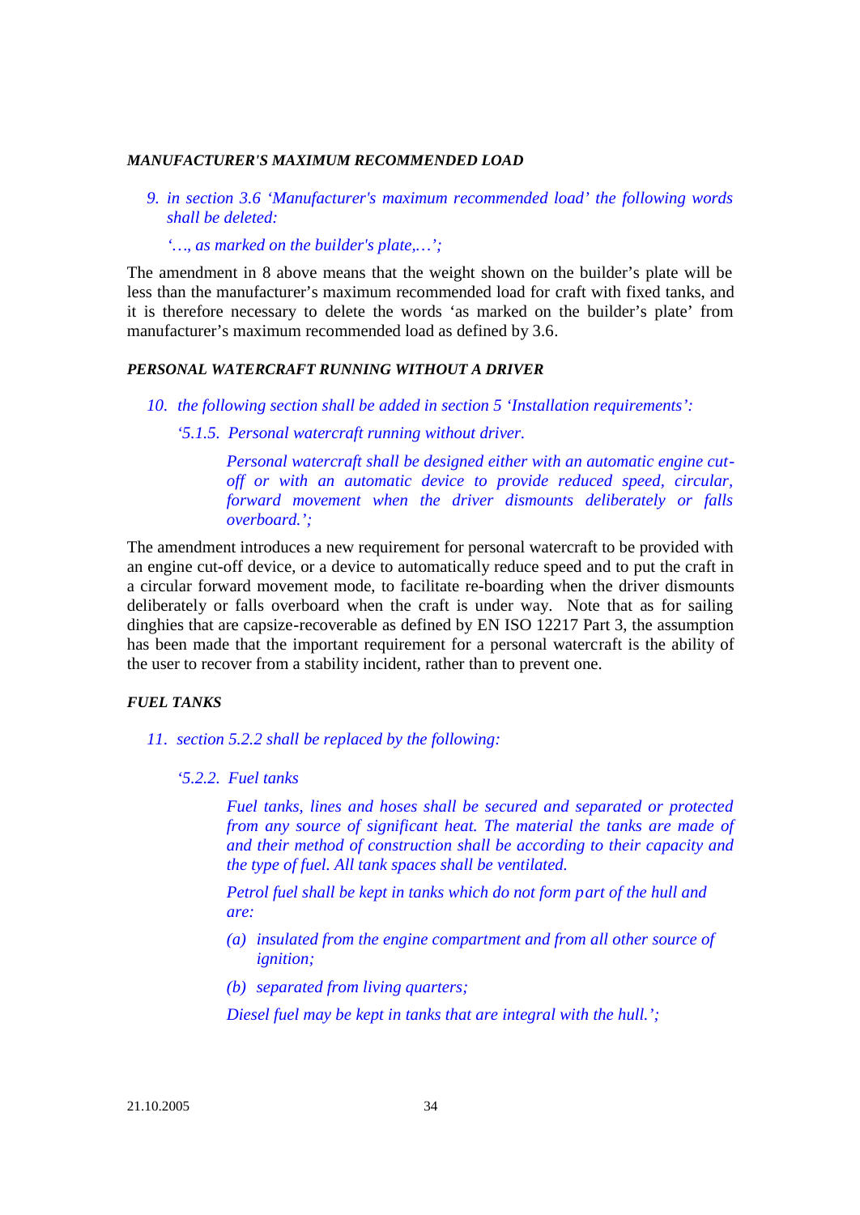***MANUFACTURER'S MAXIMUM RECOMMENDED LOAD***

*9. in section 3.6 'Manufacturer's maximum recommended load' the following words shall be deleted:*

*'…, as marked on the builder's plate,…';*

The amendment in 8 above means that the weight shown on the builder's plate will be less than the manufacturer's maximum recommended load for craft with fixed tanks, and it is therefore necessary to delete the words 'as marked on the builder's plate' from manufacturer's maximum recommended load as defined by 3.6.

***PERSONAL WATERCRAFT RUNNING WITHOUT A DRIVER***

*10. the following section shall be added in section 5 'Installation requirements':*

*'5.1.5. Personal watercraft running without driver.*

*Personal watercraft shall be designed either with an automatic engine cut-off or with an automatic device to provide reduced speed, circular, forward movement when the driver dismounts deliberately or falls overboard.';*

The amendment introduces a new requirement for personal watercraft to be provided with an engine cut-off device, or a device to automatically reduce speed and to put the craft in a circular forward movement mode, to facilitate re-boarding when the driver dismounts deliberately or falls overboard when the craft is under way. Note that as for sailing dinghies that are capsize-recoverable as defined by EN ISO 12217 Part 3, the assumption has been made that the important requirement for a personal watercraft is the ability of the user to recover from a stability incident, rather than to prevent one.

***FUEL TANKS***

*11. section 5.2.2 shall be replaced by the following:*

*'5.2.2. Fuel tanks*

*Fuel tanks, lines and hoses shall be secured and separated or protected from any source of significant heat. The material the tanks are made of and their method of construction shall be according to their capacity and the type of fuel. All tank spaces shall be ventilated.*

*Petrol fuel shall be kept in tanks which do not form part of the hull and are:*

*(a) insulated from the engine compartment and from all other source of ignition;*

*(b) separated from living quarters;*

*Diesel fuel may be kept in tanks that are integral with the hull.';*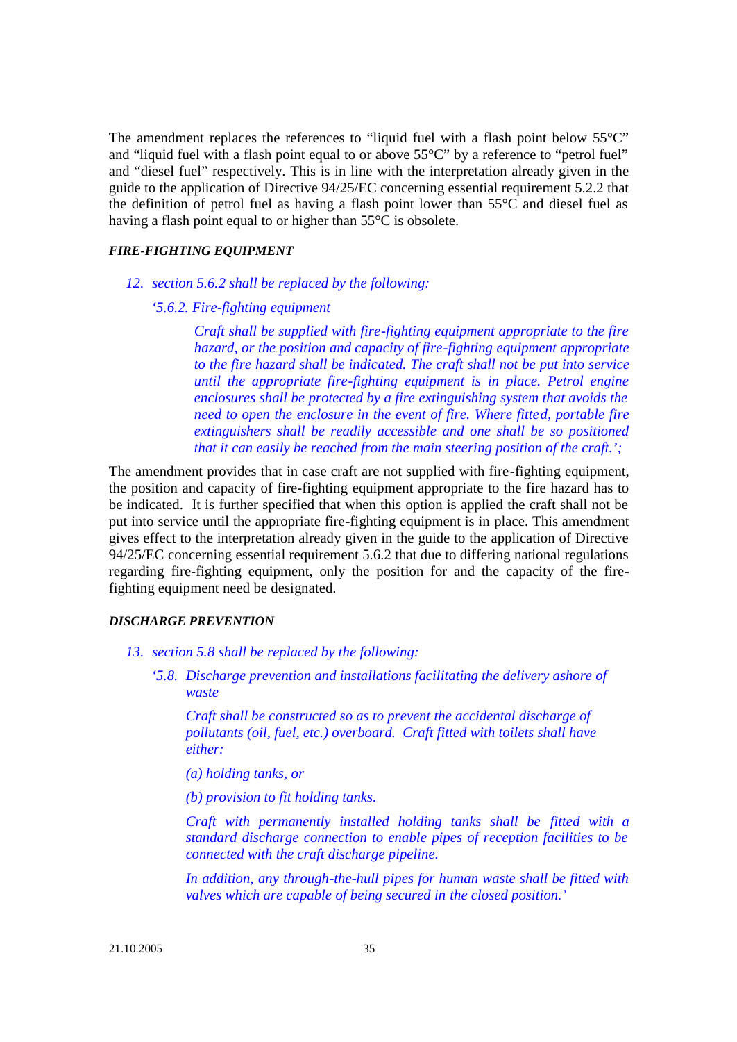The amendment replaces the references to "liquid fuel with a flash point below 55°C" and "liquid fuel with a flash point equal to or above 55°C" by a reference to "petrol fuel" and "diesel fuel" respectively. This is in line with the interpretation already given in the guide to the application of Directive 94/25/EC concerning essential requirement 5.2.2 that the definition of petrol fuel as having a flash point lower than 55°C and diesel fuel as having a flash point equal to or higher than 55°C is obsolete.

***FIRE-FIGHTING EQUIPMENT***

*12. section 5.6.2 shall be replaced by the following:*

*'5.6.2. Fire-fighting equipment*

*Craft shall be supplied with fire-fighting equipment appropriate to the fire hazard, or the position and capacity of fire-fighting equipment appropriate to the fire hazard shall be indicated. The craft shall not be put into service until the appropriate fire-fighting equipment is in place. Petrol engine enclosures shall be protected by a fire extinguishing system that avoids the need to open the enclosure in the event of fire. Where fitted, portable fire extinguishers shall be readily accessible and one shall be so positioned that it can easily be reached from the main steering position of the craft.';*

The amendment provides that in case craft are not supplied with fire-fighting equipment, the position and capacity of fire-fighting equipment appropriate to the fire hazard has to be indicated. It is further specified that when this option is applied the craft shall not be put into service until the appropriate fire-fighting equipment is in place. This amendment gives effect to the interpretation already given in the guide to the application of Directive 94/25/EC concerning essential requirement 5.6.2 that due to differing national regulations regarding fire-fighting equipment, only the position for and the capacity of the fire-fighting equipment need be designated.

***DISCHARGE PREVENTION***

*13. section 5.8 shall be replaced by the following:*

*'5.8. Discharge prevention and installations facilitating the delivery ashore of waste*

*Craft shall be constructed so as to prevent the accidental discharge of pollutants (oil, fuel, etc.) overboard. Craft fitted with toilets shall have either:*

*(a) holding tanks, or*

*(b) provision to fit holding tanks.*

*Craft with permanently installed holding tanks shall be fitted with a standard discharge connection to enable pipes of reception facilities to be connected with the craft discharge pipeline.*

*In addition, any through-the-hull pipes for human waste shall be fitted with valves which are capable of being secured in the closed position.'*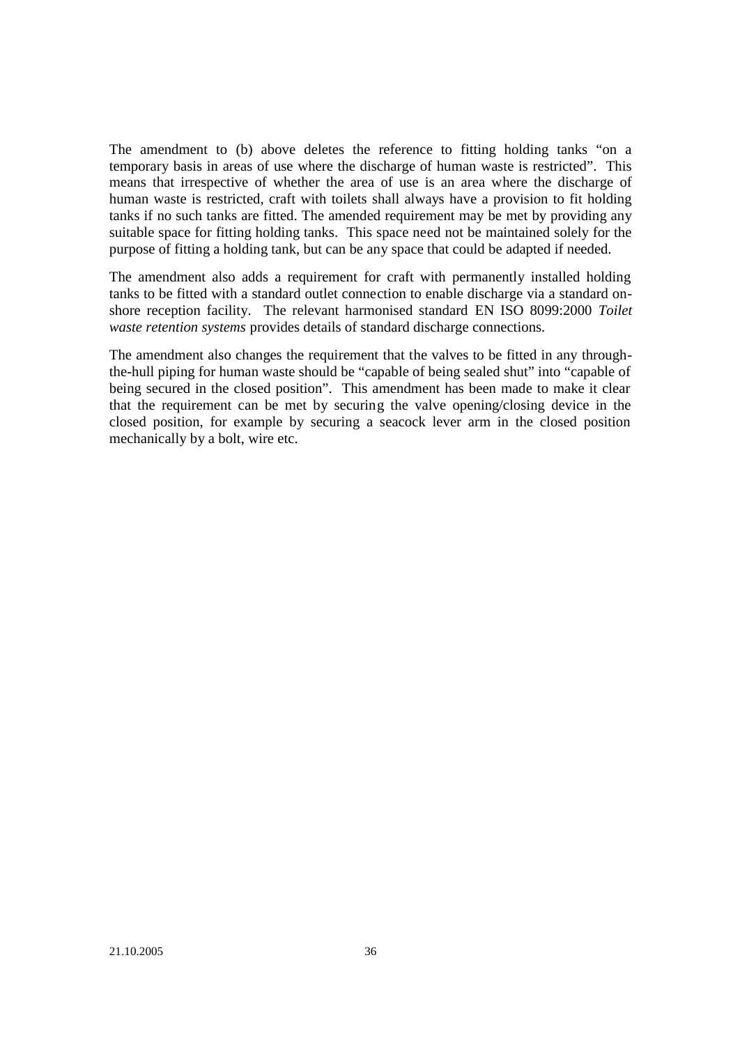The amendment to (b) above deletes the reference to fitting holding tanks "on a temporary basis in areas of use where the discharge of human waste is restricted". This means that irrespective of whether the area of use is an area where the discharge of human waste is restricted, craft with toilets shall always have a provision to fit holding tanks if no such tanks are fitted. The amended requirement may be met by providing any suitable space for fitting holding tanks. This space need not be maintained solely for the purpose of fitting a holding tank, but can be any space that could be adapted if needed.

The amendment also adds a requirement for craft with permanently installed holding tanks to be fitted with a standard outlet connection to enable discharge via a standard on-shore reception facility. The relevant harmonised standard EN ISO 8099:2000 *Toilet waste retention systems* provides details of standard discharge connections.

The amendment also changes the requirement that the valves to be fitted in any through-the-hull piping for human waste should be "capable of being sealed shut" into "capable of being secured in the closed position". This amendment has been made to make it clear that the requirement can be met by securing the valve opening/closing device in the closed position, for example by securing a seacock lever arm in the closed position mechanically by a bolt, wire etc.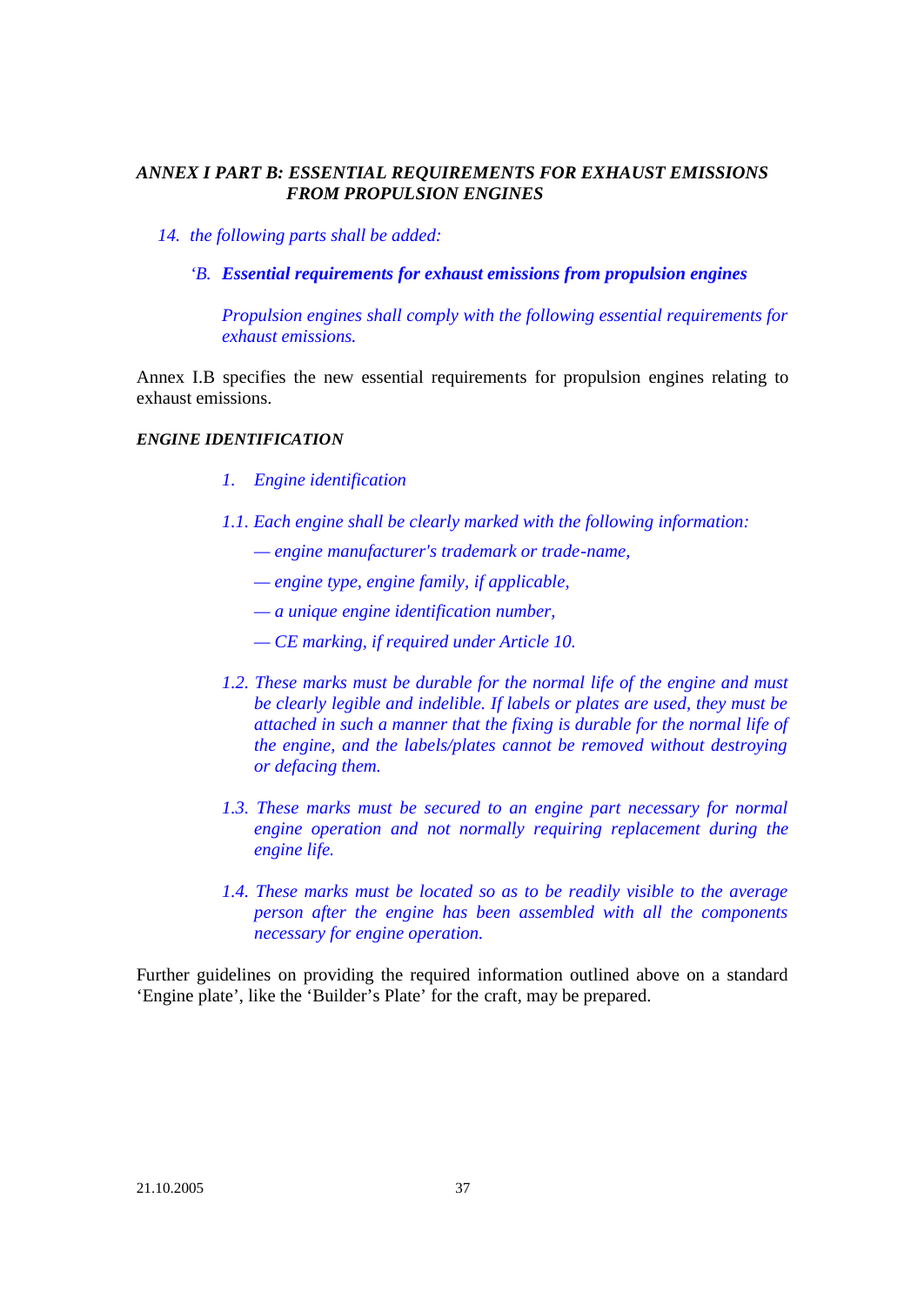## *ANNEX I PART B: ESSENTIAL REQUIREMENTS FOR EXHAUST EMISSIONS FROM PROPULSION ENGINES*

*14. the following parts shall be added:*

*'B.* ***Essential requirements for exhaust emissions from propulsion engines***

*Propulsion engines shall comply with the following essential requirements for exhaust emissions.*

Annex I.B specifies the new essential requirements for propulsion engines relating to exhaust emissions.

### *ENGINE IDENTIFICATION*

*1. Engine identification*

*1.1. Each engine shall be clearly marked with the following information:*

*— engine manufacturer's trademark or trade-name,*

*— engine type, engine family, if applicable,*

*— a unique engine identification number,*

*— CE marking, if required under Article 10.*

*1.2. These marks must be durable for the normal life of the engine and must be clearly legible and indelible. If labels or plates are used, they must be attached in such a manner that the fixing is durable for the normal life of the engine, and the labels/plates cannot be removed without destroying or defacing them.*

*1.3. These marks must be secured to an engine part necessary for normal engine operation and not normally requiring replacement during the engine life.*

*1.4. These marks must be located so as to be readily visible to the average person after the engine has been assembled with all the components necessary for engine operation.*

Further guidelines on providing the required information outlined above on a standard 'Engine plate', like the 'Builder's Plate' for the craft, may be prepared.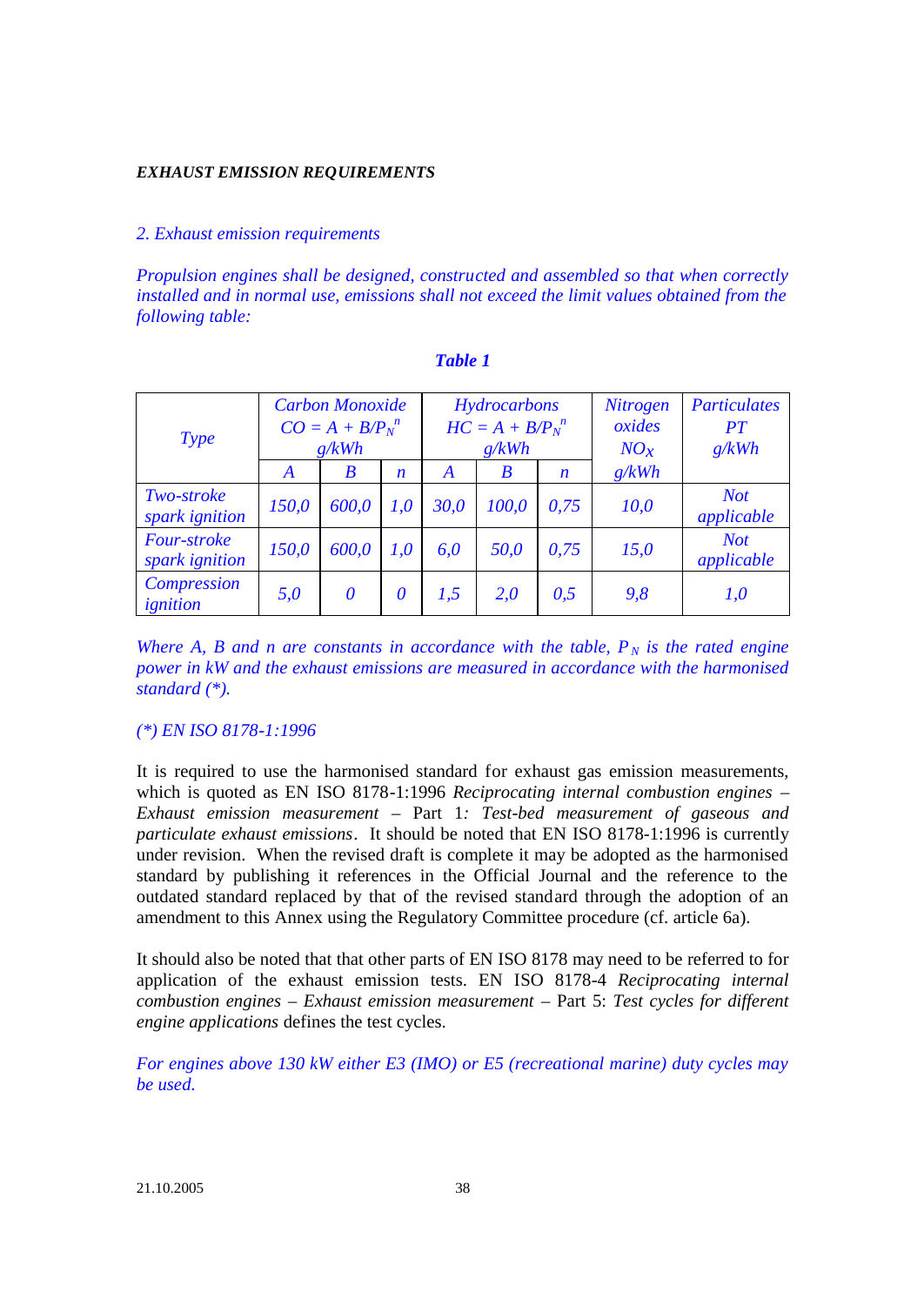***EXHAUST EMISSION REQUIREMENTS***

*2. Exhaust emission requirements*

*Propulsion engines shall be designed, constructed and assembled so that when correctly installed and in normal use, emissions shall not exceed the limit values obtained from the following table:*

***Table 1***

| *Type* | *Carbon Monoxide $CO = A + B/P_N^n$ g/kWh* | | | *Hydrocarbons $HC = A + B/P_N^n$ g/kWh* | | | *Nitrogen oxides $NO_X$ g/kWh* | *Particulates PT g/kWh* |
|---|---|---|---|---|---|---|---|---|
| | *A* | *B* | *n* | *A* | *B* | *n* | | |
| *Two-stroke spark ignition* | *150,0* | *600,0* | *1,0* | *30,0* | *100,0* | *0,75* | *10,0* | *Not applicable* |
| *Four-stroke spark ignition* | *150,0* | *600,0* | *1,0* | *6,0* | *50,0* | *0,75* | *15,0* | *Not applicable* |
| *Compression ignition* | *5,0* | *0* | *0* | *1,5* | *2,0* | *0,5* | *9,8* | *1,0* |

*Where A, B and n are constants in accordance with the table, $P_N$ is the rated engine power in kW and the exhaust emissions are measured in accordance with the harmonised standard (\*).*

*(\*) EN ISO 8178-1:1996*

It is required to use the harmonised standard for exhaust gas emission measurements, which is quoted as EN ISO 8178-1:1996 *Reciprocating internal combustion engines – Exhaust emission measurement* – Part 1*: Test-bed measurement of gaseous and particulate exhaust emissions*. It should be noted that EN ISO 8178-1:1996 is currently under revision. When the revised draft is complete it may be adopted as the harmonised standard by publishing it references in the Official Journal and the reference to the outdated standard replaced by that of the revised standard through the adoption of an amendment to this Annex using the Regulatory Committee procedure (cf. article 6a).

It should also be noted that that other parts of EN ISO 8178 may need to be referred to for application of the exhaust emission tests. EN ISO 8178-4 *Reciprocating internal combustion engines – Exhaust emission measurement* – Part 5: *Test cycles for different engine applications* defines the test cycles.

*For engines above 130 kW either E3 (IMO) or E5 (recreational marine) duty cycles may be used.*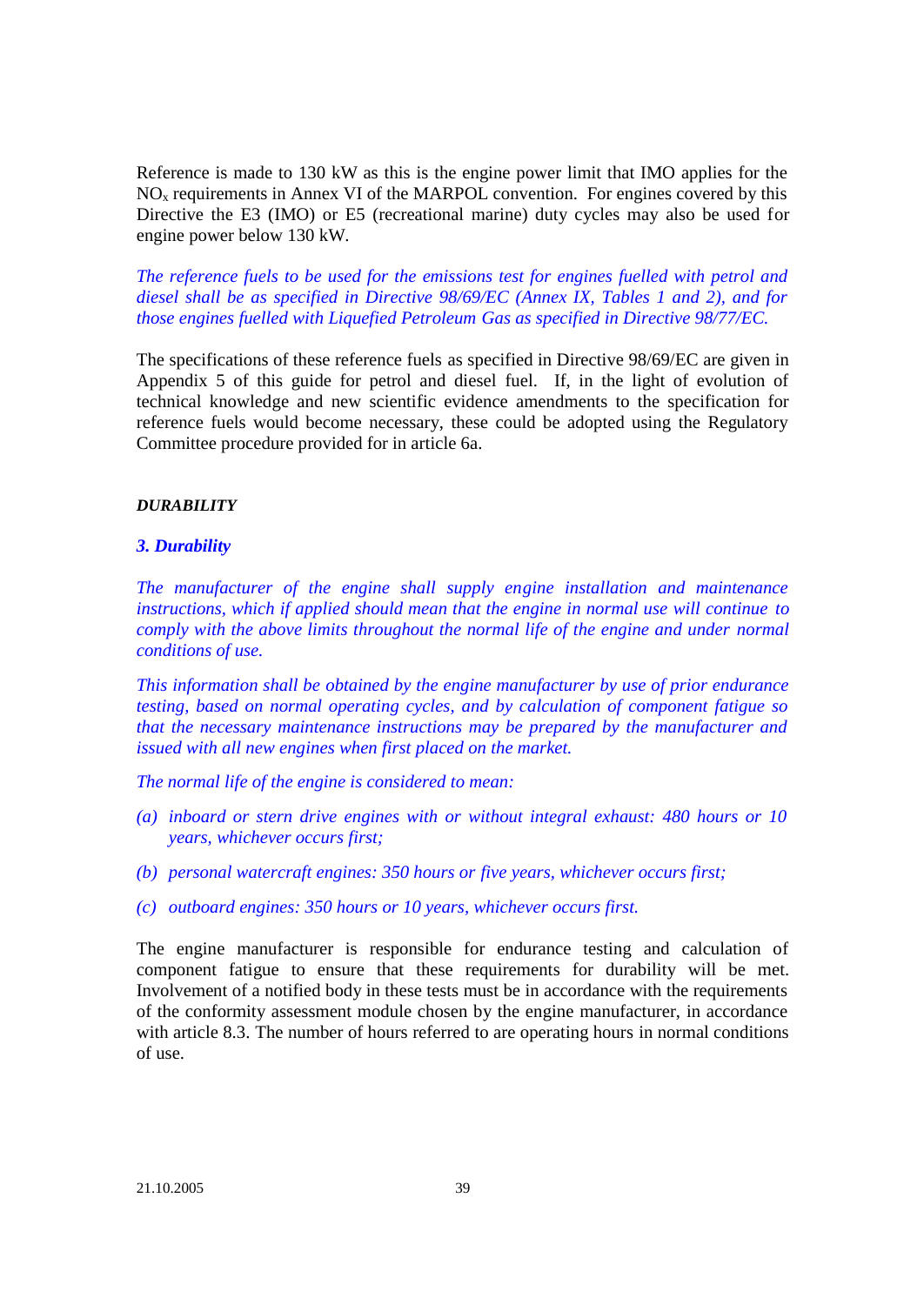Reference is made to 130 kW as this is the engine power limit that IMO applies for the $NO_x$ requirements in Annex VI of the MARPOL convention. For engines covered by this Directive the E3 (IMO) or E5 (recreational marine) duty cycles may also be used for engine power below 130 kW.

*The reference fuels to be used for the emissions test for engines fuelled with petrol and diesel shall be as specified in Directive 98/69/EC (Annex IX, Tables 1 and 2), and for those engines fuelled with Liquefied Petroleum Gas as specified in Directive 98/77/EC.*

The specifications of these reference fuels as specified in Directive 98/69/EC are given in Appendix 5 of this guide for petrol and diesel fuel. If, in the light of evolution of technical knowledge and new scientific evidence amendments to the specification for reference fuels would become necessary, these could be adopted using the Regulatory Committee procedure provided for in article 6a.

***DURABILITY***

***3. Durability***

*The manufacturer of the engine shall supply engine installation and maintenance instructions, which if applied should mean that the engine in normal use will continue to comply with the above limits throughout the normal life of the engine and under normal conditions of use.*

*This information shall be obtained by the engine manufacturer by use of prior endurance testing, based on normal operating cycles, and by calculation of component fatigue so that the necessary maintenance instructions may be prepared by the manufacturer and issued with all new engines when first placed on the market.*

*The normal life of the engine is considered to mean:*

*(a) inboard or stern drive engines with or without integral exhaust: 480 hours or 10 years, whichever occurs first;*

*(b) personal watercraft engines: 350 hours or five years, whichever occurs first;*

*(c) outboard engines: 350 hours or 10 years, whichever occurs first.*

The engine manufacturer is responsible for endurance testing and calculation of component fatigue to ensure that these requirements for durability will be met. Involvement of a notified body in these tests must be in accordance with the requirements of the conformity assessment module chosen by the engine manufacturer, in accordance with article 8.3. The number of hours referred to are operating hours in normal conditions of use.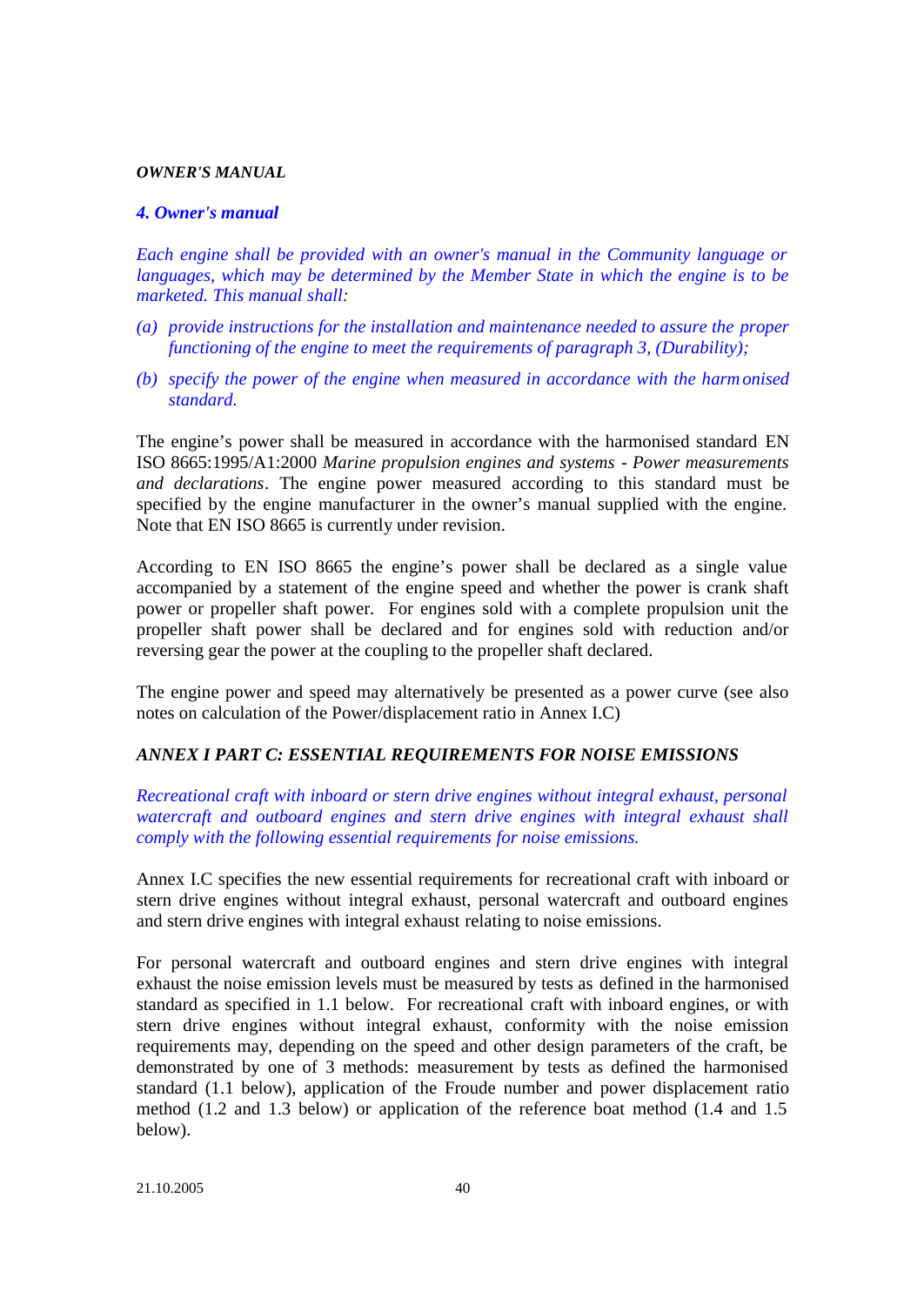*OWNER'S MANUAL*

***4. Owner's manual***

*Each engine shall be provided with an owner's manual in the Community language or languages, which may be determined by the Member State in which the engine is to be marketed. This manual shall:*

*(a) provide instructions for the installation and maintenance needed to assure the proper functioning of the engine to meet the requirements of paragraph 3, (Durability);*

*(b) specify the power of the engine when measured in accordance with the harmonised standard.*

The engine's power shall be measured in accordance with the harmonised standard EN ISO 8665:1995/A1:2000 *Marine propulsion engines and systems - Power measurements and declarations*. The engine power measured according to this standard must be specified by the engine manufacturer in the owner's manual supplied with the engine. Note that EN ISO 8665 is currently under revision.

According to EN ISO 8665 the engine's power shall be declared as a single value accompanied by a statement of the engine speed and whether the power is crank shaft power or propeller shaft power. For engines sold with a complete propulsion unit the propeller shaft power shall be declared and for engines sold with reduction and/or reversing gear the power at the coupling to the propeller shaft declared.

The engine power and speed may alternatively be presented as a power curve (see also notes on calculation of the Power/displacement ratio in Annex I.C)

*ANNEX I PART C: ESSENTIAL REQUIREMENTS FOR NOISE EMISSIONS*

*Recreational craft with inboard or stern drive engines without integral exhaust, personal watercraft and outboard engines and stern drive engines with integral exhaust shall comply with the following essential requirements for noise emissions.*

Annex I.C specifies the new essential requirements for recreational craft with inboard or stern drive engines without integral exhaust, personal watercraft and outboard engines and stern drive engines with integral exhaust relating to noise emissions.

For personal watercraft and outboard engines and stern drive engines with integral exhaust the noise emission levels must be measured by tests as defined in the harmonised standard as specified in 1.1 below. For recreational craft with inboard engines, or with stern drive engines without integral exhaust, conformity with the noise emission requirements may, depending on the speed and other design parameters of the craft, be demonstrated by one of 3 methods: measurement by tests as defined the harmonised standard (1.1 below), application of the Froude number and power displacement ratio method (1.2 and 1.3 below) or application of the reference boat method (1.4 and 1.5 below).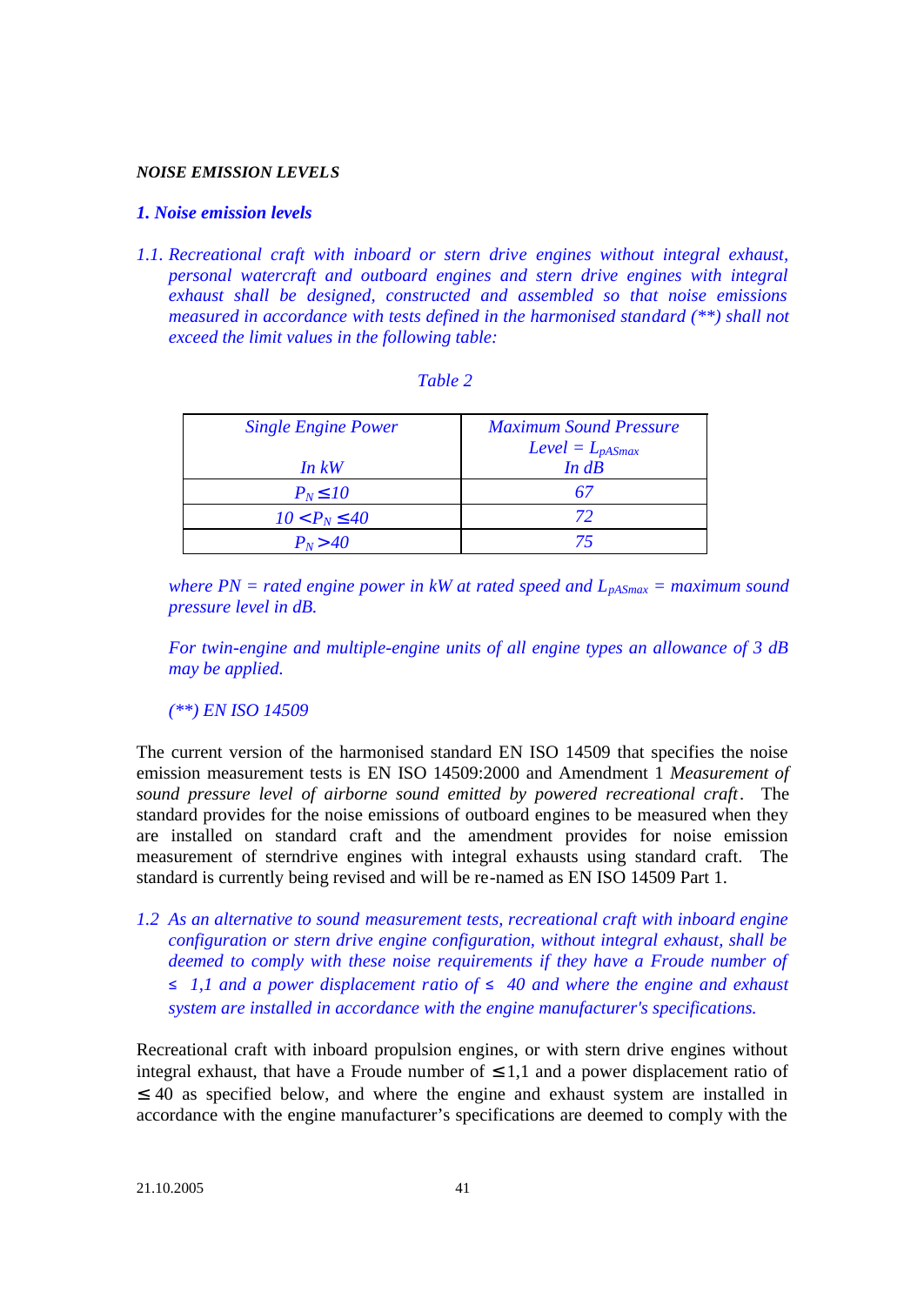*NOISE EMISSION LEVELS*

### *1. Noise emission levels*

*1.1. Recreational craft with inboard or stern drive engines without integral exhaust, personal watercraft and outboard engines and stern drive engines with integral exhaust shall be designed, constructed and assembled so that noise emissions measured in accordance with tests defined in the harmonised standard (**) shall not exceed the limit values in the following table:*

*Table 2*

| *Single Engine Power* *In kW* | *Maximum Sound Pressure Level =* $L_{pASmax}$ *In dB* |
|---|---|
| $P_N \leq 10$ | *67* |
| $10 < P_N \leq 40$ | *72* |
| $P_N > 40$ | *75* |

*where PN = rated engine power in kW at rated speed and* $L_{pASmax}$ *= maximum sound pressure level in dB.*

*For twin-engine and multiple-engine units of all engine types an allowance of 3 dB may be applied.*

*(**) EN ISO 14509*

The current version of the harmonised standard EN ISO 14509 that specifies the noise emission measurement tests is EN ISO 14509:2000 and Amendment 1 *Measurement of sound pressure level of airborne sound emitted by powered recreational craft*. The standard provides for the noise emissions of outboard engines to be measured when they are installed on standard craft and the amendment provides for noise emission measurement of sterndrive engines with integral exhausts using standard craft. The standard is currently being revised and will be re-named as EN ISO 14509 Part 1.

*1.2 As an alternative to sound measurement tests, recreational craft with inboard engine configuration or stern drive engine configuration, without integral exhaust, shall be deemed to comply with these noise requirements if they have a Froude number of ≤ 1,1 and a power displacement ratio of ≤ 40 and where the engine and exhaust system are installed in accordance with the engine manufacturer's specifications.*

Recreational craft with inboard propulsion engines, or with stern drive engines without integral exhaust, that have a Froude number of ≤ 1,1 and a power displacement ratio of ≤ 40 as specified below, and where the engine and exhaust system are installed in accordance with the engine manufacturer's specifications are deemed to comply with the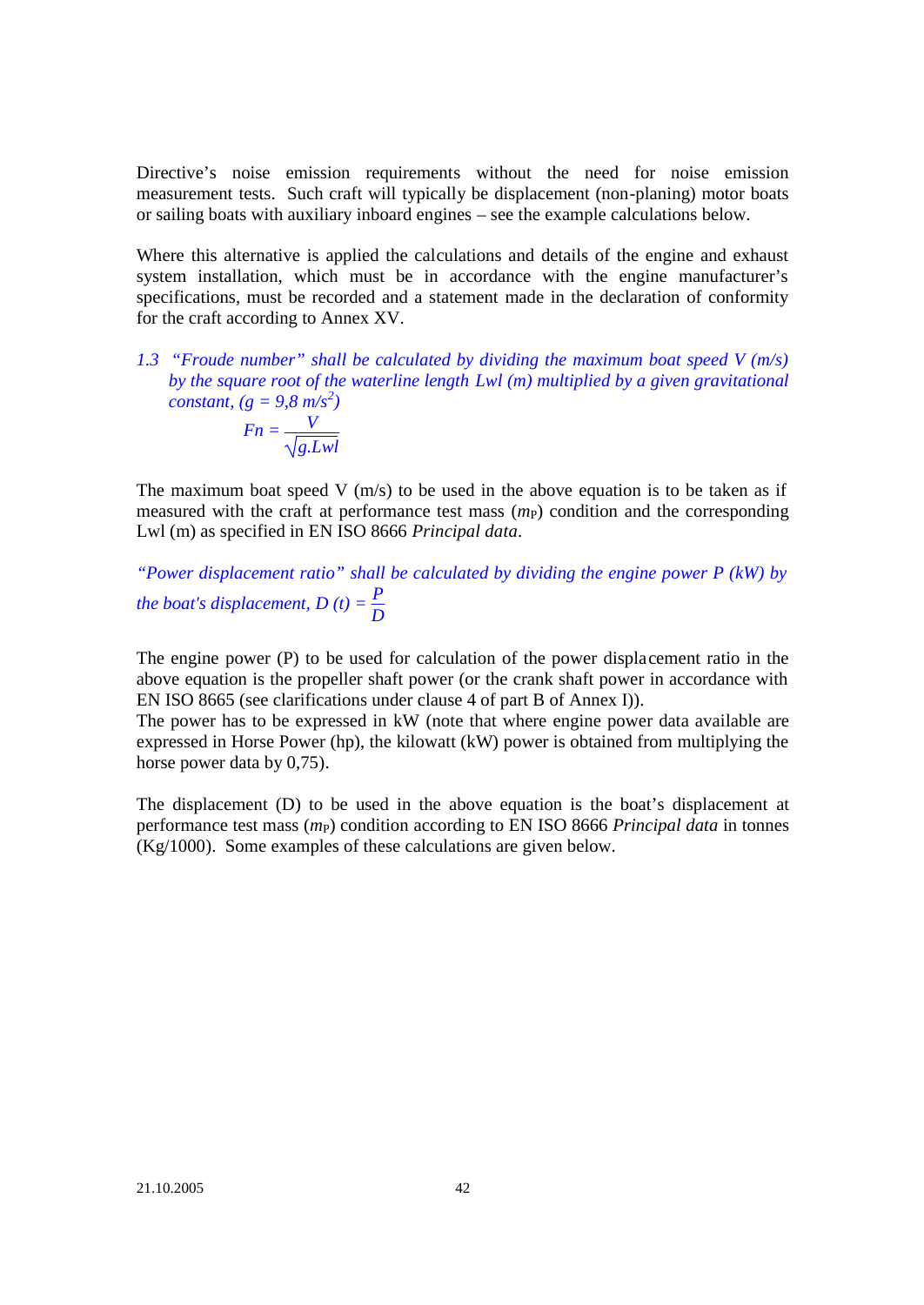Directive's noise emission requirements without the need for noise emission measurement tests. Such craft will typically be displacement (non-planing) motor boats or sailing boats with auxiliary inboard engines – see the example calculations below.

Where this alternative is applied the calculations and details of the engine and exhaust system installation, which must be in accordance with the engine manufacturer's specifications, must be recorded and a statement made in the declaration of conformity for the craft according to Annex XV.

*1.3 "Froude number" shall be calculated by dividing the maximum boat speed V (m/s) by the square root of the waterline length Lwl (m) multiplied by a given gravitational constant, ($g = 9{,}8\ m/s^2$)*

$$Fn = \frac{V}{\sqrt{g.Lwl}}$$

The maximum boat speed V (m/s) to be used in the above equation is to be taken as if measured with the craft at performance test mass ($m_P$) condition and the corresponding Lwl (m) as specified in EN ISO 8666 *Principal data*.

*"Power displacement ratio" shall be calculated by dividing the engine power P (kW) by the boat's displacement, D (t)* $= \dfrac{P}{D}$

The engine power (P) to be used for calculation of the power displacement ratio in the above equation is the propeller shaft power (or the crank shaft power in accordance with EN ISO 8665 (see clarifications under clause 4 of part B of Annex I)).
The power has to be expressed in kW (note that where engine power data available are expressed in Horse Power (hp), the kilowatt (kW) power is obtained from multiplying the horse power data by 0,75).

The displacement (D) to be used in the above equation is the boat's displacement at performance test mass ($m_P$) condition according to EN ISO 8666 *Principal data* in tonnes (Kg/1000). Some examples of these calculations are given below.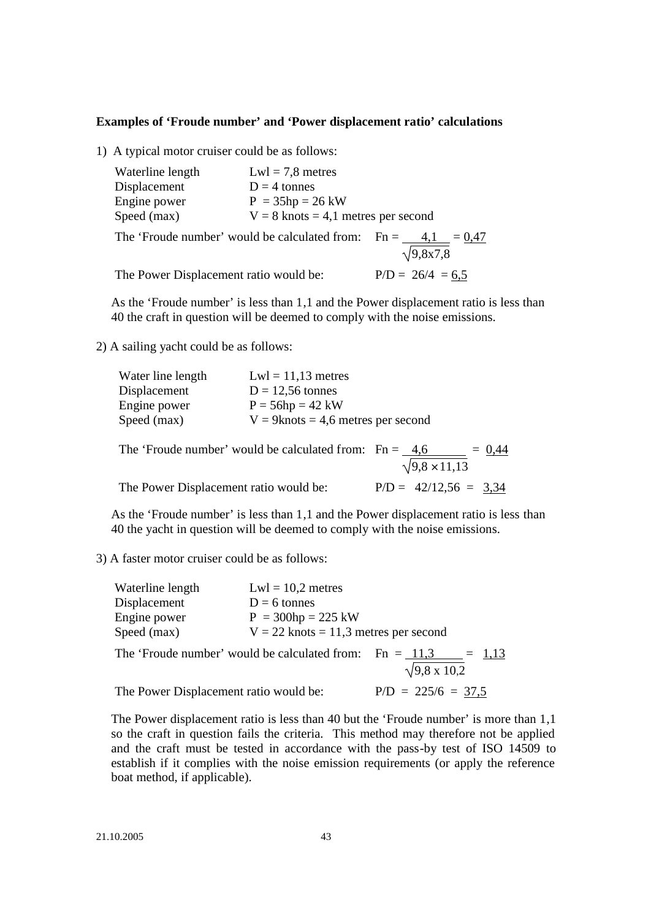**Examples of 'Froude number' and 'Power displacement ratio' calculations**

1) A typical motor cruiser could be as follows:

| | |
|---|---|
| Waterline length | $L_{wl}$ = 7,8 metres |
| Displacement | D = 4 tonnes |
| Engine power | P = 35hp = 26 kW |
| Speed (max) | V = 8 knots = 4,1 metres per second |

The 'Froude number' would be calculated from: $Fn = \frac{4,1}{\sqrt{9,8x7,8}} = \underline{0,47}$

The Power Displacement ratio would be: $P/D = 26/4 = \underline{6,5}$

As the 'Froude number' is less than 1,1 and the Power displacement ratio is less than 40 the craft in question will be deemed to comply with the noise emissions.

2) A sailing yacht could be as follows:

| | |
|---|---|
| Water line length | $L_{wl}$ = 11,13 metres |
| Displacement | D = 12,56 tonnes |
| Engine power | P = 56hp = 42 kW |
| Speed (max) | V = 9knots = 4,6 metres per second |

The 'Froude number' would be calculated from: $Fn = \frac{4,6}{\sqrt{9,8 \times 11,13}} = \underline{0,44}$

The Power Displacement ratio would be: $P/D = 42/12,56 = \underline{3,34}$

As the 'Froude number' is less than 1,1 and the Power displacement ratio is less than 40 the yacht in question will be deemed to comply with the noise emissions.

3) A faster motor cruiser could be as follows:

| | |
|---|---|
| Waterline length | $L_{wl}$ = 10,2 metres |
| Displacement | D = 6 tonnes |
| Engine power | P = 300hp = 225 kW |
| Speed (max) | V = 22 knots = 11,3 metres per second |

The 'Froude number' would be calculated from: $Fn = \frac{11,3}{\sqrt{9,8 \text{ x } 10,2}} = \underline{1,13}$

The Power Displacement ratio would be: $P/D = 225/6 = \underline{37,5}$

The Power displacement ratio is less than 40 but the 'Froude number' is more than 1,1 so the craft in question fails the criteria. This method may therefore not be applied and the craft must be tested in accordance with the pass-by test of ISO 14509 to establish if it complies with the noise emission requirements (or apply the reference boat method, if applicable).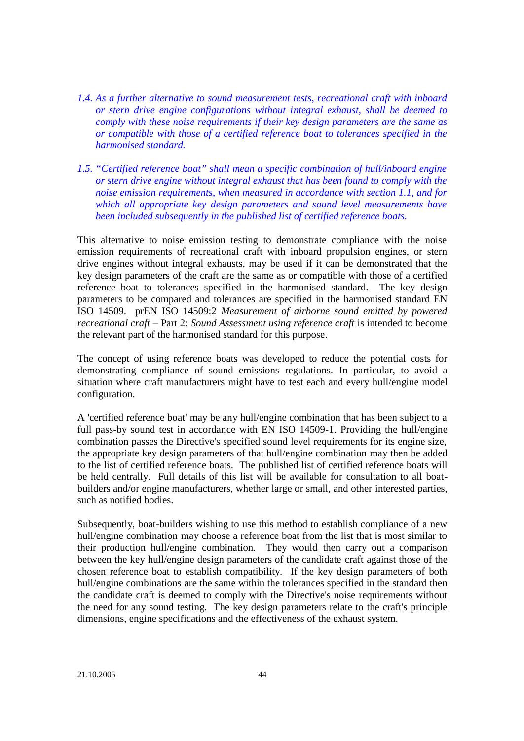*1.4. As a further alternative to sound measurement tests, recreational craft with inboard or stern drive engine configurations without integral exhaust, shall be deemed to comply with these noise requirements if their key design parameters are the same as or compatible with those of a certified reference boat to tolerances specified in the harmonised standard.*

*1.5. "Certified reference boat" shall mean a specific combination of hull/inboard engine or stern drive engine without integral exhaust that has been found to comply with the noise emission requirements, when measured in accordance with section 1.1, and for which all appropriate key design parameters and sound level measurements have been included subsequently in the published list of certified reference boats.*

This alternative to noise emission testing to demonstrate compliance with the noise emission requirements of recreational craft with inboard propulsion engines, or stern drive engines without integral exhausts, may be used if it can be demonstrated that the key design parameters of the craft are the same as or compatible with those of a certified reference boat to tolerances specified in the harmonised standard. The key design parameters to be compared and tolerances are specified in the harmonised standard EN ISO 14509. prEN ISO 14509:2 *Measurement of airborne sound emitted by powered recreational craft* – Part 2: *Sound Assessment using reference craft* is intended to become the relevant part of the harmonised standard for this purpose.

The concept of using reference boats was developed to reduce the potential costs for demonstrating compliance of sound emissions regulations. In particular, to avoid a situation where craft manufacturers might have to test each and every hull/engine model configuration.

A 'certified reference boat' may be any hull/engine combination that has been subject to a full pass-by sound test in accordance with EN ISO 14509-1. Providing the hull/engine combination passes the Directive's specified sound level requirements for its engine size, the appropriate key design parameters of that hull/engine combination may then be added to the list of certified reference boats. The published list of certified reference boats will be held centrally. Full details of this list will be available for consultation to all boat-builders and/or engine manufacturers, whether large or small, and other interested parties, such as notified bodies.

Subsequently, boat-builders wishing to use this method to establish compliance of a new hull/engine combination may choose a reference boat from the list that is most similar to their production hull/engine combination. They would then carry out a comparison between the key hull/engine design parameters of the candidate craft against those of the chosen reference boat to establish compatibility. If the key design parameters of both hull/engine combinations are the same within the tolerances specified in the standard then the candidate craft is deemed to comply with the Directive's noise requirements without the need for any sound testing. The key design parameters relate to the craft's principle dimensions, engine specifications and the effectiveness of the exhaust system.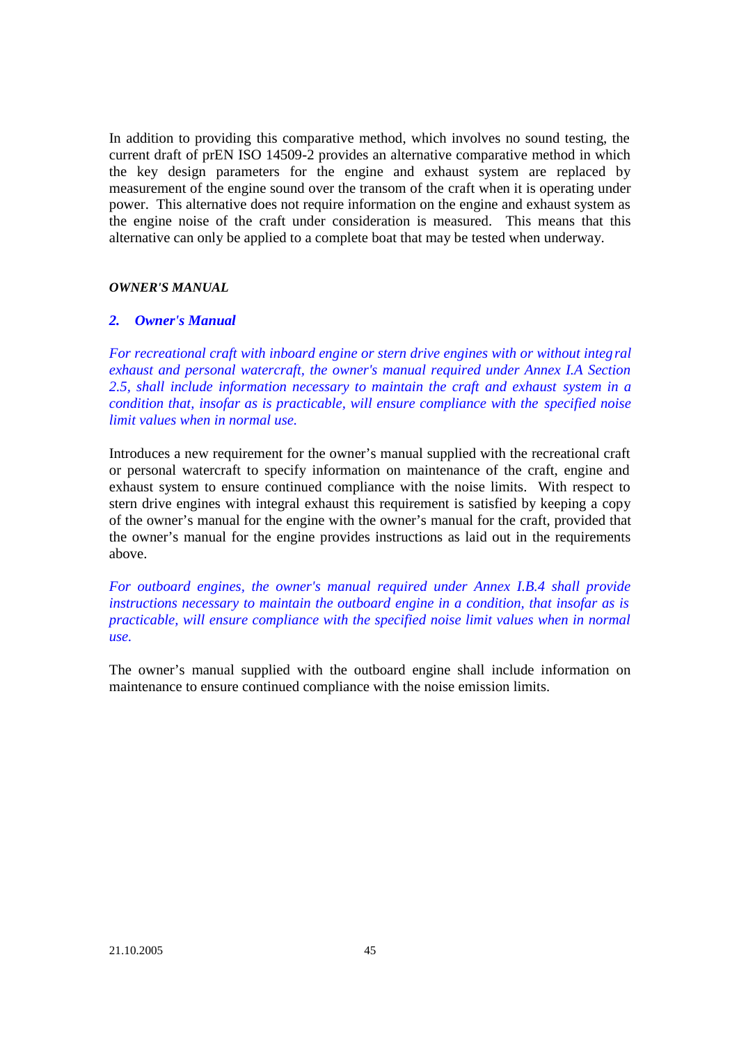In addition to providing this comparative method, which involves no sound testing, the current draft of prEN ISO 14509-2 provides an alternative comparative method in which the key design parameters for the engine and exhaust system are replaced by measurement of the engine sound over the transom of the craft when it is operating under power. This alternative does not require information on the engine and exhaust system as the engine noise of the craft under consideration is measured. This means that this alternative can only be applied to a complete boat that may be tested when underway.

***OWNER'S MANUAL***

### *2. Owner's Manual*

*For recreational craft with inboard engine or stern drive engines with or without integral exhaust and personal watercraft, the owner's manual required under Annex I.A Section 2.5, shall include information necessary to maintain the craft and exhaust system in a condition that, insofar as is practicable, will ensure compliance with the specified noise limit values when in normal use.*

Introduces a new requirement for the owner's manual supplied with the recreational craft or personal watercraft to specify information on maintenance of the craft, engine and exhaust system to ensure continued compliance with the noise limits. With respect to stern drive engines with integral exhaust this requirement is satisfied by keeping a copy of the owner's manual for the engine with the owner's manual for the craft, provided that the owner's manual for the engine provides instructions as laid out in the requirements above.

*For outboard engines, the owner's manual required under Annex I.B.4 shall provide instructions necessary to maintain the outboard engine in a condition, that insofar as is practicable, will ensure compliance with the specified noise limit values when in normal use.*

The owner's manual supplied with the outboard engine shall include information on maintenance to ensure continued compliance with the noise emission limits.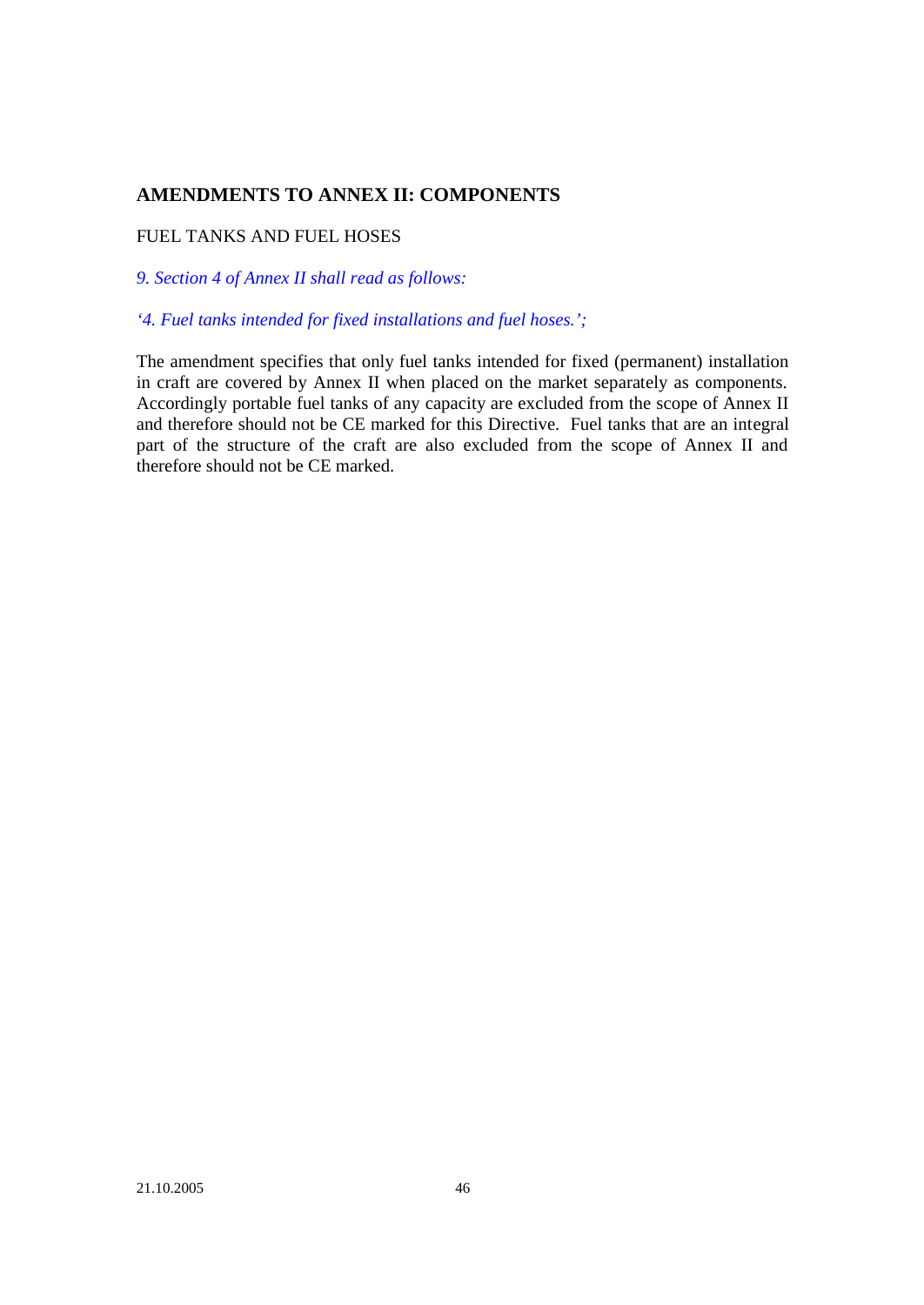## AMENDMENTS TO ANNEX II: COMPONENTS

FUEL TANKS AND FUEL HOSES

*9. Section 4 of Annex II shall read as follows:*

*'4. Fuel tanks intended for fixed installations and fuel hoses.';*

The amendment specifies that only fuel tanks intended for fixed (permanent) installation in craft are covered by Annex II when placed on the market separately as components. Accordingly portable fuel tanks of any capacity are excluded from the scope of Annex II and therefore should not be CE marked for this Directive. Fuel tanks that are an integral part of the structure of the craft are also excluded from the scope of Annex II and therefore should not be CE marked.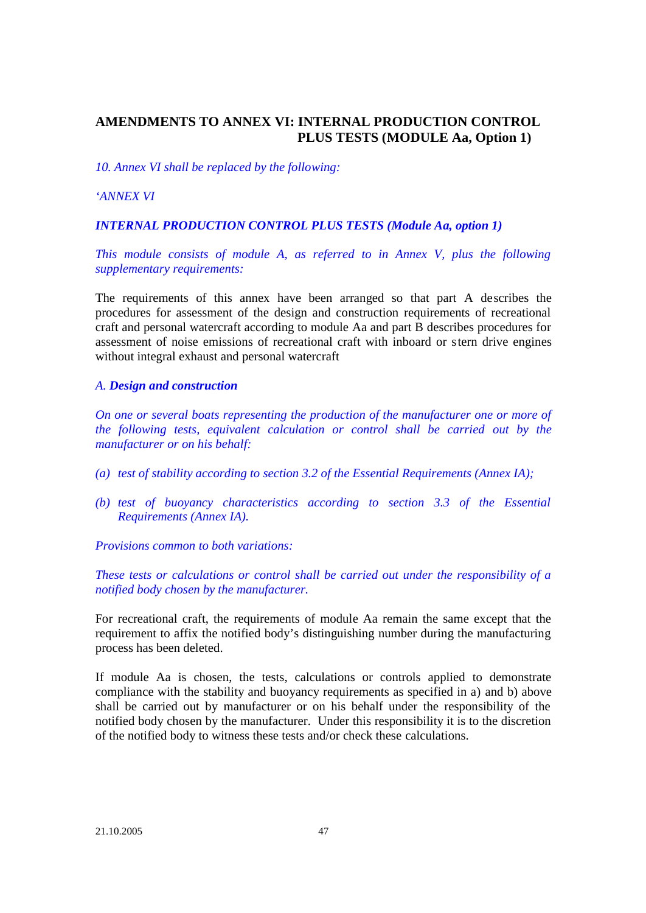## AMENDMENTS TO ANNEX VI: INTERNAL PRODUCTION CONTROL PLUS TESTS (MODULE Aa, Option 1)

*10. Annex VI shall be replaced by the following:*

*'ANNEX VI*

***INTERNAL PRODUCTION CONTROL PLUS TESTS (Module Aa, option 1)***

*This module consists of module A, as referred to in Annex V, plus the following supplementary requirements:*

The requirements of this annex have been arranged so that part A describes the procedures for assessment of the design and construction requirements of recreational craft and personal watercraft according to module Aa and part B describes procedures for assessment of noise emissions of recreational craft with inboard or stern drive engines without integral exhaust and personal watercraft

*A. **Design and construction***

*On one or several boats representing the production of the manufacturer one or more of the following tests, equivalent calculation or control shall be carried out by the manufacturer or on his behalf:*

*(a) test of stability according to section 3.2 of the Essential Requirements (Annex IA);*

*(b) test of buoyancy characteristics according to section 3.3 of the Essential Requirements (Annex IA).*

*Provisions common to both variations:*

*These tests or calculations or control shall be carried out under the responsibility of a notified body chosen by the manufacturer.*

For recreational craft, the requirements of module Aa remain the same except that the requirement to affix the notified body's distinguishing number during the manufacturing process has been deleted.

If module Aa is chosen, the tests, calculations or controls applied to demonstrate compliance with the stability and buoyancy requirements as specified in a) and b) above shall be carried out by manufacturer or on his behalf under the responsibility of the notified body chosen by the manufacturer. Under this responsibility it is to the discretion of the notified body to witness these tests and/or check these calculations.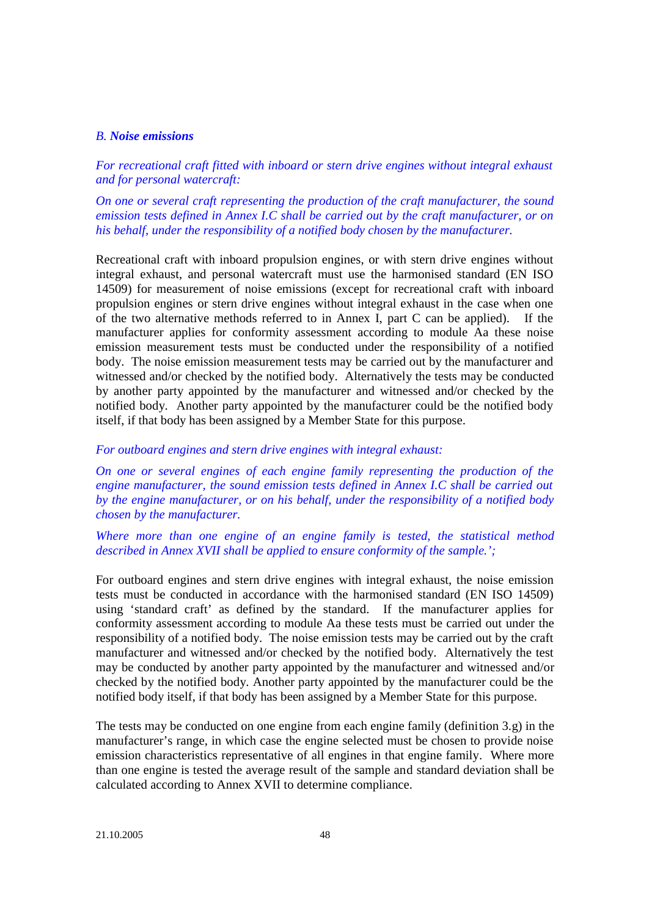*B. **Noise emissions***

*For recreational craft fitted with inboard or stern drive engines without integral exhaust and for personal watercraft:*

*On one or several craft representing the production of the craft manufacturer, the sound emission tests defined in Annex I.C shall be carried out by the craft manufacturer, or on his behalf, under the responsibility of a notified body chosen by the manufacturer.*

Recreational craft with inboard propulsion engines, or with stern drive engines without integral exhaust, and personal watercraft must use the harmonised standard (EN ISO 14509) for measurement of noise emissions (except for recreational craft with inboard propulsion engines or stern drive engines without integral exhaust in the case when one of the two alternative methods referred to in Annex I, part C can be applied). If the manufacturer applies for conformity assessment according to module Aa these noise emission measurement tests must be conducted under the responsibility of a notified body. The noise emission measurement tests may be carried out by the manufacturer and witnessed and/or checked by the notified body. Alternatively the tests may be conducted by another party appointed by the manufacturer and witnessed and/or checked by the notified body. Another party appointed by the manufacturer could be the notified body itself, if that body has been assigned by a Member State for this purpose.

*For outboard engines and stern drive engines with integral exhaust:*

*On one or several engines of each engine family representing the production of the engine manufacturer, the sound emission tests defined in Annex I.C shall be carried out by the engine manufacturer, or on his behalf, under the responsibility of a notified body chosen by the manufacturer.*

*Where more than one engine of an engine family is tested, the statistical method described in Annex XVII shall be applied to ensure conformity of the sample.';*

For outboard engines and stern drive engines with integral exhaust, the noise emission tests must be conducted in accordance with the harmonised standard (EN ISO 14509) using 'standard craft' as defined by the standard. If the manufacturer applies for conformity assessment according to module Aa these tests must be carried out under the responsibility of a notified body. The noise emission tests may be carried out by the craft manufacturer and witnessed and/or checked by the notified body. Alternatively the test may be conducted by another party appointed by the manufacturer and witnessed and/or checked by the notified body. Another party appointed by the manufacturer could be the notified body itself, if that body has been assigned by a Member State for this purpose.

The tests may be conducted on one engine from each engine family (definition 3.g) in the manufacturer's range, in which case the engine selected must be chosen to provide noise emission characteristics representative of all engines in that engine family. Where more than one engine is tested the average result of the sample and standard deviation shall be calculated according to Annex XVII to determine compliance.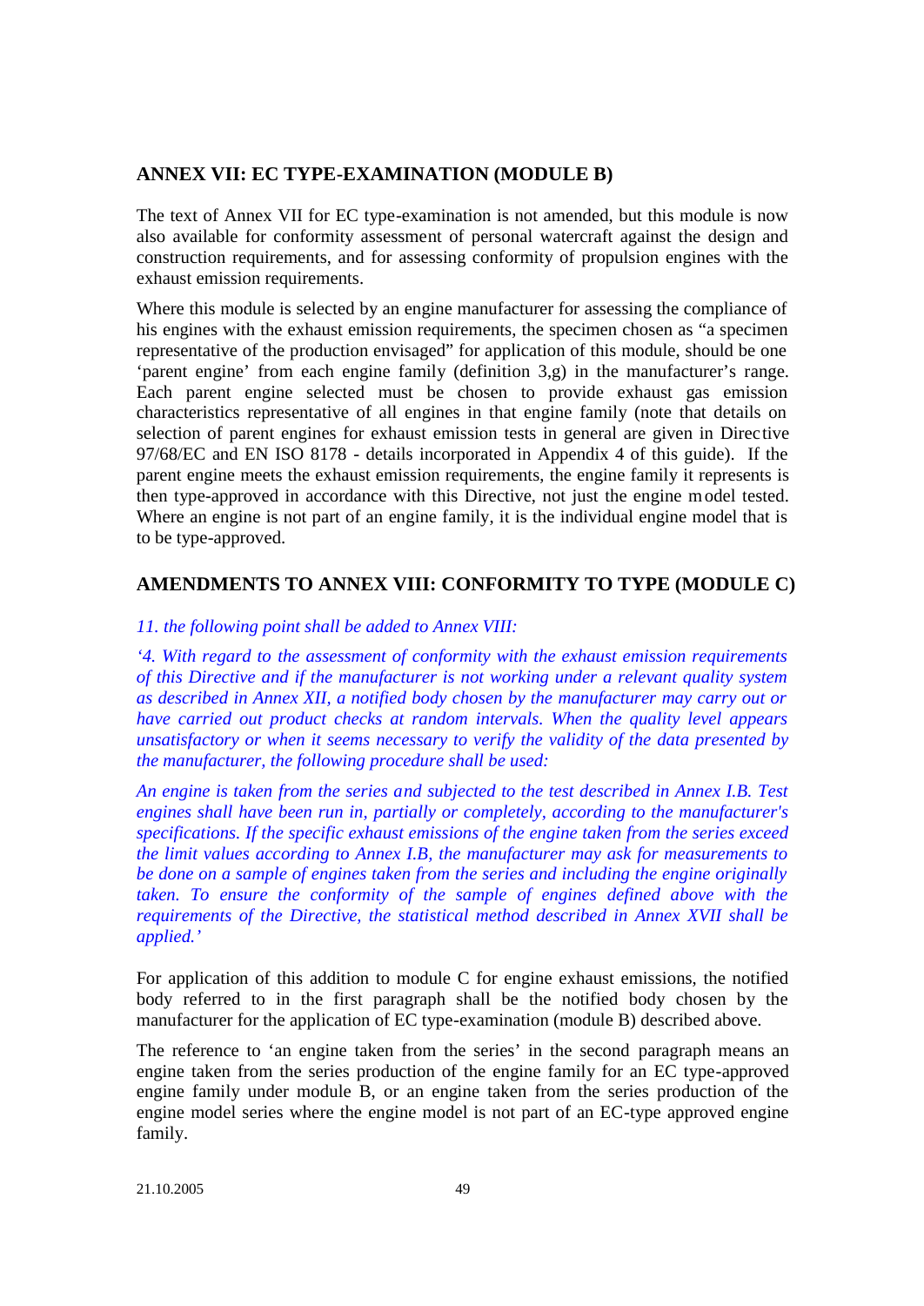## ANNEX VII: EC TYPE-EXAMINATION (MODULE B)

The text of Annex VII for EC type-examination is not amended, but this module is now also available for conformity assessment of personal watercraft against the design and construction requirements, and for assessing conformity of propulsion engines with the exhaust emission requirements.

Where this module is selected by an engine manufacturer for assessing the compliance of his engines with the exhaust emission requirements, the specimen chosen as "a specimen representative of the production envisaged" for application of this module, should be one 'parent engine' from each engine family (definition 3,g) in the manufacturer's range. Each parent engine selected must be chosen to provide exhaust gas emission characteristics representative of all engines in that engine family (note that details on selection of parent engines for exhaust emission tests in general are given in Directive 97/68/EC and EN ISO 8178 - details incorporated in Appendix 4 of this guide). If the parent engine meets the exhaust emission requirements, the engine family it represents is then type-approved in accordance with this Directive, not just the engine model tested. Where an engine is not part of an engine family, it is the individual engine model that is to be type-approved.

## AMENDMENTS TO ANNEX VIII: CONFORMITY TO TYPE (MODULE C)

*11. the following point shall be added to Annex VIII:*

*'4. With regard to the assessment of conformity with the exhaust emission requirements of this Directive and if the manufacturer is not working under a relevant quality system as described in Annex XII, a notified body chosen by the manufacturer may carry out or have carried out product checks at random intervals. When the quality level appears unsatisfactory or when it seems necessary to verify the validity of the data presented by the manufacturer, the following procedure shall be used:*

*An engine is taken from the series and subjected to the test described in Annex I.B. Test engines shall have been run in, partially or completely, according to the manufacturer's specifications. If the specific exhaust emissions of the engine taken from the series exceed the limit values according to Annex I.B, the manufacturer may ask for measurements to be done on a sample of engines taken from the series and including the engine originally taken. To ensure the conformity of the sample of engines defined above with the requirements of the Directive, the statistical method described in Annex XVII shall be applied.'*

For application of this addition to module C for engine exhaust emissions, the notified body referred to in the first paragraph shall be the notified body chosen by the manufacturer for the application of EC type-examination (module B) described above.

The reference to 'an engine taken from the series' in the second paragraph means an engine taken from the series production of the engine family for an EC type-approved engine family under module B, or an engine taken from the series production of the engine model series where the engine model is not part of an EC-type approved engine family.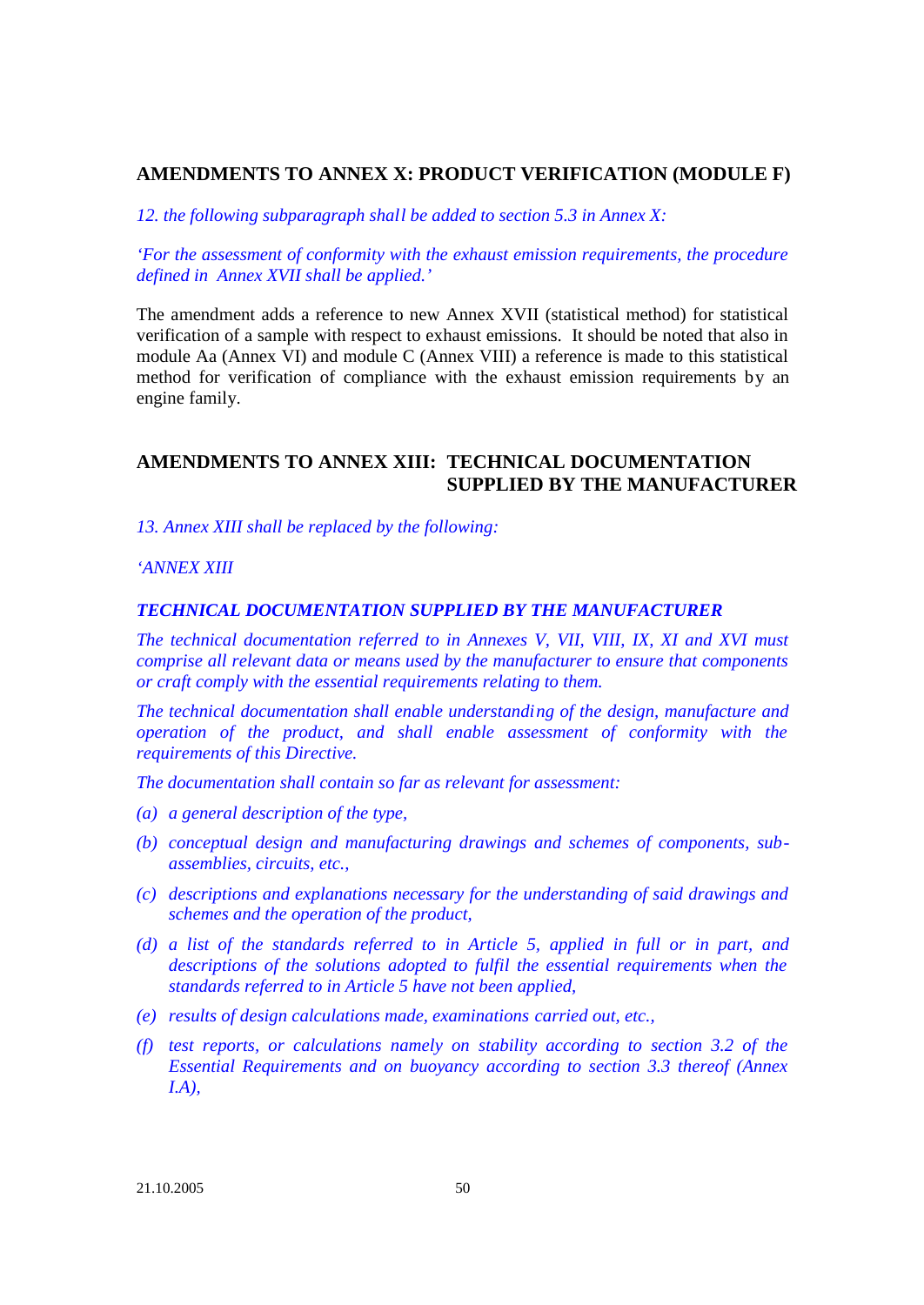## AMENDMENTS TO ANNEX X: PRODUCT VERIFICATION (MODULE F)

*12. the following subparagraph shall be added to section 5.3 in Annex X:*

*'For the assessment of conformity with the exhaust emission requirements, the procedure defined in Annex XVII shall be applied.'*

The amendment adds a reference to new Annex XVII (statistical method) for statistical verification of a sample with respect to exhaust emissions. It should be noted that also in module Aa (Annex VI) and module C (Annex VIII) a reference is made to this statistical method for verification of compliance with the exhaust emission requirements by an engine family.

## AMENDMENTS TO ANNEX XIII: TECHNICAL DOCUMENTATION SUPPLIED BY THE MANUFACTURER

*13. Annex XIII shall be replaced by the following:*

*'ANNEX XIII*

***TECHNICAL DOCUMENTATION SUPPLIED BY THE MANUFACTURER***

*The technical documentation referred to in Annexes V, VII, VIII, IX, XI and XVI must comprise all relevant data or means used by the manufacturer to ensure that components or craft comply with the essential requirements relating to them.*

*The technical documentation shall enable understanding of the design, manufacture and operation of the product, and shall enable assessment of conformity with the requirements of this Directive.*

*The documentation shall contain so far as relevant for assessment:*

*(a) a general description of the type,*

*(b) conceptual design and manufacturing drawings and schemes of components, sub-assemblies, circuits, etc.,*

*(c) descriptions and explanations necessary for the understanding of said drawings and schemes and the operation of the product,*

*(d) a list of the standards referred to in Article 5, applied in full or in part, and descriptions of the solutions adopted to fulfil the essential requirements when the standards referred to in Article 5 have not been applied,*

*(e) results of design calculations made, examinations carried out, etc.,*

*(f) test reports, or calculations namely on stability according to section 3.2 of the Essential Requirements and on buoyancy according to section 3.3 thereof (Annex I.A),*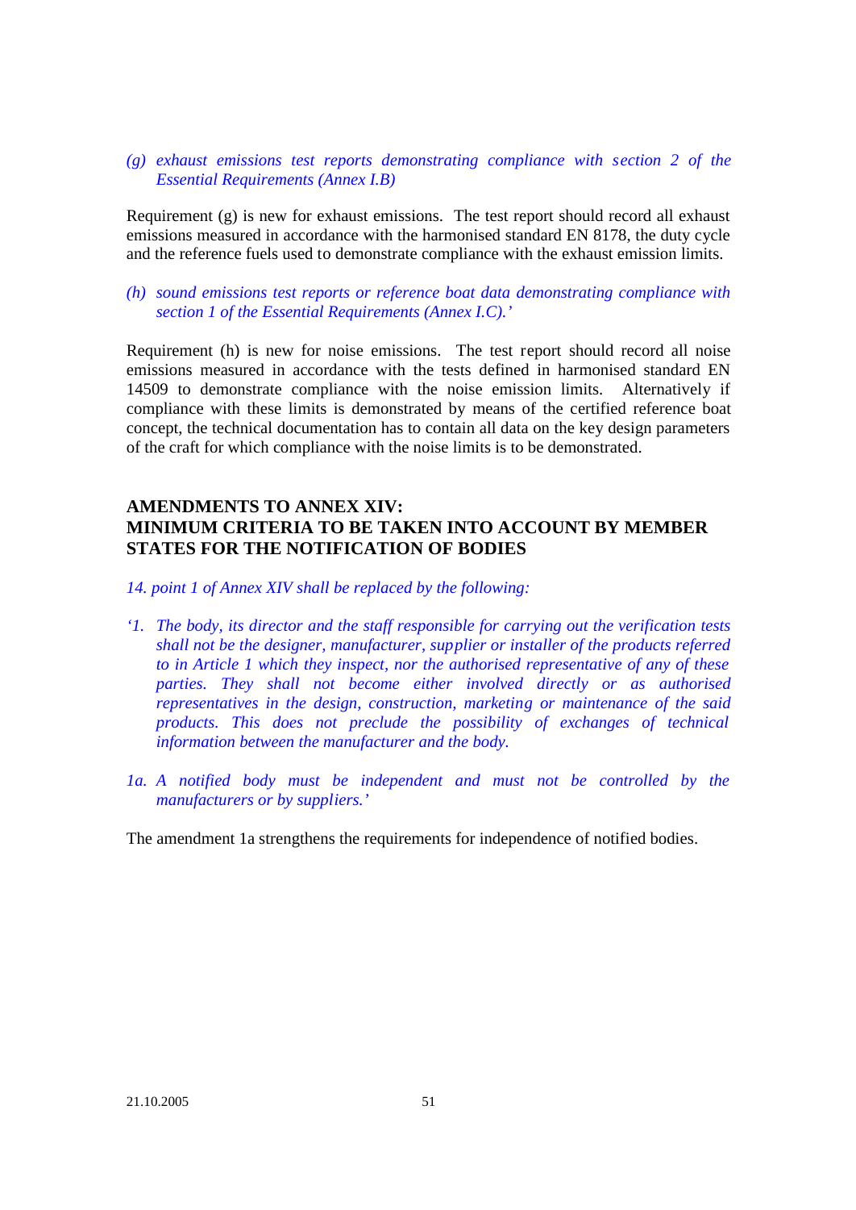*(g) exhaust emissions test reports demonstrating compliance with section 2 of the Essential Requirements (Annex I.B)*

Requirement (g) is new for exhaust emissions. The test report should record all exhaust emissions measured in accordance with the harmonised standard EN 8178, the duty cycle and the reference fuels used to demonstrate compliance with the exhaust emission limits.

*(h) sound emissions test reports or reference boat data demonstrating compliance with section 1 of the Essential Requirements (Annex I.C).'*

Requirement (h) is new for noise emissions. The test report should record all noise emissions measured in accordance with the tests defined in harmonised standard EN 14509 to demonstrate compliance with the noise emission limits. Alternatively if compliance with these limits is demonstrated by means of the certified reference boat concept, the technical documentation has to contain all data on the key design parameters of the craft for which compliance with the noise limits is to be demonstrated.

## AMENDMENTS TO ANNEX XIV: MINIMUM CRITERIA TO BE TAKEN INTO ACCOUNT BY MEMBER STATES FOR THE NOTIFICATION OF BODIES

*14. point 1 of Annex XIV shall be replaced by the following:*

*'1. The body, its director and the staff responsible for carrying out the verification tests shall not be the designer, manufacturer, supplier or installer of the products referred to in Article 1 which they inspect, nor the authorised representative of any of these parties. They shall not become either involved directly or as authorised representatives in the design, construction, marketing or maintenance of the said products. This does not preclude the possibility of exchanges of technical information between the manufacturer and the body.*

*1a. A notified body must be independent and must not be controlled by the manufacturers or by suppliers.'*

The amendment 1a strengthens the requirements for independence of notified bodies.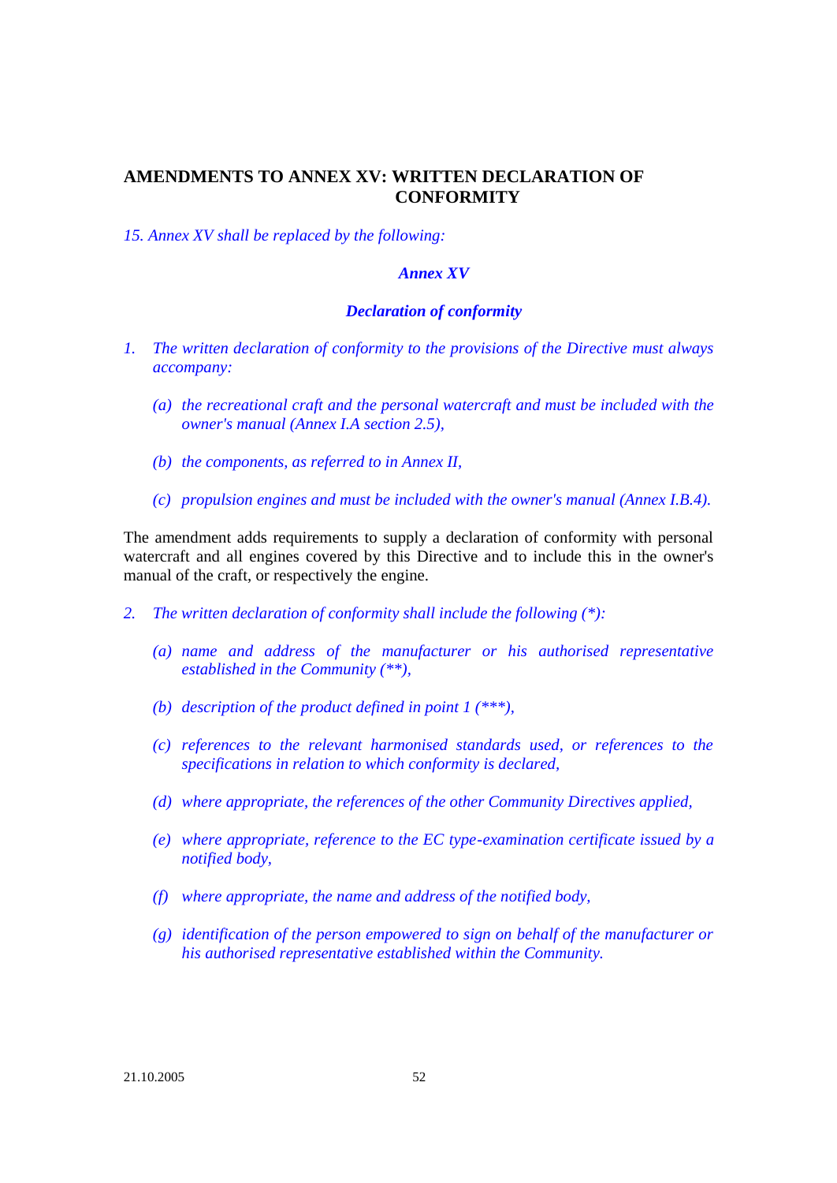## AMENDMENTS TO ANNEX XV: WRITTEN DECLARATION OF CONFORMITY

*15. Annex XV shall be replaced by the following:*

***Annex XV***

***Declaration of conformity***

1. *The written declaration of conformity to the provisions of the Directive must always accompany:*

   (a) *the recreational craft and the personal watercraft and must be included with the owner's manual (Annex I.A section 2.5),*

   (b) *the components, as referred to in Annex II,*

   (c) *propulsion engines and must be included with the owner's manual (Annex I.B.4).*

The amendment adds requirements to supply a declaration of conformity with personal watercraft and all engines covered by this Directive and to include this in the owner's manual of the craft, or respectively the engine.

2. *The written declaration of conformity shall include the following (*):*

   (a) *name and address of the manufacturer or his authorised representative established in the Community (**),*

   (b) *description of the product defined in point 1 (***),*

   (c) *references to the relevant harmonised standards used, or references to the specifications in relation to which conformity is declared,*

   (d) *where appropriate, the references of the other Community Directives applied,*

   (e) *where appropriate, reference to the EC type-examination certificate issued by a notified body,*

   (f) *where appropriate, the name and address of the notified body,*

   (g) *identification of the person empowered to sign on behalf of the manufacturer or his authorised representative established within the Community.*

21.10.2005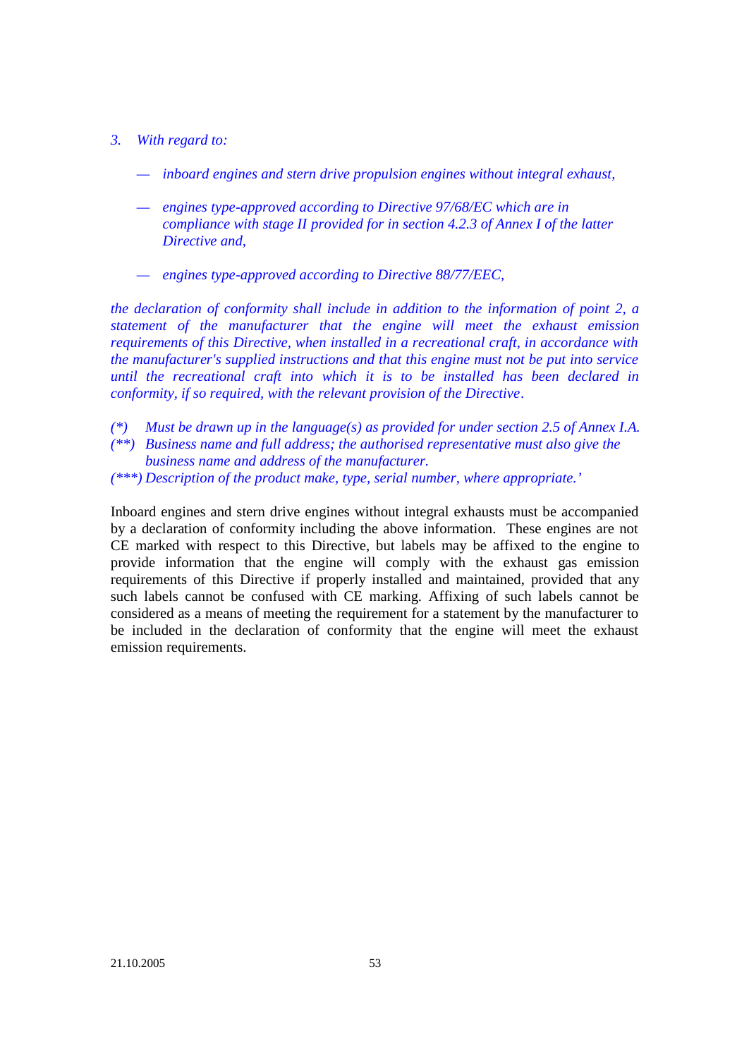*3. With regard to:*

- *inboard engines and stern drive propulsion engines without integral exhaust,*
- *engines type-approved according to Directive 97/68/EC which are in compliance with stage II provided for in section 4.2.3 of Annex I of the latter Directive and,*
- *engines type-approved according to Directive 88/77/EEC,*

*the declaration of conformity shall include in addition to the information of point 2, a statement of the manufacturer that the engine will meet the exhaust emission requirements of this Directive, when installed in a recreational craft, in accordance with the manufacturer's supplied instructions and that this engine must not be put into service until the recreational craft into which it is to be installed has been declared in conformity, if so required, with the relevant provision of the Directive.*

*(\*) Must be drawn up in the language(s) as provided for under section 2.5 of Annex I.A.*
*(\*\*) Business name and full address; the authorised representative must also give the business name and address of the manufacturer.*
*(\*\*\*) Description of the product make, type, serial number, where appropriate.'*

Inboard engines and stern drive engines without integral exhausts must be accompanied by a declaration of conformity including the above information. These engines are not CE marked with respect to this Directive, but labels may be affixed to the engine to provide information that the engine will comply with the exhaust gas emission requirements of this Directive if properly installed and maintained, provided that any such labels cannot be confused with CE marking. Affixing of such labels cannot be considered as a means of meeting the requirement for a statement by the manufacturer to be included in the declaration of conformity that the engine will meet the exhaust emission requirements.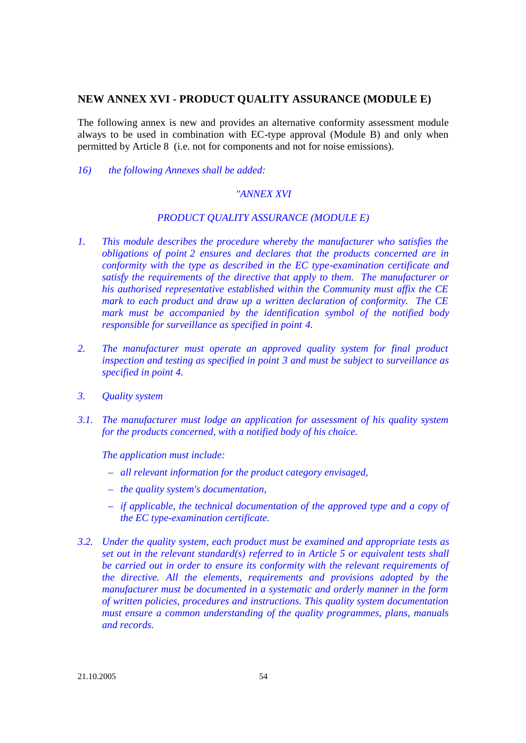## NEW ANNEX XVI - PRODUCT QUALITY ASSURANCE (MODULE E)

The following annex is new and provides an alternative conformity assessment module always to be used in combination with EC-type approval (Module B) and only when permitted by Article 8 (i.e. not for components and not for noise emissions).

*16) the following Annexes shall be added:*

*"ANNEX XVI*

*PRODUCT QUALITY ASSURANCE (MODULE E)*

*1. This module describes the procedure whereby the manufacturer who satisfies the obligations of point 2 ensures and declares that the products concerned are in conformity with the type as described in the EC type-examination certificate and satisfy the requirements of the directive that apply to them. The manufacturer or his authorised representative established within the Community must affix the CE mark to each product and draw up a written declaration of conformity. The CE mark must be accompanied by the identification symbol of the notified body responsible for surveillance as specified in point 4.*

*2. The manufacturer must operate an approved quality system for final product inspection and testing as specified in point 3 and must be subject to surveillance as specified in point 4.*

*3. Quality system*

*3.1. The manufacturer must lodge an application for assessment of his quality system for the products concerned, with a notified body of his choice.*

*The application must include:*

- *all relevant information for the product category envisaged,*
- *the quality system's documentation,*
- *if applicable, the technical documentation of the approved type and a copy of the EC type-examination certificate.*

*3.2. Under the quality system, each product must be examined and appropriate tests as set out in the relevant standard(s) referred to in Article 5 or equivalent tests shall be carried out in order to ensure its conformity with the relevant requirements of the directive. All the elements, requirements and provisions adopted by the manufacturer must be documented in a systematic and orderly manner in the form of written policies, procedures and instructions. This quality system documentation must ensure a common understanding of the quality programmes, plans, manuals and records.*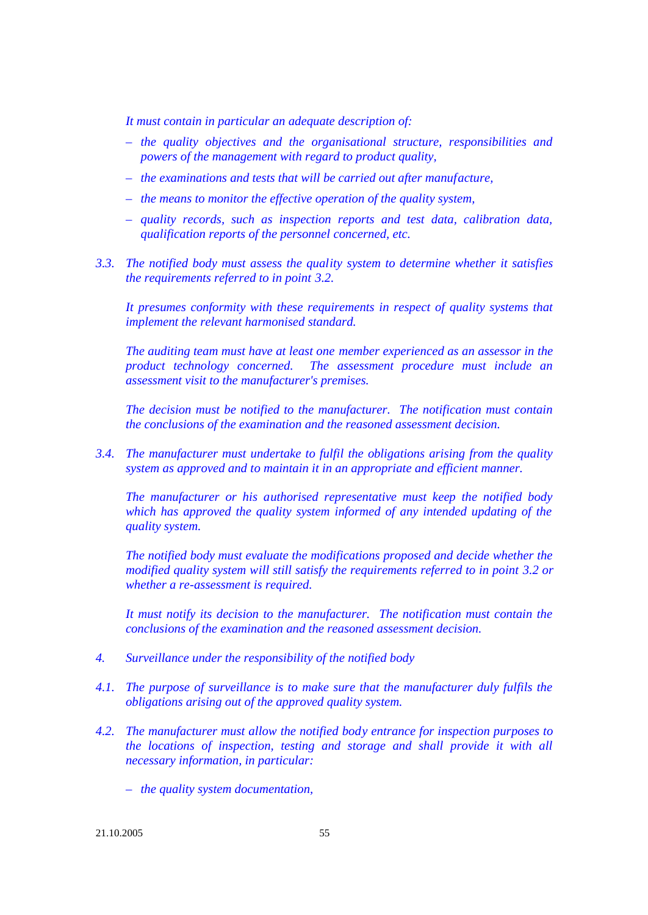*It must contain in particular an adequate description of:*

- *the quality objectives and the organisational structure, responsibilities and powers of the management with regard to product quality,*
- *the examinations and tests that will be carried out after manufacture,*
- *the means to monitor the effective operation of the quality system,*
- *quality records, such as inspection reports and test data, calibration data, qualification reports of the personnel concerned, etc.*

*3.3. The notified body must assess the quality system to determine whether it satisfies the requirements referred to in point 3.2.*

*It presumes conformity with these requirements in respect of quality systems that implement the relevant harmonised standard.*

*The auditing team must have at least one member experienced as an assessor in the product technology concerned. The assessment procedure must include an assessment visit to the manufacturer's premises.*

*The decision must be notified to the manufacturer. The notification must contain the conclusions of the examination and the reasoned assessment decision.*

*3.4. The manufacturer must undertake to fulfil the obligations arising from the quality system as approved and to maintain it in an appropriate and efficient manner.*

*The manufacturer or his authorised representative must keep the notified body which has approved the quality system informed of any intended updating of the quality system.*

*The notified body must evaluate the modifications proposed and decide whether the modified quality system will still satisfy the requirements referred to in point 3.2 or whether a re-assessment is required.*

*It must notify its decision to the manufacturer. The notification must contain the conclusions of the examination and the reasoned assessment decision.*

*4. Surveillance under the responsibility of the notified body*

*4.1. The purpose of surveillance is to make sure that the manufacturer duly fulfils the obligations arising out of the approved quality system.*

*4.2. The manufacturer must allow the notified body entrance for inspection purposes to the locations of inspection, testing and storage and shall provide it with all necessary information, in particular:*

- *the quality system documentation,*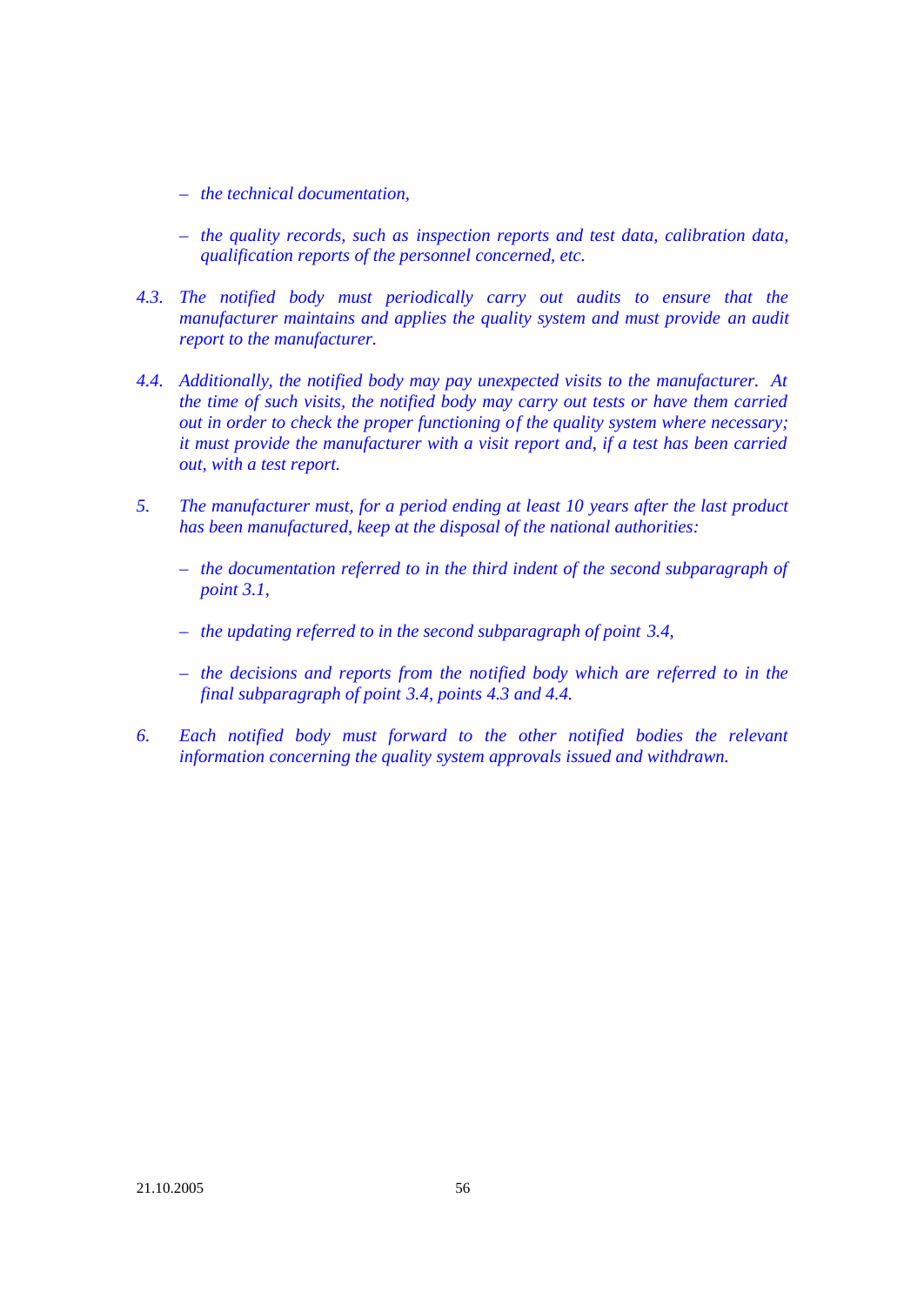*– the technical documentation,*

*– the quality records, such as inspection reports and test data, calibration data, qualification reports of the personnel concerned, etc.*

*4.3. The notified body must periodically carry out audits to ensure that the manufacturer maintains and applies the quality system and must provide an audit report to the manufacturer.*

*4.4. Additionally, the notified body may pay unexpected visits to the manufacturer. At the time of such visits, the notified body may carry out tests or have them carried out in order to check the proper functioning of the quality system where necessary; it must provide the manufacturer with a visit report and, if a test has been carried out, with a test report.*

*5. The manufacturer must, for a period ending at least 10 years after the last product has been manufactured, keep at the disposal of the national authorities:*

*– the documentation referred to in the third indent of the second subparagraph of point 3.1,*

*– the updating referred to in the second subparagraph of point 3.4,*

*– the decisions and reports from the notified body which are referred to in the final subparagraph of point 3.4, points 4.3 and 4.4.*

*6. Each notified body must forward to the other notified bodies the relevant information concerning the quality system approvals issued and withdrawn.*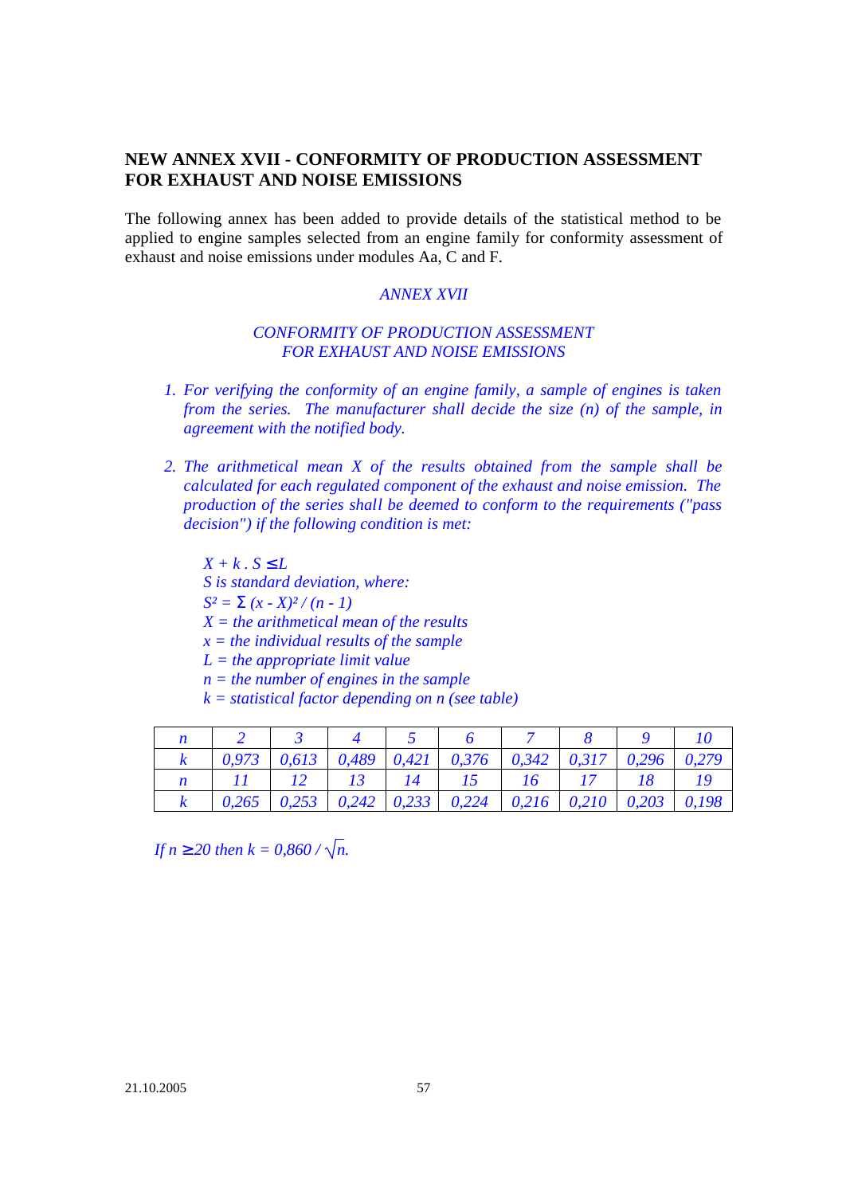## NEW ANNEX XVII - CONFORMITY OF PRODUCTION ASSESSMENT FOR EXHAUST AND NOISE EMISSIONS

The following annex has been added to provide details of the statistical method to be applied to engine samples selected from an engine family for conformity assessment of exhaust and noise emissions under modules Aa, C and F.

*ANNEX XVII*

*CONFORMITY OF PRODUCTION ASSESSMENT FOR EXHAUST AND NOISE EMISSIONS*

1. *For verifying the conformity of an engine family, a sample of engines is taken from the series. The manufacturer shall decide the size (n) of the sample, in agreement with the notified body.*

2. *The arithmetical mean X of the results obtained from the sample shall be calculated for each regulated component of the exhaust and noise emission. The production of the series shall be deemed to conform to the requirements ("pass decision") if the following condition is met:*

   $X + k \cdot S \leq L$
   *S is standard deviation, where:*
   $S^2 = \Sigma (x - X)^2 / (n - 1)$
   *$X$ = the arithmetical mean of the results*
   *$x$ = the individual results of the sample*
   *$L$ = the appropriate limit value*
   *$n$ = the number of engines in the sample*
   *$k$ = statistical factor depending on n (see table)*

| *n* | *2* | *3* | *4* | *5* | *6* | *7* | *8* | *9* | *10* |
|---|---|---|---|---|---|---|---|---|---|
| *k* | *0,973* | *0,613* | *0,489* | *0,421* | *0,376* | *0,342* | *0,317* | *0,296* | *0,279* |
| *n* | *11* | *12* | *13* | *14* | *15* | *16* | *17* | *18* | *19* |
| *k* | *0,265* | *0,253* | *0,242* | *0,233* | *0,224* | *0,216* | *0,210* | *0,203* | *0,198* |

*If $n \geq 20$ then $k = 0{,}860 / \sqrt{n}$.*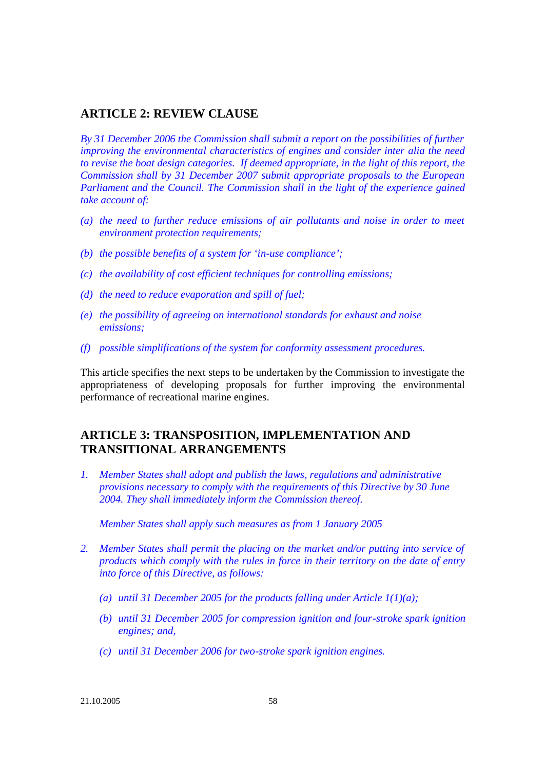## ARTICLE 2: REVIEW CLAUSE

*By 31 December 2006 the Commission shall submit a report on the possibilities of further improving the environmental characteristics of engines and consider inter alia the need to revise the boat design categories. If deemed appropriate, in the light of this report, the Commission shall by 31 December 2007 submit appropriate proposals to the European Parliament and the Council. The Commission shall in the light of the experience gained take account of:*

*(a) the need to further reduce emissions of air pollutants and noise in order to meet environment protection requirements;*

*(b) the possible benefits of a system for 'in-use compliance';*

*(c) the availability of cost efficient techniques for controlling emissions;*

*(d) the need to reduce evaporation and spill of fuel;*

*(e) the possibility of agreeing on international standards for exhaust and noise emissions;*

*(f) possible simplifications of the system for conformity assessment procedures.*

This article specifies the next steps to be undertaken by the Commission to investigate the appropriateness of developing proposals for further improving the environmental performance of recreational marine engines.

## ARTICLE 3: TRANSPOSITION, IMPLEMENTATION AND TRANSITIONAL ARRANGEMENTS

1. *Member States shall adopt and publish the laws, regulations and administrative provisions necessary to comply with the requirements of this Directive by 30 June 2004. They shall immediately inform the Commission thereof.*

   *Member States shall apply such measures as from 1 January 2005*

2. *Member States shall permit the placing on the market and/or putting into service of products which comply with the rules in force in their territory on the date of entry into force of this Directive, as follows:*

   *(a) until 31 December 2005 for the products falling under Article 1(1)(a);*

   *(b) until 31 December 2005 for compression ignition and four-stroke spark ignition engines; and,*

   *(c) until 31 December 2006 for two-stroke spark ignition engines.*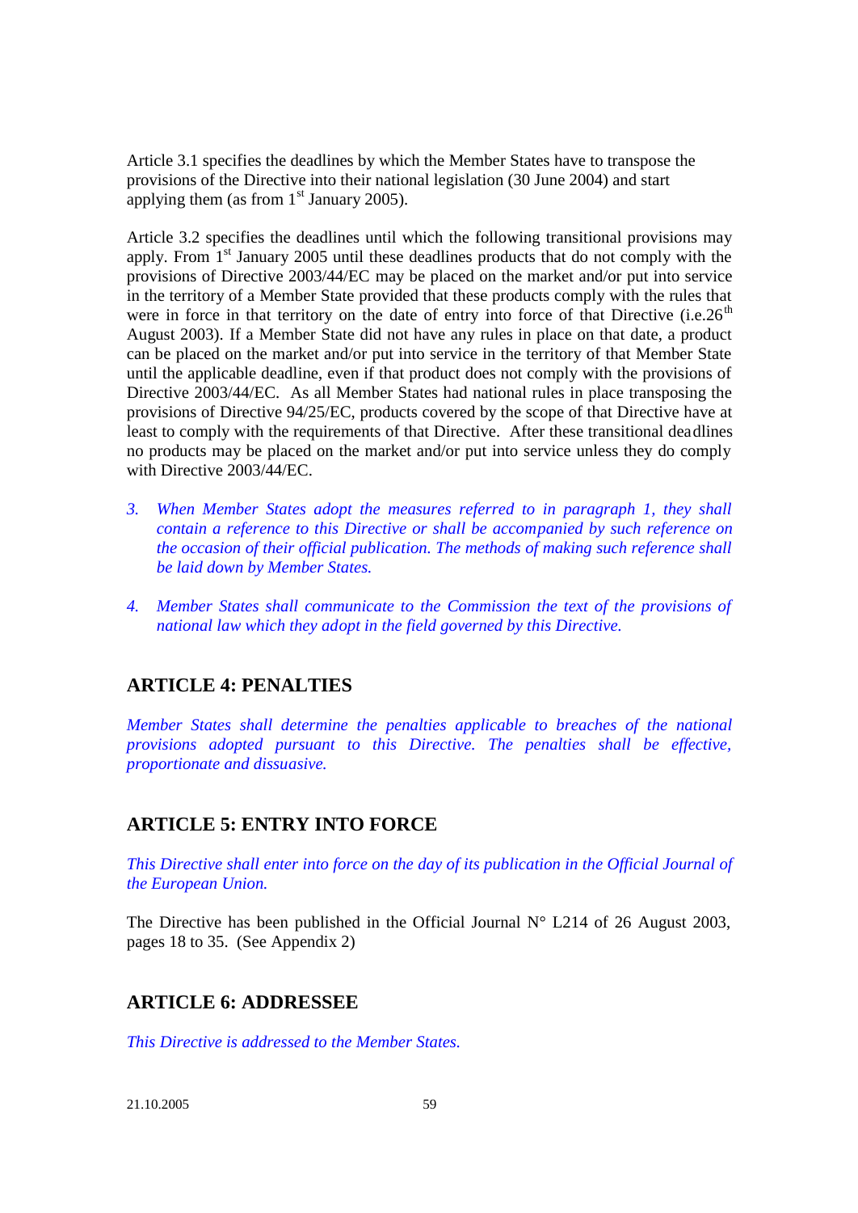Article 3.1 specifies the deadlines by which the Member States have to transpose the provisions of the Directive into their national legislation (30 June 2004) and start applying them (as from 1st January 2005).

Article 3.2 specifies the deadlines until which the following transitional provisions may apply. From 1st January 2005 until these deadlines products that do not comply with the provisions of Directive 2003/44/EC may be placed on the market and/or put into service in the territory of a Member State provided that these products comply with the rules that were in force in that territory on the date of entry into force of that Directive (i.e.26th August 2003). If a Member State did not have any rules in place on that date, a product can be placed on the market and/or put into service in the territory of that Member State until the applicable deadline, even if that product does not comply with the provisions of Directive 2003/44/EC. As all Member States had national rules in place transposing the provisions of Directive 94/25/EC, products covered by the scope of that Directive have at least to comply with the requirements of that Directive. After these transitional deadlines no products may be placed on the market and/or put into service unless they do comply with Directive 2003/44/EC.

3. *When Member States adopt the measures referred to in paragraph 1, they shall contain a reference to this Directive or shall be accompanied by such reference on the occasion of their official publication. The methods of making such reference shall be laid down by Member States.*

4. *Member States shall communicate to the Commission the text of the provisions of national law which they adopt in the field governed by this Directive.*

## ARTICLE 4: PENALTIES

*Member States shall determine the penalties applicable to breaches of the national provisions adopted pursuant to this Directive. The penalties shall be effective, proportionate and dissuasive.*

## ARTICLE 5: ENTRY INTO FORCE

*This Directive shall enter into force on the day of its publication in the Official Journal of the European Union.*

The Directive has been published in the Official Journal N° L214 of 26 August 2003, pages 18 to 35. (See Appendix 2)

## ARTICLE 6: ADDRESSEE

*This Directive is addressed to the Member States.*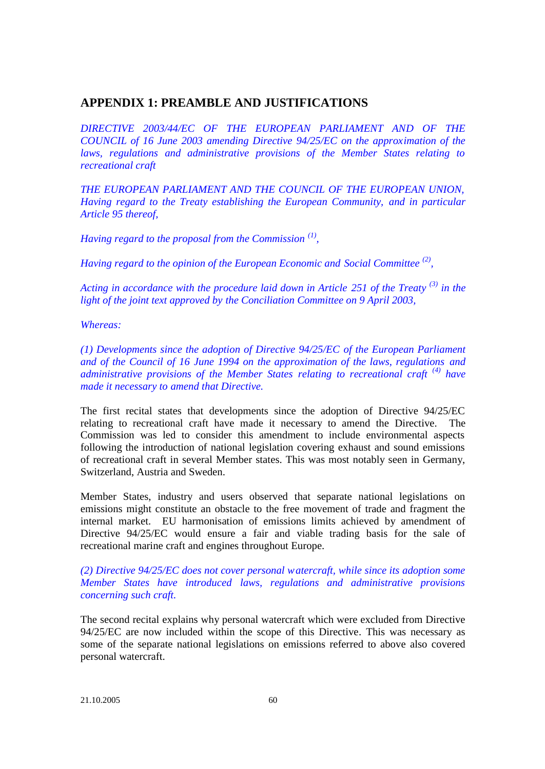## APPENDIX 1: PREAMBLE AND JUSTIFICATIONS

*DIRECTIVE 2003/44/EC OF THE EUROPEAN PARLIAMENT AND OF THE COUNCIL of 16 June 2003 amending Directive 94/25/EC on the approximation of the laws, regulations and administrative provisions of the Member States relating to recreational craft*

*THE EUROPEAN PARLIAMENT AND THE COUNCIL OF THE EUROPEAN UNION, Having regard to the Treaty establishing the European Community, and in particular Article 95 thereof,*

*Having regard to the proposal from the Commission [(1)],*

*Having regard to the opinion of the European Economic and Social Committee [(2)],*

*Acting in accordance with the procedure laid down in Article 251 of the Treaty [(3)] in the light of the joint text approved by the Conciliation Committee on 9 April 2003,*

*Whereas:*

*(1) Developments since the adoption of Directive 94/25/EC of the European Parliament and of the Council of 16 June 1994 on the approximation of the laws, regulations and administrative provisions of the Member States relating to recreational craft [(4)] have made it necessary to amend that Directive.*

The first recital states that developments since the adoption of Directive 94/25/EC relating to recreational craft have made it necessary to amend the Directive. The Commission was led to consider this amendment to include environmental aspects following the introduction of national legislation covering exhaust and sound emissions of recreational craft in several Member states. This was most notably seen in Germany, Switzerland, Austria and Sweden.

Member States, industry and users observed that separate national legislations on emissions might constitute an obstacle to the free movement of trade and fragment the internal market. EU harmonisation of emissions limits achieved by amendment of Directive 94/25/EC would ensure a fair and viable trading basis for the sale of recreational marine craft and engines throughout Europe.

*(2) Directive 94/25/EC does not cover personal watercraft, while since its adoption some Member States have introduced laws, regulations and administrative provisions concerning such craft.*

The second recital explains why personal watercraft which were excluded from Directive 94/25/EC are now included within the scope of this Directive. This was necessary as some of the separate national legislations on emissions referred to above also covered personal watercraft.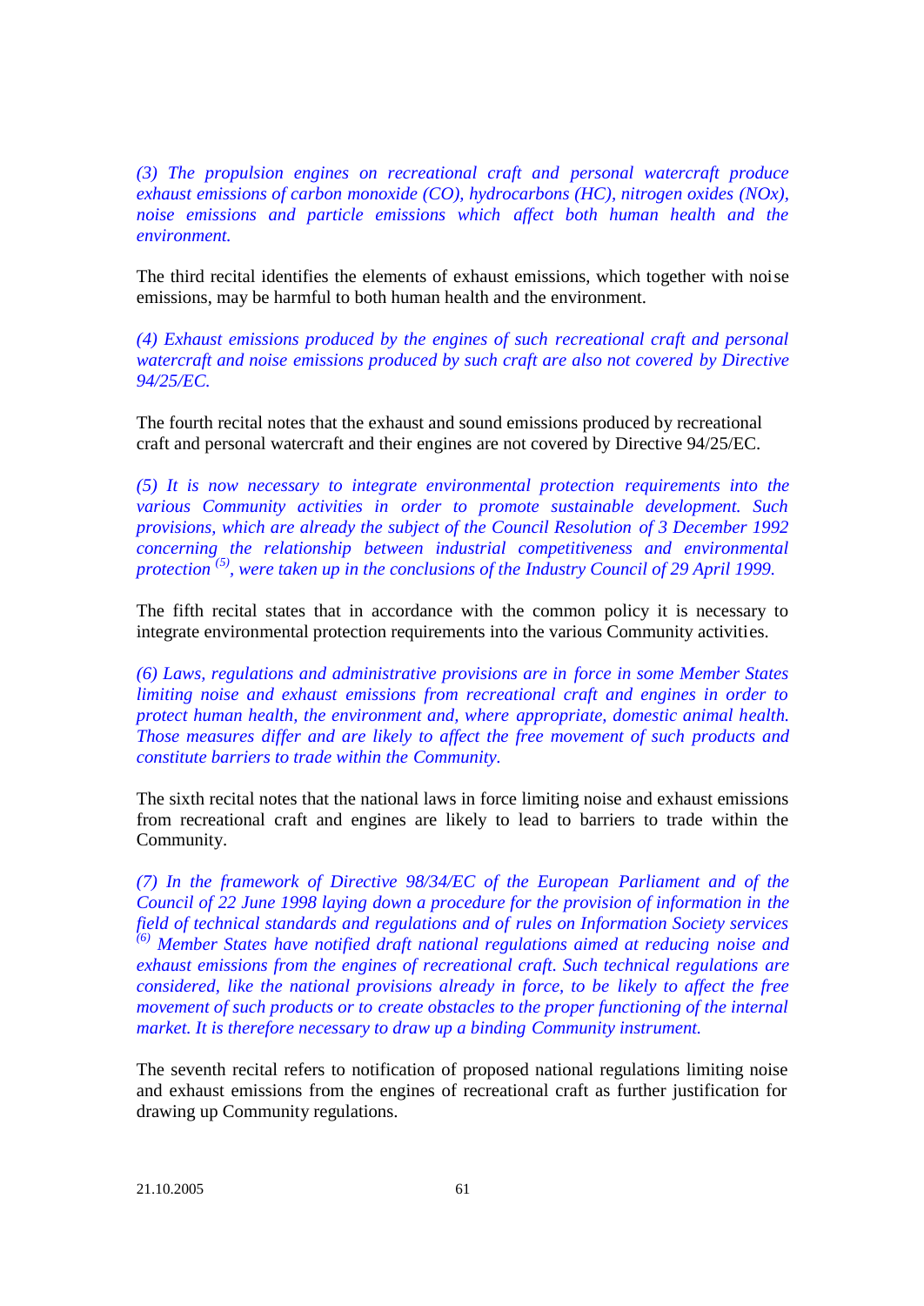*(3) The propulsion engines on recreational craft and personal watercraft produce exhaust emissions of carbon monoxide (CO), hydrocarbons (HC), nitrogen oxides (NOx), noise emissions and particle emissions which affect both human health and the environment.*

The third recital identifies the elements of exhaust emissions, which together with noise emissions, may be harmful to both human health and the environment.

*(4) Exhaust emissions produced by the engines of such recreational craft and personal watercraft and noise emissions produced by such craft are also not covered by Directive 94/25/EC.*

The fourth recital notes that the exhaust and sound emissions produced by recreational craft and personal watercraft and their engines are not covered by Directive 94/25/EC.

*(5) It is now necessary to integrate environmental protection requirements into the various Community activities in order to promote sustainable development. Such provisions, which are already the subject of the Council Resolution of 3 December 1992 concerning the relationship between industrial competitiveness and environmental protection [(5)], were taken up in the conclusions of the Industry Council of 29 April 1999.*

The fifth recital states that in accordance with the common policy it is necessary to integrate environmental protection requirements into the various Community activities.

*(6) Laws, regulations and administrative provisions are in force in some Member States limiting noise and exhaust emissions from recreational craft and engines in order to protect human health, the environment and, where appropriate, domestic animal health. Those measures differ and are likely to affect the free movement of such products and constitute barriers to trade within the Community.*

The sixth recital notes that the national laws in force limiting noise and exhaust emissions from recreational craft and engines are likely to lead to barriers to trade within the Community.

*(7) In the framework of Directive 98/34/EC of the European Parliament and of the Council of 22 June 1998 laying down a procedure for the provision of information in the field of technical standards and regulations and of rules on Information Society services [(6)] Member States have notified draft national regulations aimed at reducing noise and exhaust emissions from the engines of recreational craft. Such technical regulations are considered, like the national provisions already in force, to be likely to affect the free movement of such products or to create obstacles to the proper functioning of the internal market. It is therefore necessary to draw up a binding Community instrument.*

The seventh recital refers to notification of proposed national regulations limiting noise and exhaust emissions from the engines of recreational craft as further justification for drawing up Community regulations.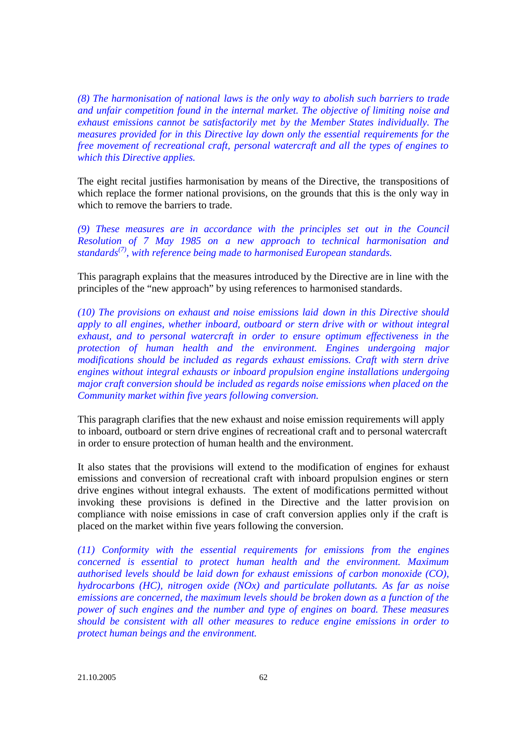*(8) The harmonisation of national laws is the only way to abolish such barriers to trade and unfair competition found in the internal market. The objective of limiting noise and exhaust emissions cannot be satisfactorily met by the Member States individually. The measures provided for in this Directive lay down only the essential requirements for the free movement of recreational craft, personal watercraft and all the types of engines to which this Directive applies.*

The eight recital justifies harmonisation by means of the Directive, the transpositions of which replace the former national provisions, on the grounds that this is the only way in which to remove the barriers to trade.

*(9) These measures are in accordance with the principles set out in the Council Resolution of 7 May 1985 on a new approach to technical harmonisation and standards[(7)], with reference being made to harmonised European standards.*

This paragraph explains that the measures introduced by the Directive are in line with the principles of the "new approach" by using references to harmonised standards.

*(10) The provisions on exhaust and noise emissions laid down in this Directive should apply to all engines, whether inboard, outboard or stern drive with or without integral exhaust, and to personal watercraft in order to ensure optimum effectiveness in the protection of human health and the environment. Engines undergoing major modifications should be included as regards exhaust emissions. Craft with stern drive engines without integral exhausts or inboard propulsion engine installations undergoing major craft conversion should be included as regards noise emissions when placed on the Community market within five years following conversion.*

This paragraph clarifies that the new exhaust and noise emission requirements will apply to inboard, outboard or stern drive engines of recreational craft and to personal watercraft in order to ensure protection of human health and the environment.

It also states that the provisions will extend to the modification of engines for exhaust emissions and conversion of recreational craft with inboard propulsion engines or stern drive engines without integral exhausts. The extent of modifications permitted without invoking these provisions is defined in the Directive and the latter provision on compliance with noise emissions in case of craft conversion applies only if the craft is placed on the market within five years following the conversion.

*(11) Conformity with the essential requirements for emissions from the engines concerned is essential to protect human health and the environment. Maximum authorised levels should be laid down for exhaust emissions of carbon monoxide (CO), hydrocarbons (HC), nitrogen oxide (NOx) and particulate pollutants. As far as noise emissions are concerned, the maximum levels should be broken down as a function of the power of such engines and the number and type of engines on board. These measures should be consistent with all other measures to reduce engine emissions in order to protect human beings and the environment.*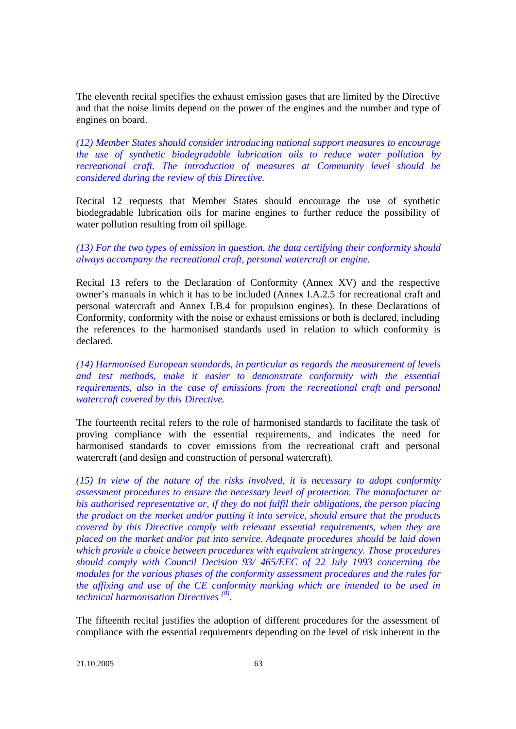The eleventh recital specifies the exhaust emission gases that are limited by the Directive and that the noise limits depend on the power of the engines and the number and type of engines on board.

*(12) Member States should consider introducing national support measures to encourage the use of synthetic biodegradable lubrication oils to reduce water pollution by recreational craft. The introduction of measures at Community level should be considered during the review of this Directive.*

Recital 12 requests that Member States should encourage the use of synthetic biodegradable lubrication oils for marine engines to further reduce the possibility of water pollution resulting from oil spillage.

*(13) For the two types of emission in question, the data certifying their conformity should always accompany the recreational craft, personal watercraft or engine.*

Recital 13 refers to the Declaration of Conformity (Annex XV) and the respective owner's manuals in which it has to be included (Annex I.A.2.5 for recreational craft and personal watercraft and Annex I.B.4 for propulsion engines). In these Declarations of Conformity, conformity with the noise or exhaust emissions or both is declared, including the references to the harmonised standards used in relation to which conformity is declared.

*(14) Harmonised European standards, in particular as regards the measurement of levels and test methods, make it easier to demonstrate conformity with the essential requirements, also in the case of emissions from the recreational craft and personal watercraft covered by this Directive.*

The fourteenth recital refers to the role of harmonised standards to facilitate the task of proving compliance with the essential requirements, and indicates the need for harmonised standards to cover emissions from the recreational craft and personal watercraft (and design and construction of personal watercraft).

*(15) In view of the nature of the risks involved, it is necessary to adopt conformity assessment procedures to ensure the necessary level of protection. The manufacturer or his authorised representative or, if they do not fulfil their obligations, the person placing the product on the market and/or putting it into service, should ensure that the products covered by this Directive comply with relevant essential requirements, when they are placed on the market and/or put into service. Adequate procedures should be laid down which provide a choice between procedures with equivalent stringency. Those procedures should comply with Council Decision 93/ 465/EEC of 22 July 1993 concerning the modules for the various phases of the conformity assessment procedures and the rules for the affixing and use of the CE conformity marking which are intended to be used in technical harmonisation Directives [(8)].*

The fifteenth recital justifies the adoption of different procedures for the assessment of compliance with the essential requirements depending on the level of risk inherent in the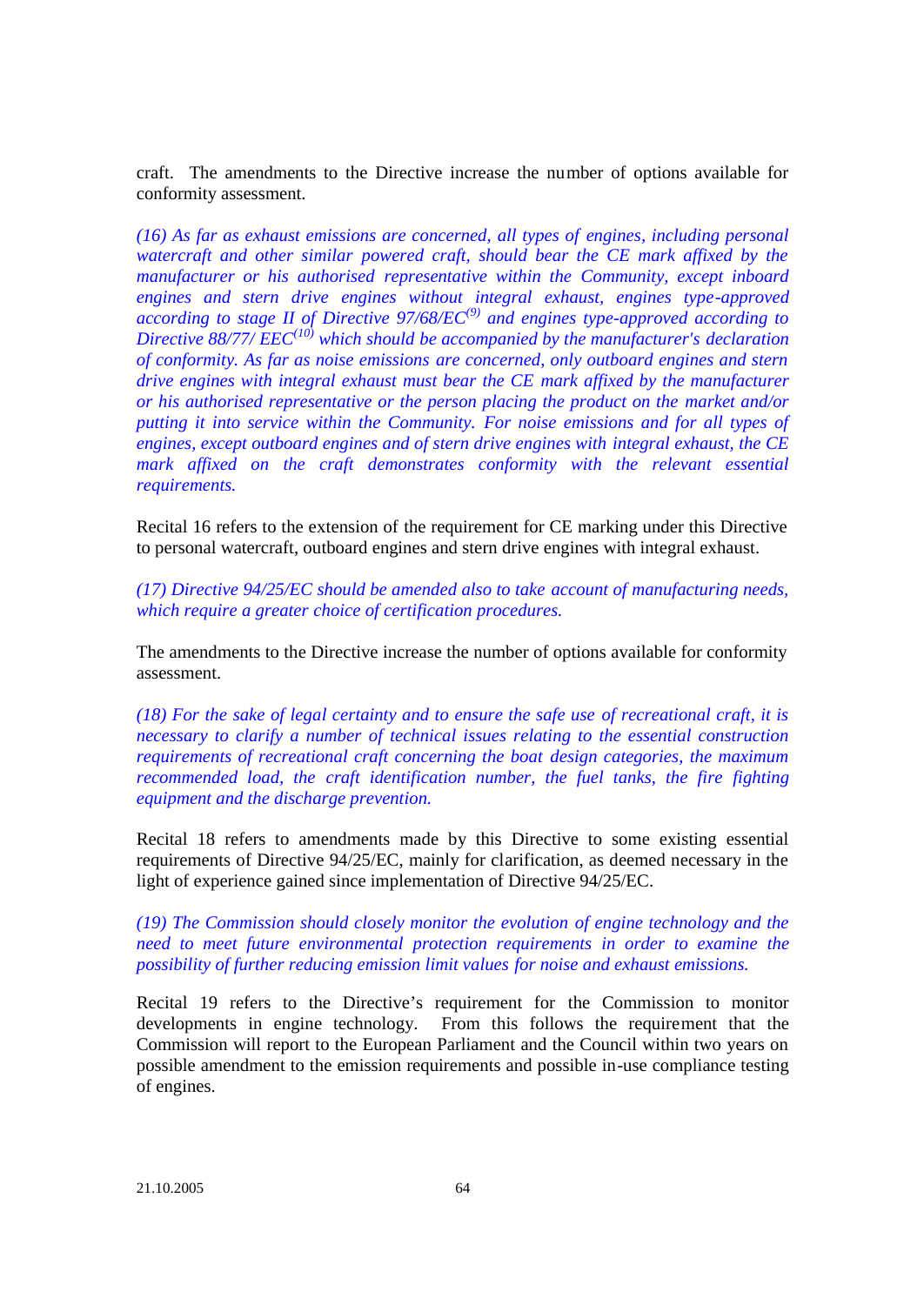craft. The amendments to the Directive increase the number of options available for conformity assessment.

*(16) As far as exhaust emissions are concerned, all types of engines, including personal watercraft and other similar powered craft, should bear the CE mark affixed by the manufacturer or his authorised representative within the Community, except inboard engines and stern drive engines without integral exhaust, engines type-approved according to stage II of Directive 97/68/EC[9] and engines type-approved according to Directive 88/77/ EEC[10] which should be accompanied by the manufacturer's declaration of conformity. As far as noise emissions are concerned, only outboard engines and stern drive engines with integral exhaust must bear the CE mark affixed by the manufacturer or his authorised representative or the person placing the product on the market and/or putting it into service within the Community. For noise emissions and for all types of engines, except outboard engines and of stern drive engines with integral exhaust, the CE mark affixed on the craft demonstrates conformity with the relevant essential requirements.*

Recital 16 refers to the extension of the requirement for CE marking under this Directive to personal watercraft, outboard engines and stern drive engines with integral exhaust.

*(17) Directive 94/25/EC should be amended also to take account of manufacturing needs, which require a greater choice of certification procedures.*

The amendments to the Directive increase the number of options available for conformity assessment.

*(18) For the sake of legal certainty and to ensure the safe use of recreational craft, it is necessary to clarify a number of technical issues relating to the essential construction requirements of recreational craft concerning the boat design categories, the maximum recommended load, the craft identification number, the fuel tanks, the fire fighting equipment and the discharge prevention.*

Recital 18 refers to amendments made by this Directive to some existing essential requirements of Directive 94/25/EC, mainly for clarification, as deemed necessary in the light of experience gained since implementation of Directive 94/25/EC.

*(19) The Commission should closely monitor the evolution of engine technology and the need to meet future environmental protection requirements in order to examine the possibility of further reducing emission limit values for noise and exhaust emissions.*

Recital 19 refers to the Directive's requirement for the Commission to monitor developments in engine technology. From this follows the requirement that the Commission will report to the European Parliament and the Council within two years on possible amendment to the emission requirements and possible in-use compliance testing of engines.

21.10.2005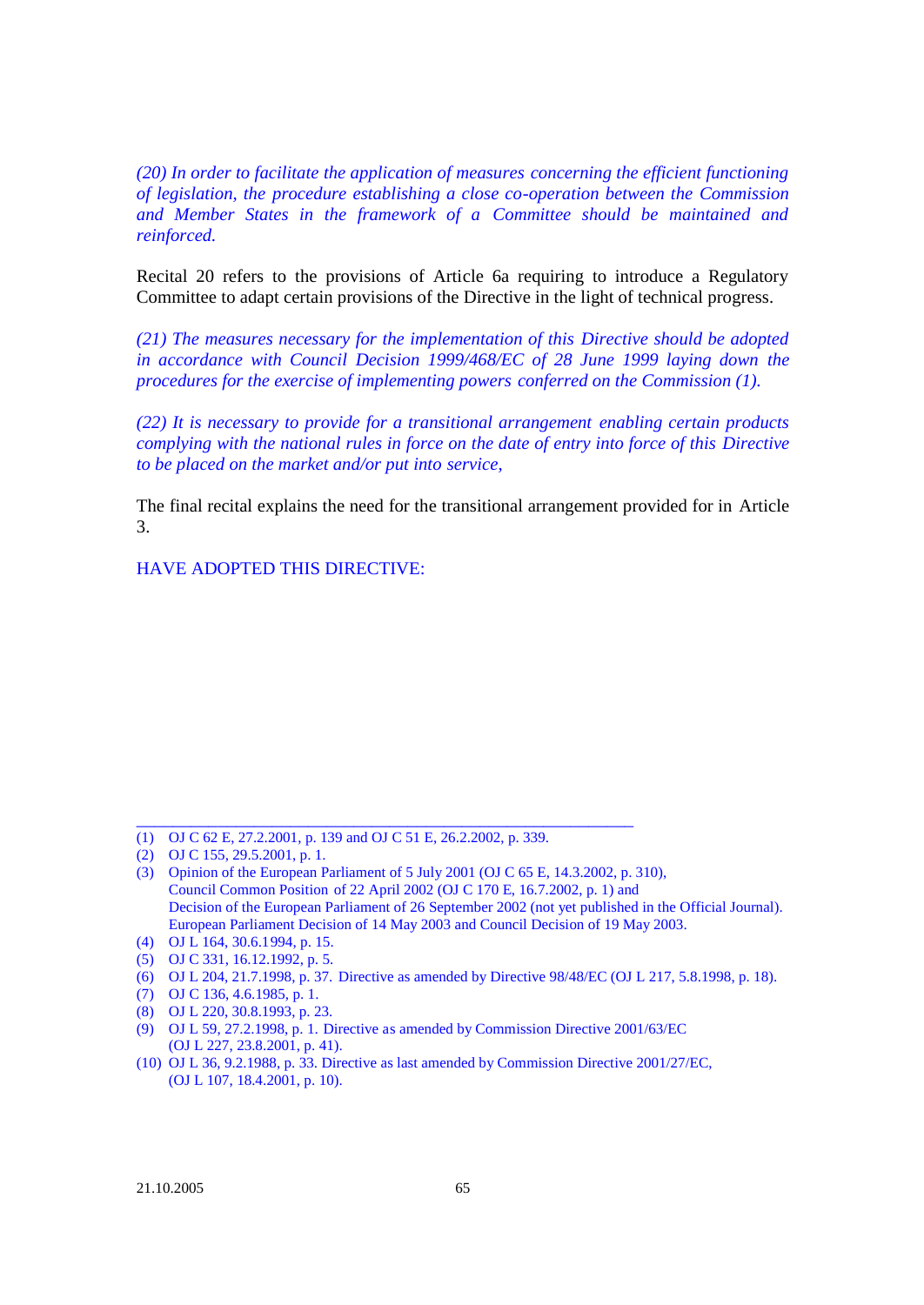*(20) In order to facilitate the application of measures concerning the efficient functioning of legislation, the procedure establishing a close co-operation between the Commission and Member States in the framework of a Committee should be maintained and reinforced.*

Recital 20 refers to the provisions of Article 6a requiring to introduce a Regulatory Committee to adapt certain provisions of the Directive in the light of technical progress.

*(21) The measures necessary for the implementation of this Directive should be adopted in accordance with Council Decision 1999/468/EC of 28 June 1999 laying down the procedures for the exercise of implementing powers conferred on the Commission (1).*

*(22) It is necessary to provide for a transitional arrangement enabling certain products complying with the national rules in force on the date of entry into force of this Directive to be placed on the market and/or put into service,*

The final recital explains the need for the transitional arrangement provided for in Article 3.

HAVE ADOPTED THIS DIRECTIVE:

---

(1) OJ C 62 E, 27.2.2001, p. 139 and OJ C 51 E, 26.2.2002, p. 339.
(2) OJ C 155, 29.5.2001, p. 1.
(3) Opinion of the European Parliament of 5 July 2001 (OJ C 65 E, 14.3.2002, p. 310), Council Common Position of 22 April 2002 (OJ C 170 E, 16.7.2002, p. 1) and Decision of the European Parliament of 26 September 2002 (not yet published in the Official Journal). European Parliament Decision of 14 May 2003 and Council Decision of 19 May 2003.
(4) OJ L 164, 30.6.1994, p. 15.
(5) OJ C 331, 16.12.1992, p. 5.
(6) OJ L 204, 21.7.1998, p. 37. Directive as amended by Directive 98/48/EC (OJ L 217, 5.8.1998, p. 18).
(7) OJ C 136, 4.6.1985, p. 1.
(8) OJ L 220, 30.8.1993, p. 23.
(9) OJ L 59, 27.2.1998, p. 1. Directive as amended by Commission Directive 2001/63/EC (OJ L 227, 23.8.2001, p. 41).
(10) OJ L 36, 9.2.1988, p. 33. Directive as last amended by Commission Directive 2001/27/EC, (OJ L 107, 18.4.2001, p. 10).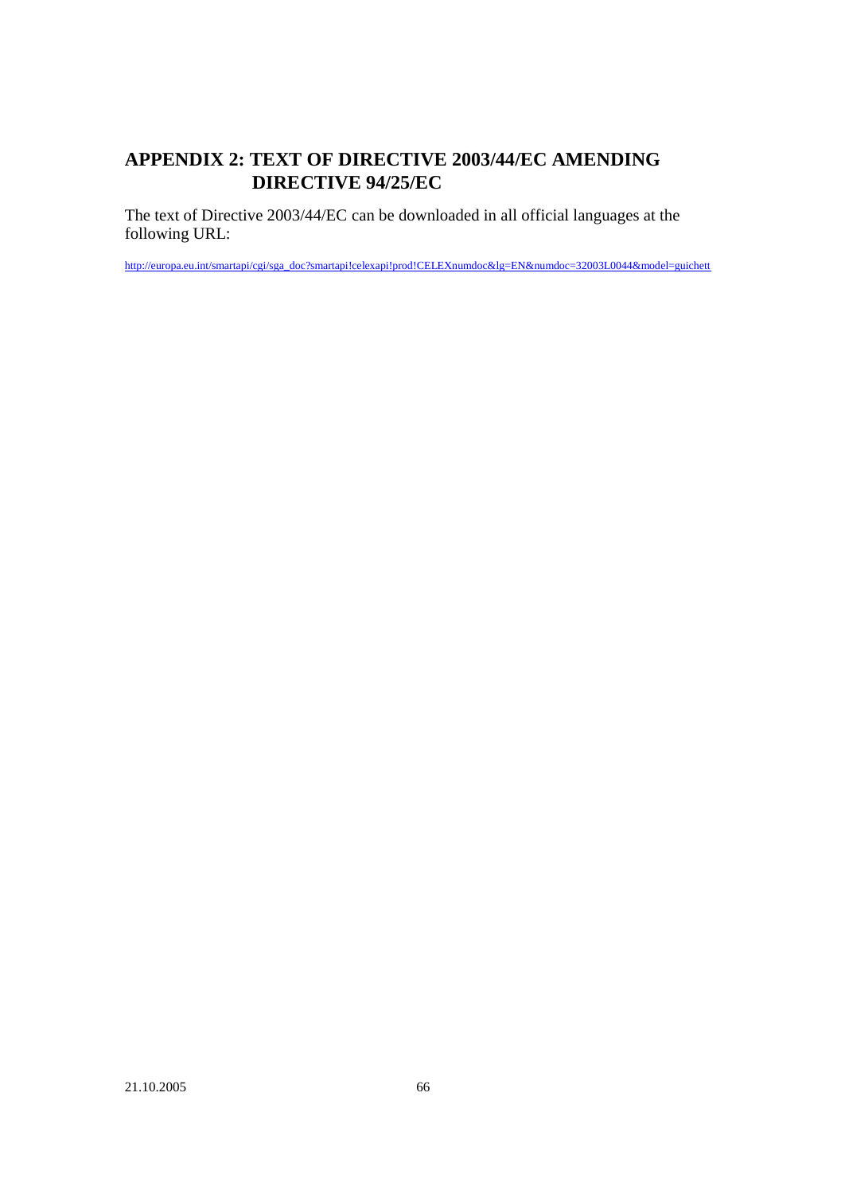## APPENDIX 2: TEXT OF DIRECTIVE 2003/44/EC AMENDING DIRECTIVE 94/25/EC

The text of Directive 2003/44/EC can be downloaded in all official languages at the following URL:

http://europa.eu.int/smartapi/cgi/sga_doc?smartapi!celexapi!prod!CELEXnumdoc&lg=EN&numdoc=32003L0044&model=guichett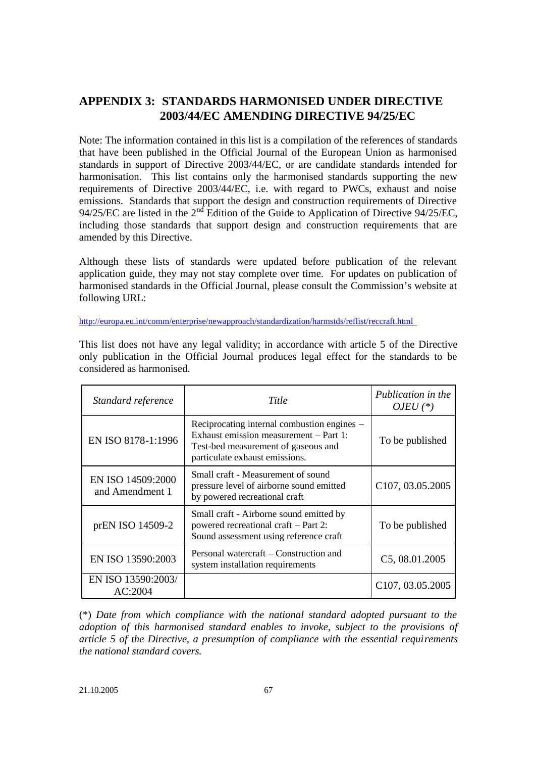## APPENDIX 3: STANDARDS HARMONISED UNDER DIRECTIVE 2003/44/EC AMENDING DIRECTIVE 94/25/EC

Note: The information contained in this list is a compilation of the references of standards that have been published in the Official Journal of the European Union as harmonised standards in support of Directive 2003/44/EC, or are candidate standards intended for harmonisation. This list contains only the harmonised standards supporting the new requirements of Directive 2003/44/EC, i.e. with regard to PWCs, exhaust and noise emissions. Standards that support the design and construction requirements of Directive 94/25/EC are listed in the 2nd Edition of the Guide to Application of Directive 94/25/EC, including those standards that support design and construction requirements that are amended by this Directive.

Although these lists of standards were updated before publication of the relevant application guide, they may not stay complete over time. For updates on publication of harmonised standards in the Official Journal, please consult the Commission's website at following URL:

http://europa.eu.int/comm/enterprise/newapproach/standardization/harmstds/reflist/reccraft.html

This list does not have any legal validity; in accordance with article 5 of the Directive only publication in the Official Journal produces legal effect for the standards to be considered as harmonised.

| *Standard reference* | *Title* | *Publication in the OJEU (\*)* |
|---|---|---|
| EN ISO 8178-1:1996 | Reciprocating internal combustion engines – Exhaust emission measurement – Part 1: Test-bed measurement of gaseous and particulate exhaust emissions. | To be published |
| EN ISO 14509:2000 and Amendment 1 | Small craft - Measurement of sound pressure level of airborne sound emitted by powered recreational craft | C107, 03.05.2005 |
| prEN ISO 14509-2 | Small craft - Airborne sound emitted by powered recreational craft – Part 2: Sound assessment using reference craft | To be published |
| EN ISO 13590:2003 | Personal watercraft – Construction and system installation requirements | C5, 08.01.2005 |
| EN ISO 13590:2003/ AC:2004 | | C107, 03.05.2005 |

(\*) *Date from which compliance with the national standard adopted pursuant to the adoption of this harmonised standard enables to invoke, subject to the provisions of article 5 of the Directive, a presumption of compliance with the essential requirements the national standard covers.*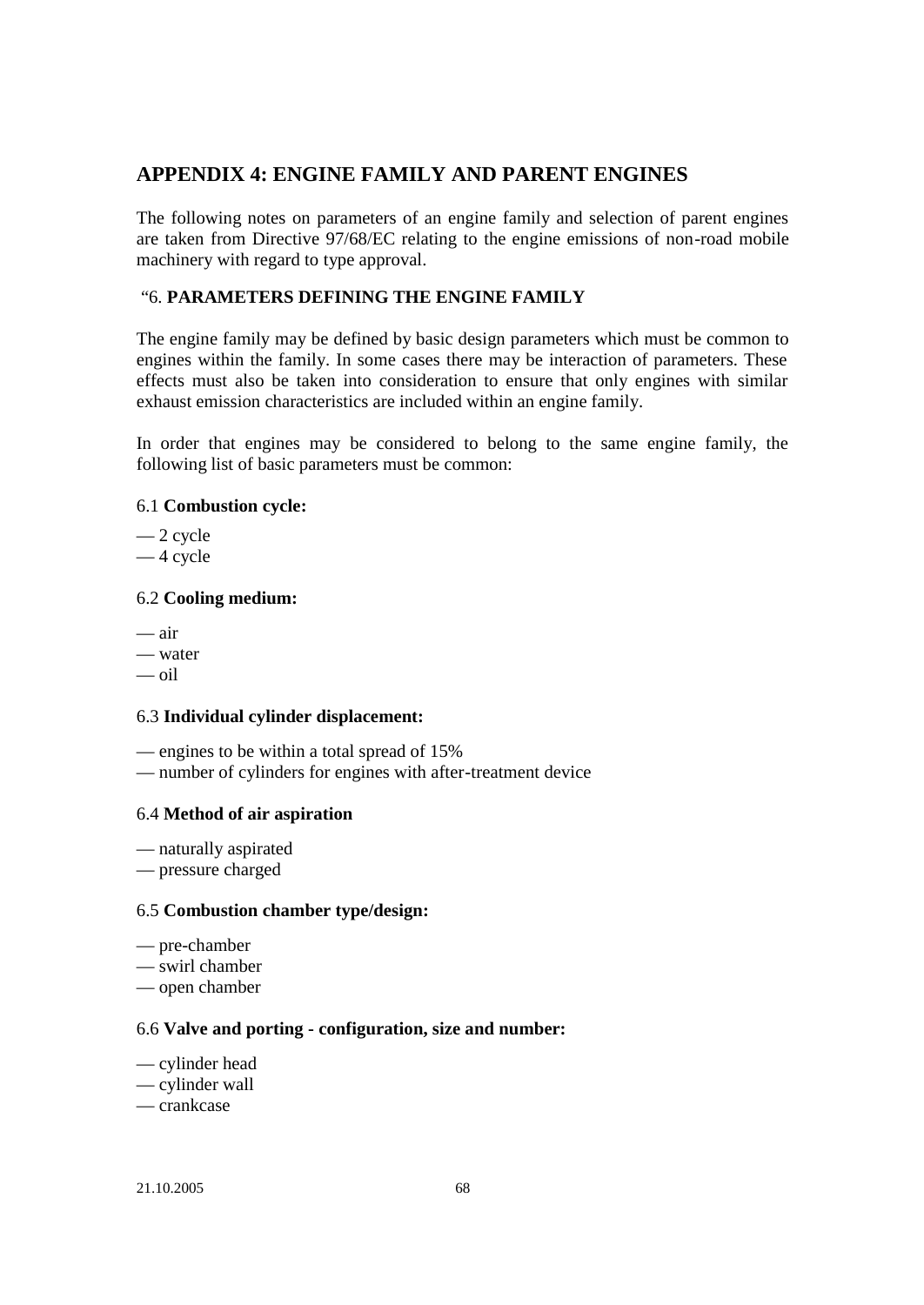## APPENDIX 4: ENGINE FAMILY AND PARENT ENGINES

The following notes on parameters of an engine family and selection of parent engines are taken from Directive 97/68/EC relating to the engine emissions of non-road mobile machinery with regard to type approval.

"6. **PARAMETERS DEFINING THE ENGINE FAMILY**

The engine family may be defined by basic design parameters which must be common to engines within the family. In some cases there may be interaction of parameters. These effects must also be taken into consideration to ensure that only engines with similar exhaust emission characteristics are included within an engine family.

In order that engines may be considered to belong to the same engine family, the following list of basic parameters must be common:

6.1 **Combustion cycle:**

— 2 cycle
— 4 cycle

6.2 **Cooling medium:**

— air
— water
— oil

6.3 **Individual cylinder displacement:**

— engines to be within a total spread of 15%
— number of cylinders for engines with after-treatment device

6.4 **Method of air aspiration**

— naturally aspirated
— pressure charged

6.5 **Combustion chamber type/design:**

— pre-chamber
— swirl chamber
— open chamber

6.6 **Valve and porting - configuration, size and number:**

— cylinder head
— cylinder wall
— crankcase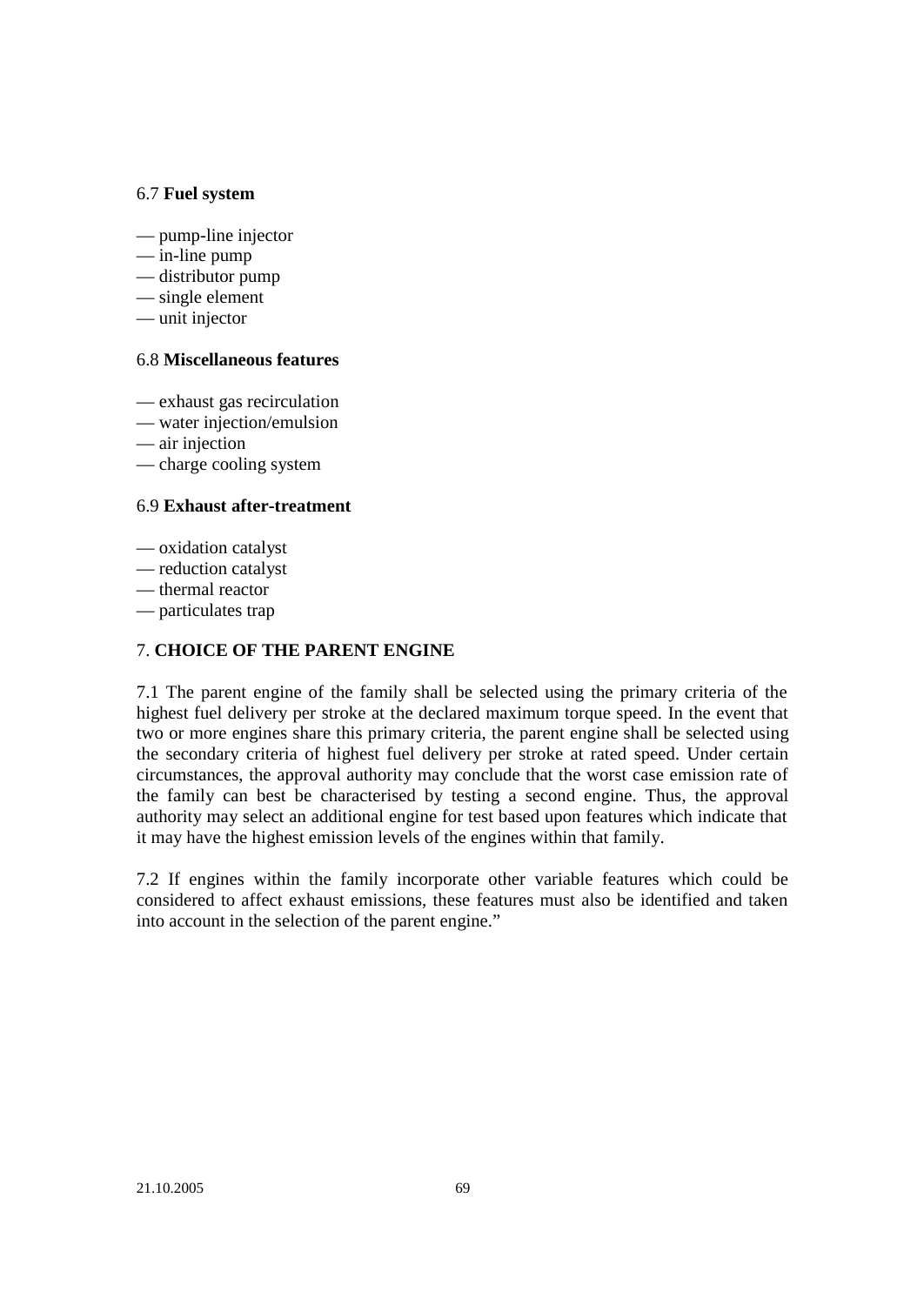6.7 **Fuel system**

— pump-line injector
— in-line pump
— distributor pump
— single element
— unit injector

6.8 **Miscellaneous features**

— exhaust gas recirculation
— water injection/emulsion
— air injection
— charge cooling system

6.9 **Exhaust after-treatment**

— oxidation catalyst
— reduction catalyst
— thermal reactor
— particulates trap

## 7. CHOICE OF THE PARENT ENGINE

7.1 The parent engine of the family shall be selected using the primary criteria of the highest fuel delivery per stroke at the declared maximum torque speed. In the event that two or more engines share this primary criteria, the parent engine shall be selected using the secondary criteria of highest fuel delivery per stroke at rated speed. Under certain circumstances, the approval authority may conclude that the worst case emission rate of the family can best be characterised by testing a second engine. Thus, the approval authority may select an additional engine for test based upon features which indicate that it may have the highest emission levels of the engines within that family.

7.2 If engines within the family incorporate other variable features which could be considered to affect exhaust emissions, these features must also be identified and taken into account in the selection of the parent engine."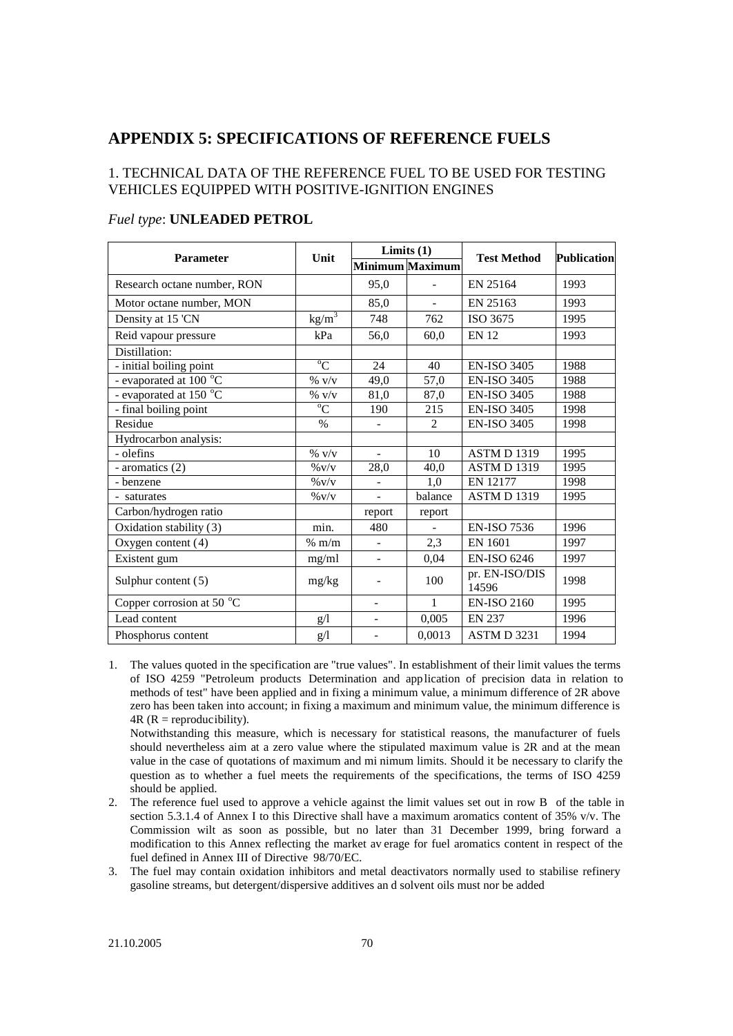# APPENDIX 5: SPECIFICATIONS OF REFERENCE FUELS

## 1. TECHNICAL DATA OF THE REFERENCE FUEL TO BE USED FOR TESTING VEHICLES EQUIPPED WITH POSITIVE-IGNITION ENGINES

*Fuel type*: **UNLEADED PETROL**

| Parameter | Unit | Limits (1) | | Test Method | Publication |
|---|---|---|---|---|---|
| | | Minimum | Maximum | | |
| Research octane number, RON | | 95,0 | - | EN 25164 | 1993 |
| Motor octane number, MON | | 85,0 | - | EN 25163 | 1993 |
| Density at 15 'CN | $kg/m^3$ | 748 | 762 | ISO 3675 | 1995 |
| Reid vapour pressure | kPa | 56,0 | 60,0 | EN 12 | 1993 |
| Distillation: | | | | | |
| - initial boiling point | °C | 24 | 40 | EN-ISO 3405 | 1988 |
| - evaporated at 100 °C | % v/v | 49,0 | 57,0 | EN-ISO 3405 | 1988 |
| - evaporated at 150 °C | % v/v | 81,0 | 87,0 | EN-ISO 3405 | 1988 |
| - final boiling point | °C | 190 | 215 | EN-ISO 3405 | 1998 |
| Residue | % | - | 2 | EN-ISO 3405 | 1998 |
| Hydrocarbon analysis: | | | | | |
| - olefins | % v/v | - | 10 | ASTM D 1319 | 1995 |
| - aromatics (2) | %v/v | 28,0 | 40,0 | ASTM D 1319 | 1995 |
| - benzene | %v/v | - | 1,0 | EN 12177 | 1998 |
| - saturates | %v/v | - | balance | ASTM D 1319 | 1995 |
| Carbon/hydrogen ratio | | report | report | | |
| Oxidation stability (3) | min. | 480 | - | EN-ISO 7536 | 1996 |
| Oxygen content (4) | % m/m | - | 2,3 | EN 1601 | 1997 |
| Existent gum | mg/ml | - | 0,04 | EN-ISO 6246 | 1997 |
| Sulphur content (5) | mg/kg | - | 100 | pr. EN-ISO/DIS 14596 | 1998 |
| Copper corrosion at 50 °C | | - | 1 | EN-ISO 2160 | 1995 |
| Lead content | g/l | - | 0,005 | EN 237 | 1996 |
| Phosphorus content | g/l | - | 0,0013 | ASTM D 3231 | 1994 |

1. The values quoted in the specification are "true values". In establishment of their limit values the terms of ISO 4259 "Petroleum products Determination and application of precision data in relation to methods of test" have been applied and in fixing a minimum value, a minimum difference of 2R above zero has been taken into account; in fixing a maximum and minimum value, the minimum difference is 4R (R = reproducibility).
   Notwithstanding this measure, which is necessary for statistical reasons, the manufacturer of fuels should nevertheless aim at a zero value where the stipulated maximum value is 2R and at the mean value in the case of quotations of maximum and minimum limits. Should it be necessary to clarify the question as to whether a fuel meets the requirements of the specifications, the terms of ISO 4259 should be applied.
2. The reference fuel used to approve a vehicle against the limit values set out in row B of the table in section 5.3.1.4 of Annex I to this Directive shall have a maximum aromatics content of 35% v/v. The Commission wilt as soon as possible, but no later than 31 December 1999, bring forward a modification to this Annex reflecting the market average for fuel aromatics content in respect of the fuel defined in Annex III of Directive 98/70/EC.
3. The fuel may contain oxidation inhibitors and metal deactivators normally used to stabilise refinery gasoline streams, but detergent/dispersive additives an d solvent oils must nor be added

21.10.2005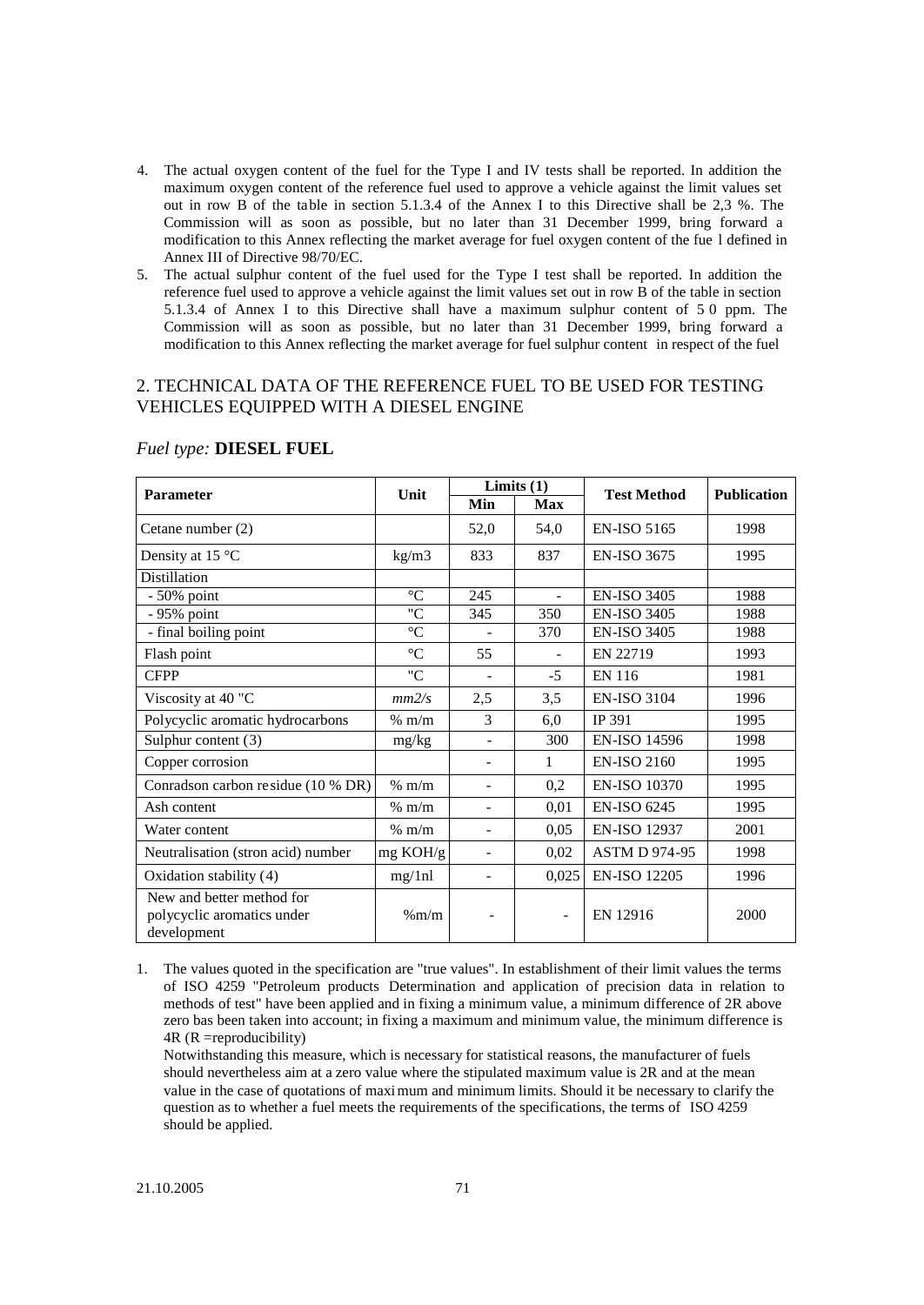4. The actual oxygen content of the fuel for the Type I and IV tests shall be reported. In addition the maximum oxygen content of the reference fuel used to approve a vehicle against the limit values set out in row B of the table in section 5.1.3.4 of the Annex I to this Directive shall be 2,3 %. The Commission will as soon as possible, but no later than 31 December 1999, bring forward a modification to this Annex reflecting the market average for fuel oxygen content of the fue l defined in Annex III of Directive 98/70/EC.
5. The actual sulphur content of the fuel used for the Type I test shall be reported. In addition the reference fuel used to approve a vehicle against the limit values set out in row B of the table in section 5.1.3.4 of Annex I to this Directive shall have a maximum sulphur content of 5 0 ppm. The Commission will as soon as possible, but no later than 31 December 1999, bring forward a modification to this Annex reflecting the market average for fuel sulphur content in respect of the fuel

## 2. TECHNICAL DATA OF THE REFERENCE FUEL TO BE USED FOR TESTING VEHICLES EQUIPPED WITH A DIESEL ENGINE

*Fuel type:* **DIESEL FUEL**

| Parameter | Unit | Limits (1) | | Test Method | Publication |
|---|---|---|---|---|---|
| | | Min | Max | | |
| Cetane number (2) | | 52,0 | 54,0 | EN-ISO 5165 | 1998 |
| Density at 15 °C | kg/m3 | 833 | 837 | EN-ISO 3675 | 1995 |
| Distillation | | | | | |
| - 50% point | °C | 245 | - | EN-ISO 3405 | 1988 |
| - 95% point | "C | 345 | 350 | EN-ISO 3405 | 1988 |
| - final boiling point | °C | - | 370 | EN-ISO 3405 | 1988 |
| Flash point | °C | 55 | - | EN 22719 | 1993 |
| CFPP | "C | - | -5 | EN 116 | 1981 |
| Viscosity at 40 "C | *mm2/s* | 2,5 | 3,5 | EN-ISO 3104 | 1996 |
| Polycyclic aromatic hydrocarbons | % m/m | 3 | 6,0 | IP 391 | 1995 |
| Sulphur content (3) | mg/kg | - | 300 | EN-ISO 14596 | 1998 |
| Copper corrosion | | - | 1 | EN-ISO 2160 | 1995 |
| Conradson carbon residue (10 % DR) | % m/m | - | 0,2 | EN-ISO 10370 | 1995 |
| Ash content | % m/m | - | 0,01 | EN-ISO 6245 | 1995 |
| Water content | % m/m | - | 0,05 | EN-ISO 12937 | 2001 |
| Neutralisation (stron acid) number | mg KOH/g | - | 0,02 | ASTM D 974-95 | 1998 |
| Oxidation stability (4) | mg/1nl | - | 0,025 | EN-ISO 12205 | 1996 |
| New and better method for polycyclic aromatics under development | %m/m | - | - | EN 12916 | 2000 |

1. The values quoted in the specification are "true values". In establishment of their limit values the terms of ISO 4259 "Petroleum products Determination and application of precision data in relation to methods of test" have been applied and in fixing a minimum value, a minimum difference of 2R above zero bas been taken into account; in fixing a maximum and minimum value, the minimum difference is 4R (R =reproducibility)

   Notwithstanding this measure, which is necessary for statistical reasons, the manufacturer of fuels should nevertheless aim at a zero value where the stipulated maximum value is 2R and at the mean value in the case of quotations of maxi mum and minimum limits. Should it be necessary to clarify the question as to whether a fuel meets the requirements of the specifications, the terms of ISO 4259 should be applied.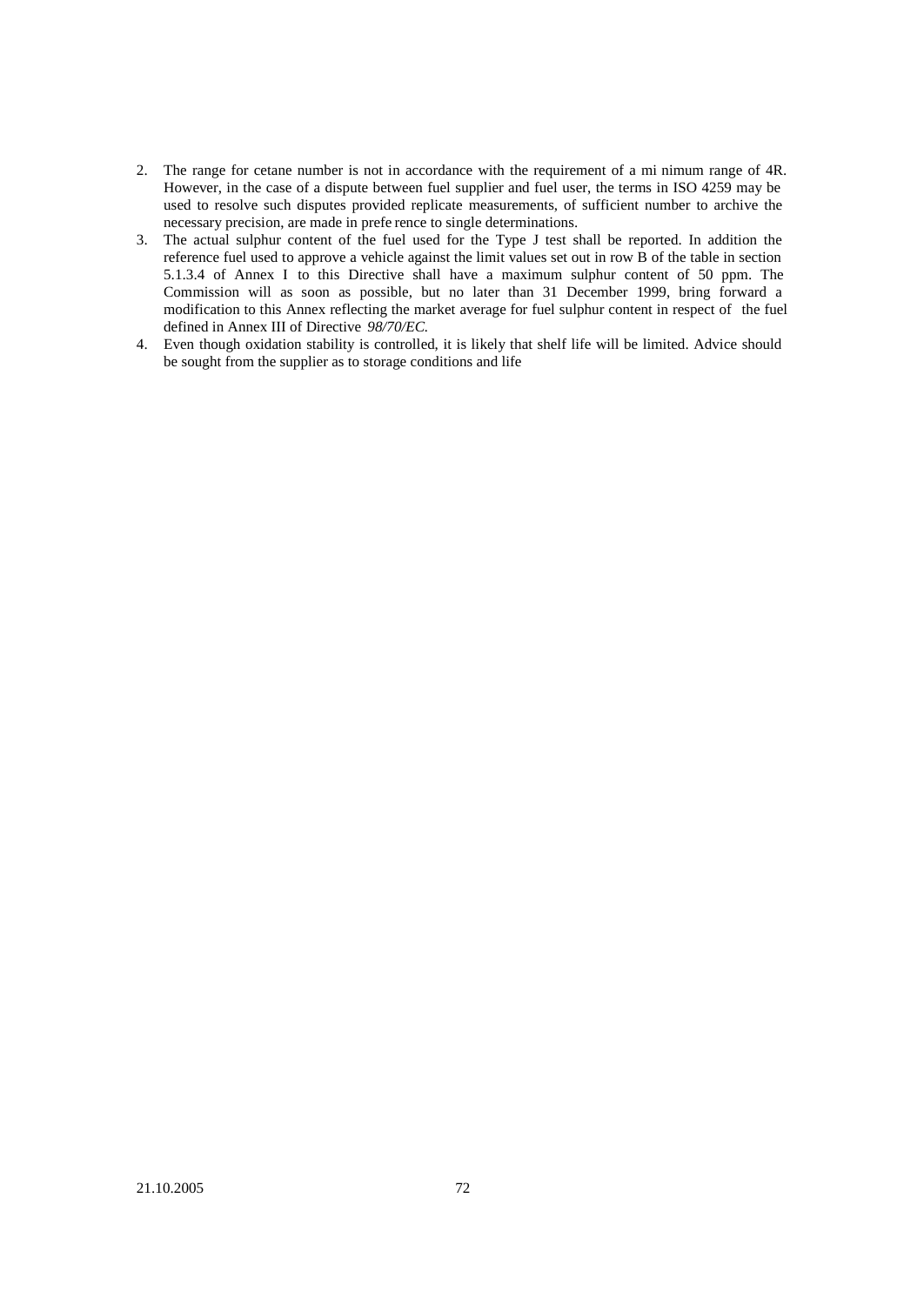2. The range for cetane number is not in accordance with the requirement of a mi nimum range of 4R. However, in the case of a dispute between fuel supplier and fuel user, the terms in ISO 4259 may be used to resolve such disputes provided replicate measurements, of sufficient number to archive the necessary precision, are made in prefe rence to single determinations.
3. The actual sulphur content of the fuel used for the Type J test shall be reported. In addition the reference fuel used to approve a vehicle against the limit values set out in row B of the table in section 5.1.3.4 of Annex I to this Directive shall have a maximum sulphur content of 50 ppm. The Commission will as soon as possible, but no later than 31 December 1999, bring forward a modification to this Annex reflecting the market average for fuel sulphur content in respect of the fuel defined in Annex III of Directive *98/70/EC.*
4. Even though oxidation stability is controlled, it is likely that shelf life will be limited. Advice should be sought from the supplier as to storage conditions and life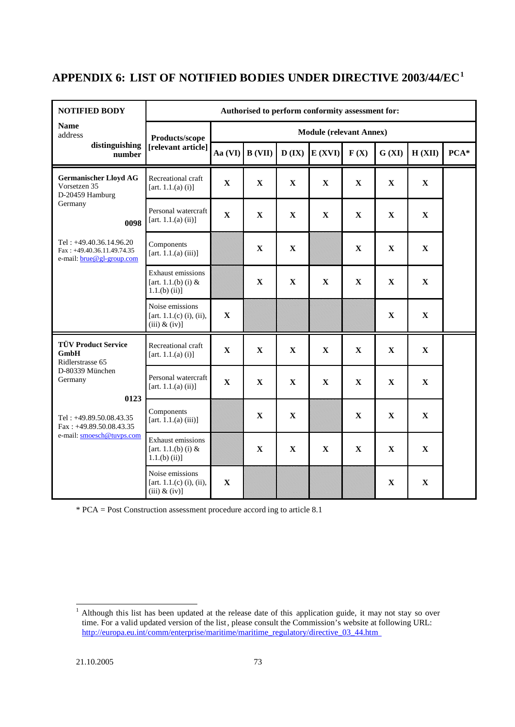# APPENDIX 6: LIST OF NOTIFIED BODIES UNDER DIRECTIVE 2003/44/EC[1]

| NOTIFIED BODY | Authorised to perform conformity assessment for: | | | | | | | | |
|---|---|---|---|---|---|---|---|---|---|
| **Name** address **distinguishing number** | **Products/scope [relevant article]** | **Module (relevant Annex)** | | | | | | | |
| | | **Aa (VI)** | **B (VII)** | **D (IX)** | **E (XVI)** | **F (X)** | **G (XI)** | **H (XII)** | **PCA*** |
| **Germanischer Lloyd AG** Vorsetzen 35 D-20459 Hamburg Germany **0098** Tel : +49.40.36.14.96.20 Fax : +49.40.36.11.49.74.35 e-mail: brue@gl-group.com | Recreational craft [art. 1.1.(a) (i)] | X | X | X | X | X | X | X | |
| | Personal watercraft [art. 1.1.(a) (ii)] | X | X | X | X | X | X | X | |
| | Components [art. 1.1.(a) (iii)] | | X | X | | X | X | X | |
| | Exhaust emissions [art. 1.1.(b) (i) & 1.1.(b) (ii)] | | X | X | X | X | X | X | |
| | Noise emissions [art. 1.1.(c) (i), (ii), (iii) & (iv)] | X | | | | | X | X | |
| **TÜV Product Service GmbH** Ridlerstrasse 65 D-80339 München Germany **0123** Tel : +49.89.50.08.43.35 Fax : +49.89.50.08.43.35 e-mail: smoesch@tuvps.com | Recreational craft [art. 1.1.(a) (i)] | X | X | X | X | X | X | X | |
| | Personal watercraft [art. 1.1.(a) (ii)] | X | X | X | X | X | X | X | |
| | Components [art. 1.1.(a) (iii)] | | X | X | | X | X | X | |
| | Exhaust emissions [art. 1.1.(b) (i) & 1.1.(b) (ii)] | | X | X | X | X | X | X | |
| | Noise emissions [art. 1.1.(c) (i), (ii), (iii) & (iv)] | X | | | | | X | X | |

\* PCA = Post Construction assessment procedure according to article 8.1

[1] Although this list has been updated at the release date of this application guide, it may not stay so over time. For a valid updated version of the list, please consult the Commission's website at following URL: http://europa.eu.int/comm/enterprise/maritime/maritime_regulatory/directive_03_44.htm

21.10.2005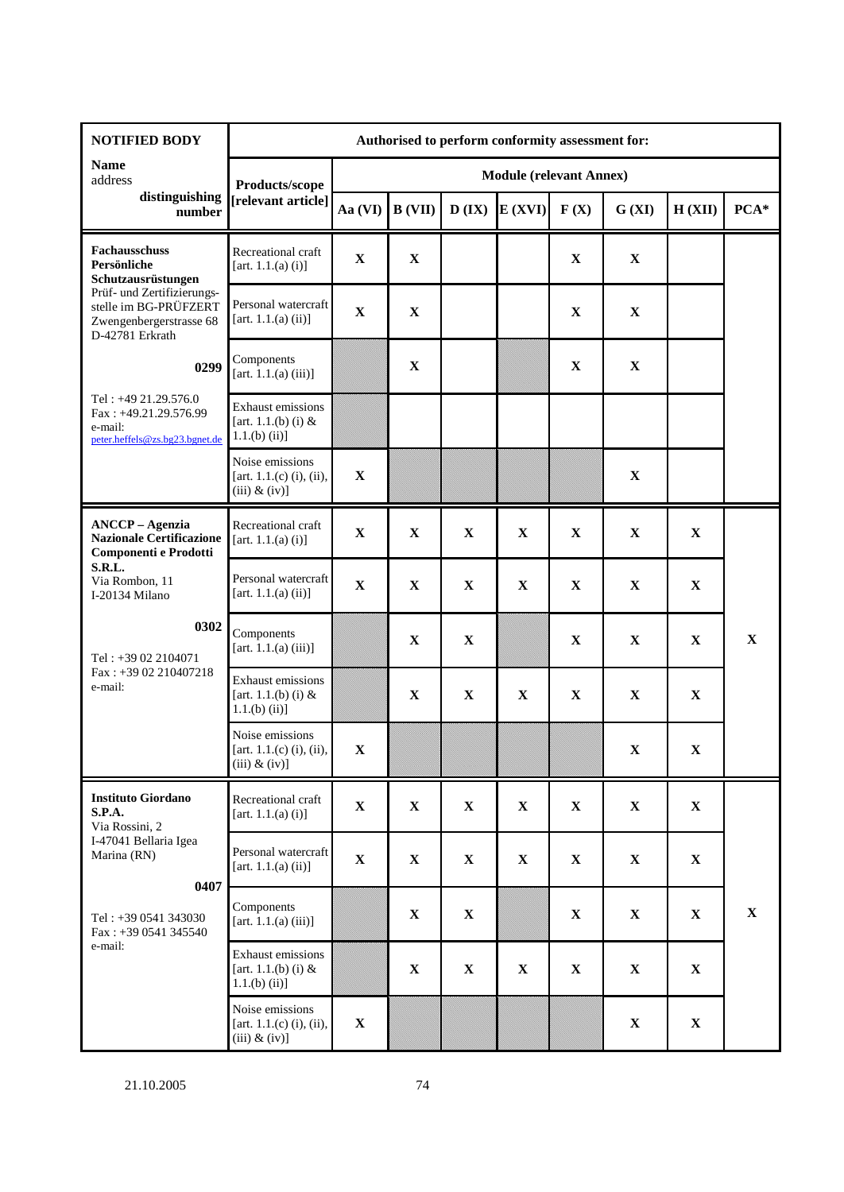| NOTIFIED BODY | Authorised to perform conformity assessment for: | | | | | | | | |
|---|---|---|---|---|---|---|---|---|---|
| **Name** address **distinguishing number** | **Products/scope [relevant article]** | **Module (relevant Annex)** | | | | | | | |
| | | **Aa (VI)** | **B (VII)** | **D (IX)** | **E (XVI)** | **F (X)** | **G (XI)** | **H (XII)** | **PCA*** |
| **Fachausschuss Persönliche Schutzausrüstungen** Prüf- und Zertifizierungs-stelle im BG-PRÜFZERT Zwengenbergerstrasse 68 D-42781 Erkrath **0299** Tel : +49 21.29.576.0 Fax : +49.21.29.576.99 e-mail: peter.heffels@zs.bg23.bgnet.de | Recreational craft [art. 1.1.(a) (i)] | **X** | **X** | | | **X** | **X** | | |
| | Personal watercraft [art. 1.1.(a) (ii)] | **X** | **X** | | | **X** | **X** | | |
| | Components [art. 1.1.(a) (iii)] | | **X** | | | **X** | **X** | | |
| | Exhaust emissions [art. 1.1.(b) (i) & 1.1.(b) (ii)] | | | | | | | | |
| | Noise emissions [art. 1.1.(c) (i), (ii), (iii) & (iv)] | **X** | | | | | **X** | | |
| **ANCCP – Agenzia Nazionale Certificazione Componenti e Prodotti S.R.L.** Via Rombon, 11 I-20134 Milano **0302** Tel : +39 02 2104071 Fax : +39 02 210407218 e-mail: | Recreational craft [art. 1.1.(a) (i)] | **X** | **X** | **X** | **X** | **X** | **X** | **X** | **X** |
| | Personal watercraft [art. 1.1.(a) (ii)] | **X** | **X** | **X** | **X** | **X** | **X** | **X** | |
| | Components [art. 1.1.(a) (iii)] | | **X** | **X** | | **X** | **X** | **X** | |
| | Exhaust emissions [art. 1.1.(b) (i) & 1.1.(b) (ii)] | | **X** | **X** | **X** | **X** | **X** | **X** | |
| | Noise emissions [art. 1.1.(c) (i), (ii), (iii) & (iv)] | **X** | | | | | **X** | **X** | |
| **Instituto Giordano S.P.A.** Via Rossini, 2 I-47041 Bellaria Igea Marina (RN) **0407** Tel : +39 0541 343030 Fax : +39 0541 345540 e-mail: | Recreational craft [art. 1.1.(a) (i)] | **X** | **X** | **X** | **X** | **X** | **X** | **X** | **X** |
| | Personal watercraft [art. 1.1.(a) (ii)] | **X** | **X** | **X** | **X** | **X** | **X** | **X** | |
| | Components [art. 1.1.(a) (iii)] | | **X** | **X** | | **X** | **X** | **X** | |
| | Exhaust emissions [art. 1.1.(b) (i) & 1.1.(b) (ii)] | | **X** | **X** | **X** | **X** | **X** | **X** | |
| | Noise emissions [art. 1.1.(c) (i), (ii), (iii) & (iv)] | **X** | | | | | **X** | **X** | |

21.10.2005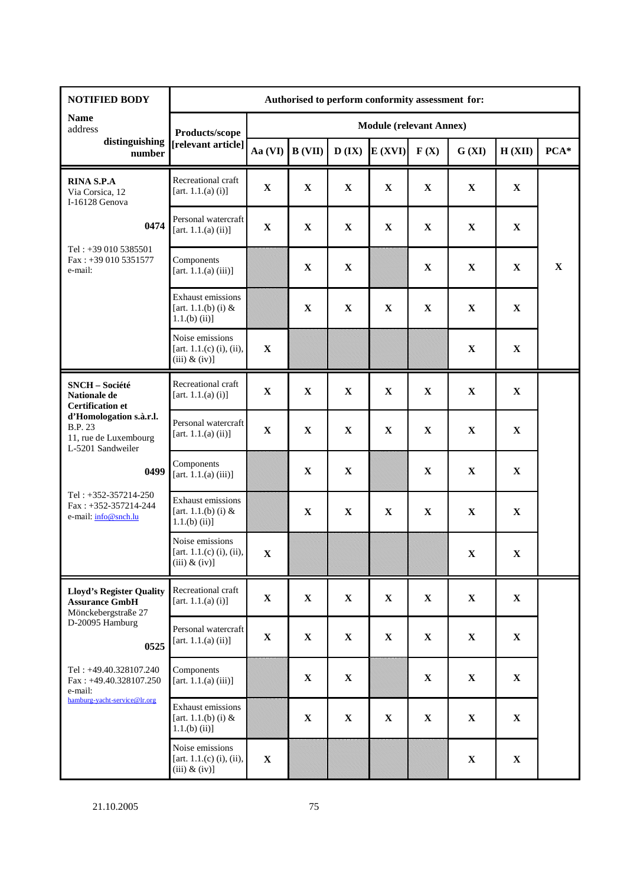| NOTIFIED BODY | Authorised to perform conformity assessment for: | | | | | | | | |
|---|---|---|---|---|---|---|---|---|---|
| **Name** address **distinguishing number** | **Products/scope [relevant article]** | **Module (relevant Annex)** | | | | | | | |
| | | **Aa (VI)** | **B (VII)** | **D (IX)** | **E (XVI)** | **F (X)** | **G (XI)** | **H (XII)** | **PCA\*** |
| **RINA S.P.A** Via Corsica, 12 I-16128 Genova **0474** Tel : +39 010 5385501 Fax : +39 010 5351577 e-mail: | Recreational craft [art. 1.1.(a) (i)] | **X** | **X** | **X** | **X** | **X** | **X** | **X** | **X** |
| | Personal watercraft [art. 1.1.(a) (ii)] | **X** | **X** | **X** | **X** | **X** | **X** | **X** | |
| | Components [art. 1.1.(a) (iii)] | | **X** | **X** | | **X** | **X** | **X** | |
| | Exhaust emissions [art. 1.1.(b) (i) & 1.1.(b) (ii)] | | **X** | **X** | **X** | **X** | **X** | **X** | |
| | Noise emissions [art. 1.1.(c) (i), (ii), (iii) & (iv)] | **X** | | | | | **X** | **X** | |
| **SNCH – Société Nationale de Certification et d'Homologation s.à.r.l.** B.P. 23 11, rue de Luxembourg L-5201 Sandweiler **0499** Tel : +352-357214-250 Fax : +352-357214-244 e-mail: info@snch.lu | Recreational craft [art. 1.1.(a) (i)] | **X** | **X** | **X** | **X** | **X** | **X** | **X** | |
| | Personal watercraft [art. 1.1.(a) (ii)] | **X** | **X** | **X** | **X** | **X** | **X** | **X** | |
| | Components [art. 1.1.(a) (iii)] | | **X** | **X** | | **X** | **X** | **X** | |
| | Exhaust emissions [art. 1.1.(b) (i) & 1.1.(b) (ii)] | | **X** | **X** | **X** | **X** | **X** | **X** | |
| | Noise emissions [art. 1.1.(c) (i), (ii), (iii) & (iv)] | **X** | | | | | **X** | **X** | |
| **Lloyd's Register Quality Assurance GmbH** Mönckebergstraße 27 D-20095 Hamburg **0525** Tel : +49.40.328107.240 Fax : +49.40.328107.250 e-mail: hamburg-yacht-service@lr.org | Recreational craft [art. 1.1.(a) (i)] | **X** | **X** | **X** | **X** | **X** | **X** | **X** | |
| | Personal watercraft [art. 1.1.(a) (ii)] | **X** | **X** | **X** | **X** | **X** | **X** | **X** | |
| | Components [art. 1.1.(a) (iii)] | | **X** | **X** | | **X** | **X** | **X** | |
| | Exhaust emissions [art. 1.1.(b) (i) & 1.1.(b) (ii)] | | **X** | **X** | **X** | **X** | **X** | **X** | |
| | Noise emissions [art. 1.1.(c) (i), (ii), (iii) & (iv)] | **X** | | | | | **X** | **X** | |

21.10.2005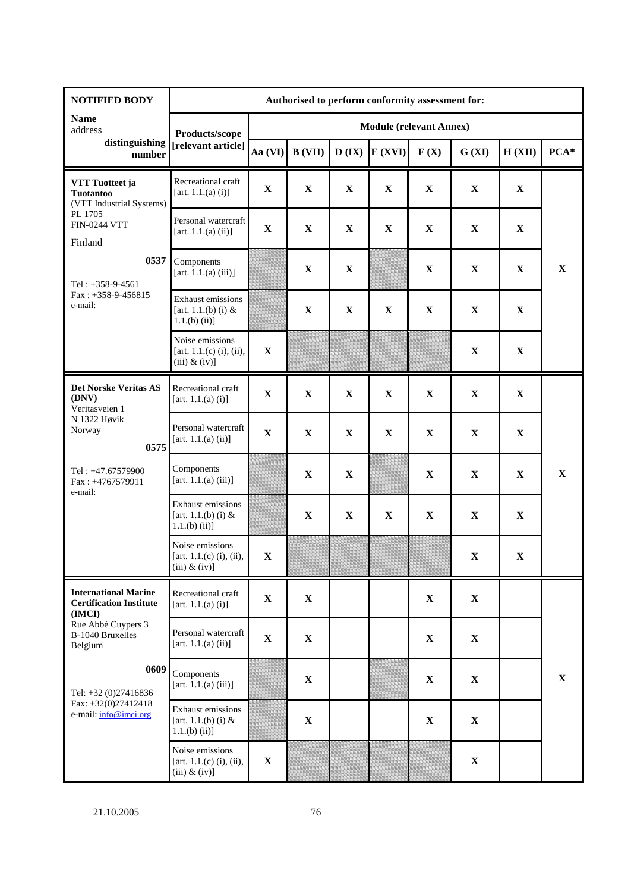| NOTIFIED BODY | Authorised to perform conformity assessment for: | | | | | | | | |
|---|---|---|---|---|---|---|---|---|---|
| **Name** address **distinguishing number** | **Products/scope [relevant article]** | **Module (relevant Annex)** | | | | | | | |
| | | **Aa (VI)** | **B (VII)** | **D (IX)** | **E (XVI)** | **F (X)** | **G (XI)** | **H (XII)** | **PCA*** |
| **VTT Tuotteet ja Tuotantoo** (VTT Industrial Systems) PL 1705 FIN-0244 VTT Finland **0537** Tel : +358-9-4561 Fax : +358-9-456815 e-mail: | Recreational craft [art. 1.1.(a) (i)] | X | X | X | X | X | X | X | X |
| | Personal watercraft [art. 1.1.(a) (ii)] | X | X | X | X | X | X | X | |
| | Components [art. 1.1.(a) (iii)] | | X | X | | X | X | X | |
| | Exhaust emissions [art. 1.1.(b) (i) & 1.1.(b) (ii)] | | X | X | X | X | X | X | |
| | Noise emissions [art. 1.1.(c) (i), (ii), (iii) & (iv)] | X | | | | | X | X | |
| **Det Norske Veritas AS (DNV)** Veritasveien 1 N 1322 Høvik Norway **0575** Tel : +47.67579900 Fax : +4767579911 e-mail: | Recreational craft [art. 1.1.(a) (i)] | X | X | X | X | X | X | X | X |
| | Personal watercraft [art. 1.1.(a) (ii)] | X | X | X | X | X | X | X | |
| | Components [art. 1.1.(a) (iii)] | | X | X | | X | X | X | |
| | Exhaust emissions [art. 1.1.(b) (i) & 1.1.(b) (ii)] | | X | X | X | X | X | X | |
| | Noise emissions [art. 1.1.(c) (i), (ii), (iii) & (iv)] | X | | | | | X | X | |
| **International Marine Certification Institute (IMCI)** Rue Abbé Cuypers 3 B-1040 Bruxelles Belgium **0609** Tel: +32 (0)27416836 Fax: +32(0)27412418 e-mail: info@imci.org | Recreational craft [art. 1.1.(a) (i)] | X | X | | | X | X | | X |
| | Personal watercraft [art. 1.1.(a) (ii)] | X | X | | | X | X | | |
| | Components [art. 1.1.(a) (iii)] | | X | | | X | X | | |
| | Exhaust emissions [art. 1.1.(b) (i) & 1.1.(b) (ii)] | | X | | | X | X | | |
| | Noise emissions [art. 1.1.(c) (i), (ii), (iii) & (iv)] | X | | | | | X | | |

21.10.2005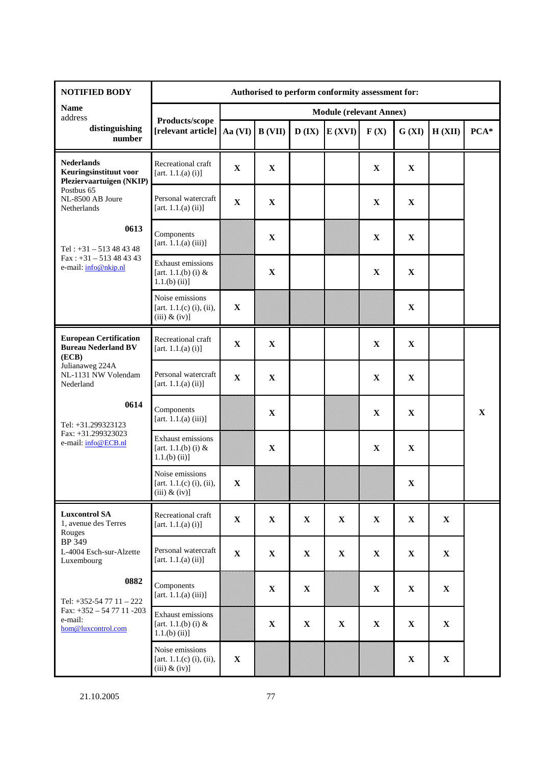| NOTIFIED BODY | Authorised to perform conformity assessment for: | | | | | | | | |
|---|---|---|---|---|---|---|---|---|---|
| **Name** address **distinguishing number** | **Products/scope [relevant article]** | **Module (relevant Annex)** | | | | | | | |
| | | **Aa (VI)** | **B (VII)** | **D (IX)** | **E (XVI)** | **F (X)** | **G (XI)** | **H (XII)** | **PCA*** |
| **Nederlands Keuringsinstituut voor Pleziervaartuigen (NKIP)** Postbus 65 NL-8500 AB Joure Netherlands **0613** Tel : +31 – 513 48 43 48 Fax : +31 – 513 48 43 43 e-mail: info@nkip.nl | Recreational craft [art. 1.1.(a) (i)] | **X** | **X** | | | **X** | **X** | | |
| | Personal watercraft [art. 1.1.(a) (ii)] | **X** | **X** | | | **X** | **X** | | |
| | Components [art. 1.1.(a) (iii)] | | **X** | | | **X** | **X** | | |
| | Exhaust emissions [art. 1.1.(b) (i) & 1.1.(b) (ii)] | | **X** | | | **X** | **X** | | |
| | Noise emissions [art. 1.1.(c) (i), (ii), (iii) & (iv)] | **X** | | | | | **X** | | |
| **European Certification Bureau Nederland BV (ECB)** Julianaweg 224A NL-1131 NW Volendam Nederland **0614** Tel: +31.299323123 Fax: +31.299323023 e-mail: info@ECB.nl | Recreational craft [art. 1.1.(a) (i)] | **X** | **X** | | | **X** | **X** | | **X** |
| | Personal watercraft [art. 1.1.(a) (ii)] | **X** | **X** | | | **X** | **X** | | |
| | Components [art. 1.1.(a) (iii)] | | **X** | | | **X** | **X** | | |
| | Exhaust emissions [art. 1.1.(b) (i) & 1.1.(b) (ii)] | | **X** | | | **X** | **X** | | |
| | Noise emissions [art. 1.1.(c) (i), (ii), (iii) & (iv)] | **X** | | | | | **X** | | |
| **Luxcontrol SA** 1, avenue des Terres Rouges BP 349 L-4004 Esch-sur-Alzette Luxembourg **0882** Tel: +352-54 77 11 – 222 Fax: +352 – 54 77 11 -203 e-mail: hom@luxcontrol.com | Recreational craft [art. 1.1.(a) (i)] | **X** | **X** | **X** | **X** | **X** | **X** | **X** | |
| | Personal watercraft [art. 1.1.(a) (ii)] | **X** | **X** | **X** | **X** | **X** | **X** | **X** | |
| | Components [art. 1.1.(a) (iii)] | | **X** | **X** | | **X** | **X** | **X** | |
| | Exhaust emissions [art. 1.1.(b) (i) & 1.1.(b) (ii)] | | **X** | **X** | **X** | **X** | **X** | **X** | |
| | Noise emissions [art. 1.1.(c) (i), (ii), (iii) & (iv)] | **X** | | | | | **X** | **X** | |

21.10.2005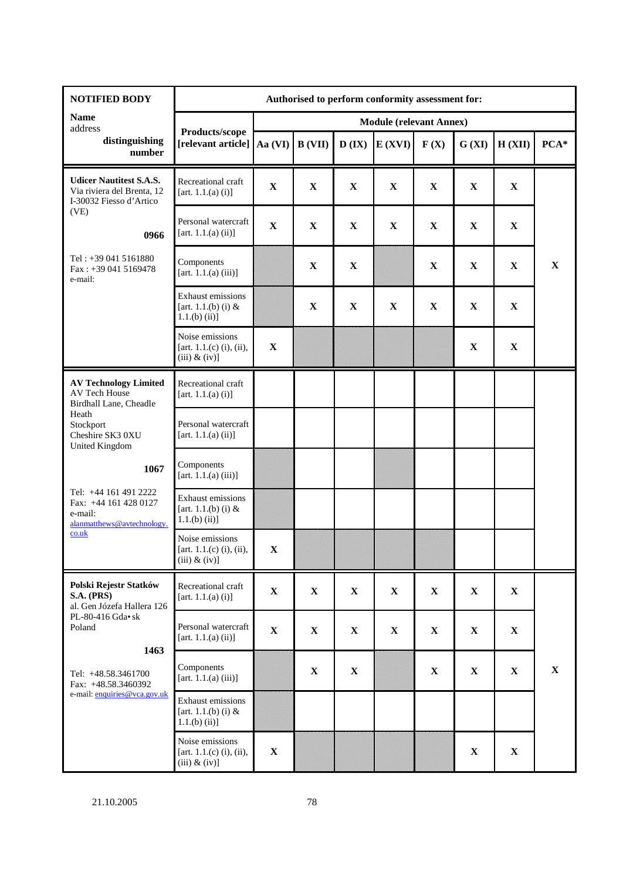| NOTIFIED BODY | Authorised to perform conformity assessment for: | | | | | | | | |
|---|---|---|---|---|---|---|---|---|---|
| **Name** address **distinguishing number** | **Products/scope [relevant article]** | **Module (relevant Annex)** | | | | | | | |
| | | **Aa (VI)** | **B (VII)** | **D (IX)** | **E (XVI)** | **F (X)** | **G (XI)** | **H (XII)** | **PCA*** |
| **Udicer Nautitest S.A.S.** Via riviera del Brenta, 12 I-30032 Fiesso d'Artico (VE) **0966** Tel : +39 041 5161880 Fax : +39 041 5169478 e-mail: | Recreational craft [art. 1.1.(a) (i)] | **X** | **X** | **X** | **X** | **X** | **X** | **X** | **X** |
| | Personal watercraft [art. 1.1.(a) (ii)] | **X** | **X** | **X** | **X** | **X** | **X** | **X** | |
| | Components [art. 1.1.(a) (iii)] | | **X** | **X** | | **X** | **X** | **X** | |
| | Exhaust emissions [art. 1.1.(b) (i) & 1.1.(b) (ii)] | | **X** | **X** | **X** | **X** | **X** | **X** | |
| | Noise emissions [art. 1.1.(c) (i), (ii), (iii) & (iv)] | **X** | | | | | **X** | **X** | |
| **AV Technology Limited** AV Tech House Birdhall Lane, Cheadle Heath Stockport Cheshire SK3 0XU United Kingdom **1067** Tel: +44 161 491 2222 Fax: +44 161 428 0127 e-mail: alanmatthews@avtechnology.co.uk | Recreational craft [art. 1.1.(a) (i)] | | | | | | | | |
| | Personal watercraft [art. 1.1.(a) (ii)] | | | | | | | | |
| | Components [art. 1.1.(a) (iii)] | | | | | | | | |
| | Exhaust emissions [art. 1.1.(b) (i) & 1.1.(b) (ii)] | | | | | | | | |
| | Noise emissions [art. 1.1.(c) (i), (ii), (iii) & (iv)] | **X** | | | | | | | |
| **Polski Rejestr Statków S.A. (PRS)** al. Gen Józefa Hallera 126 PL-80-416 Gda•sk Poland **1463** Tel: +48.58.3461700 Fax: +48.58.3460392 e-mail: enquiries@vca.gov.uk | Recreational craft [art. 1.1.(a) (i)] | **X** | **X** | **X** | **X** | **X** | **X** | **X** | **X** |
| | Personal watercraft [art. 1.1.(a) (ii)] | **X** | **X** | **X** | **X** | **X** | **X** | **X** | |
| | Components [art. 1.1.(a) (iii)] | | **X** | **X** | | **X** | **X** | **X** | |
| | Exhaust emissions [art. 1.1.(b) (i) & 1.1.(b) (ii)] | | | | | | | | |
| | Noise emissions [art. 1.1.(c) (i), (ii), (iii) & (iv)] | **X** | | | | | **X** | **X** | |

21.10.2005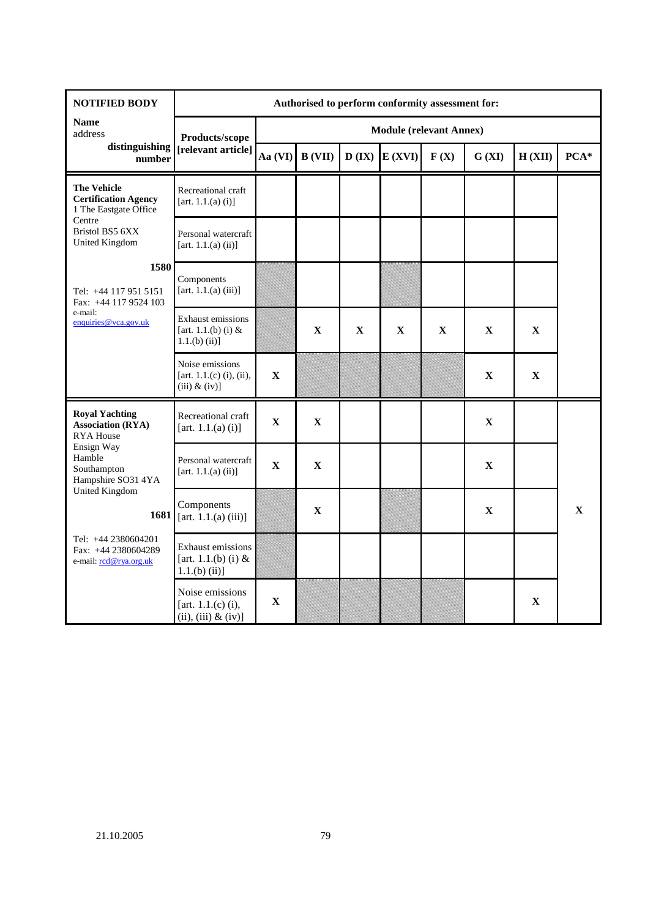| NOTIFIED BODY | Authorised to perform conformity assessment for: | | | | | | | | |
|---|---|---|---|---|---|---|---|---|---|
| **Name** address distinguishing **number** | **Products/scope [relevant article]** | **Module (relevant Annex)** | | | | | | | |
| | | **Aa (VI)** | **B (VII)** | **D (IX)** | **E (XVI)** | **F (X)** | **G (XI)** | **H (XII)** | **PCA*** |
| **The Vehicle Certification Agency** 1 The Eastgate Office Centre Bristol BS5 6XX United Kingdom **1580** Tel: +44 117 951 5151 Fax: +44 117 9524 103 e-mail: enquiries@vca.gov.uk | Recreational craft [art. 1.1.(a) (i)] | | | | | | | | |
| | Personal watercraft [art. 1.1.(a) (ii)] | | | | | | | | |
| | Components [art. 1.1.(a) (iii)] | | | | | | | | |
| | Exhaust emissions [art. 1.1.(b) (i) & 1.1.(b) (ii)] | | **X** | **X** | **X** | **X** | **X** | **X** | |
| | Noise emissions [art. 1.1.(c) (i), (ii), (iii) & (iv)] | **X** | | | | | **X** | **X** | |
| **Royal Yachting Association (RYA)** RYA House Ensign Way Hamble Southampton Hampshire SO31 4YA United Kingdom **1681** Tel: +44 2380604201 Fax: +44 2380604289 e-mail: rcd@rya.org.uk | Recreational craft [art. 1.1.(a) (i)] | **X** | **X** | | | | **X** | | **X** |
| | Personal watercraft [art. 1.1.(a) (ii)] | **X** | **X** | | | | **X** | | |
| | Components [art. 1.1.(a) (iii)] | | **X** | | | | **X** | | |
| | Exhaust emissions [art. 1.1.(b) (i) & 1.1.(b) (ii)] | | | | | | | | |
| | Noise emissions [art. 1.1.(c) (i), (ii), (iii) & (iv)] | **X** | | | | | | **X** | |

21.10.2005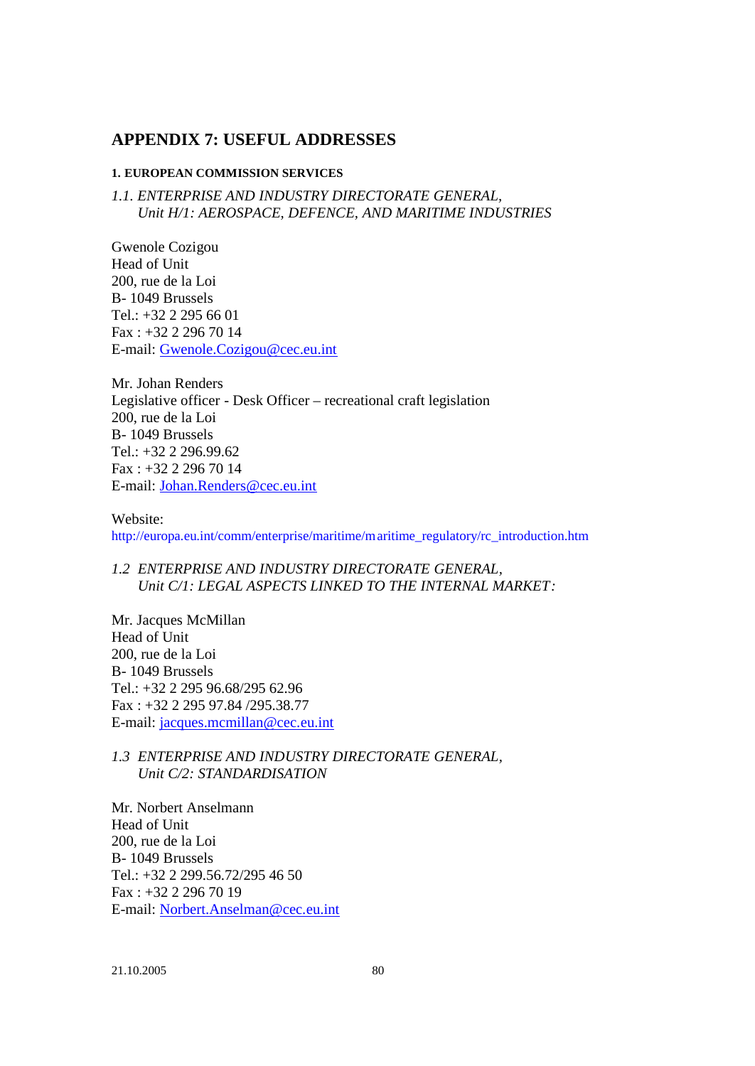## APPENDIX 7: USEFUL ADDRESSES

#### 1. EUROPEAN COMMISSION SERVICES

*1.1. ENTERPRISE AND INDUSTRY DIRECTORATE GENERAL,*
*Unit H/1: AEROSPACE, DEFENCE, AND MARITIME INDUSTRIES*

Gwenole Cozigou
Head of Unit
200, rue de la Loi
B- 1049 Brussels
Tel.: +32 2 295 66 01
Fax : +32 2 296 70 14
E-mail: Gwenole.Cozigou@cec.eu.int

Mr. Johan Renders
Legislative officer - Desk Officer – recreational craft legislation
200, rue de la Loi
B- 1049 Brussels
Tel.: +32 2 296.99.62
Fax : +32 2 296 70 14
E-mail: Johan.Renders@cec.eu.int

Website:
http://europa.eu.int/comm/enterprise/maritime/maritime_regulatory/rc_introduction.htm

*1.2 ENTERPRISE AND INDUSTRY DIRECTORATE GENERAL,*
*Unit C/1: LEGAL ASPECTS LINKED TO THE INTERNAL MARKET:*

Mr. Jacques McMillan
Head of Unit
200, rue de la Loi
B- 1049 Brussels
Tel.: +32 2 295 96.68/295 62.96
Fax : +32 2 295 97.84 /295.38.77
E-mail: jacques.mcmillan@cec.eu.int

*1.3 ENTERPRISE AND INDUSTRY DIRECTORATE GENERAL,*
*Unit C/2: STANDARDISATION*

Mr. Norbert Anselmann
Head of Unit
200, rue de la Loi
B- 1049 Brussels
Tel.: +32 2 299.56.72/295 46 50
Fax : +32 2 296 70 19
E-mail: Norbert.Anselman@cec.eu.int

21.10.2005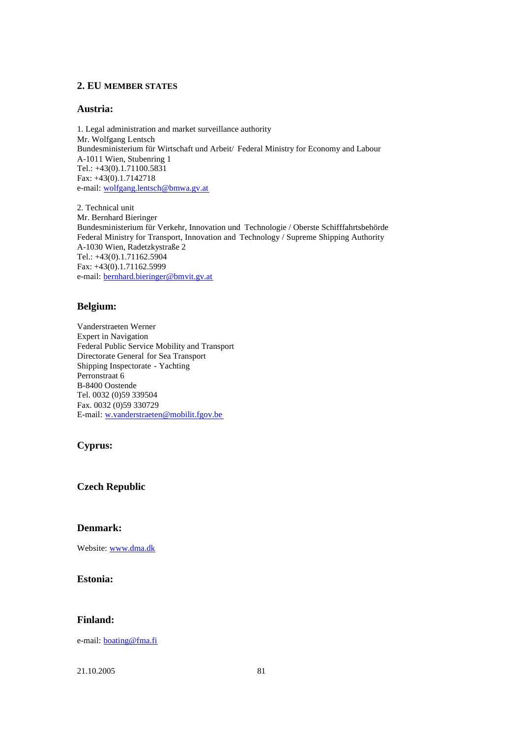## 2. EU MEMBER STATES

### Austria:

1. Legal administration and market surveillance authority
Mr. Wolfgang Lentsch
Bundesministerium für Wirtschaft und Arbeit/ Federal Ministry for Economy and Labour
A-1011 Wien, Stubenring 1
Tel.: +43(0).1.71100.5831
Fax: +43(0).1.7142718
e-mail: wolfgang.lentsch@bmwa.gv.at

2. Technical unit
Mr. Bernhard Bieringer
Bundesministerium für Verkehr, Innovation und Technologie / Oberste Schifffahrtsbehörde
Federal Ministry for Transport, Innovation and Technology / Supreme Shipping Authority
A-1030 Wien, Radetzkystraße 2
Tel.: +43(0).1.71162.5904
Fax: +43(0).1.71162.5999
e-mail: bernhard.bieringer@bmvit.gv.at

### Belgium:

Vanderstraeten Werner
Expert in Navigation
Federal Public Service Mobility and Transport
Directorate General for Sea Transport
Shipping Inspectorate - Yachting
Perronstraat 6
B-8400 Oostende
Tel. 0032 (0)59 339504
Fax. 0032 (0)59 330729
E-mail: w.vanderstraeten@mobilit.fgov.be

### Cyprus:

### Czech Republic

### Denmark:

Website: www.dma.dk

### Estonia:

### Finland:

e-mail: boating@fma.fi

21.10.2005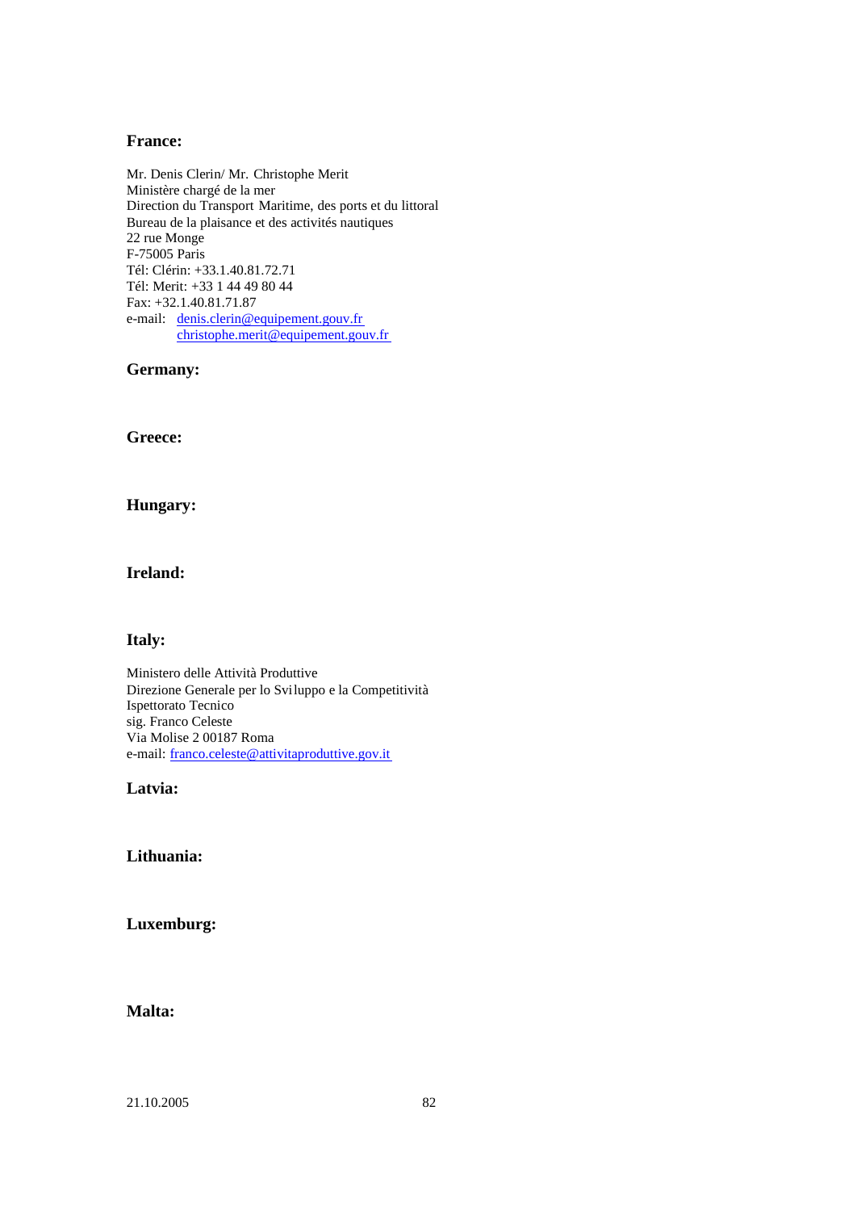**France:**

Mr. Denis Clerin/ Mr. Christophe Merit
Ministère chargé de la mer
Direction du Transport Maritime, des ports et du littoral
Bureau de la plaisance et des activités nautiques
22 rue Monge
F-75005 Paris
Tél: Clérin: +33.1.40.81.72.71
Tél: Merit: +33 1 44 49 80 44
Fax: +32.1.40.81.71.87
e-mail: denis.clerin@equipement.gouv.fr
christophe.merit@equipement.gouv.fr

**Germany:**

**Greece:**

**Hungary:**

**Ireland:**

**Italy:**

Ministero delle Attività Produttive
Direzione Generale per lo Sviluppo e la Competitività
Ispettorato Tecnico
sig. Franco Celeste
Via Molise 2 00187 Roma
e-mail: franco.celeste@attivitaproduttive.gov.it

**Latvia:**

**Lithuania:**

**Luxemburg:**

**Malta:**

21.10.2005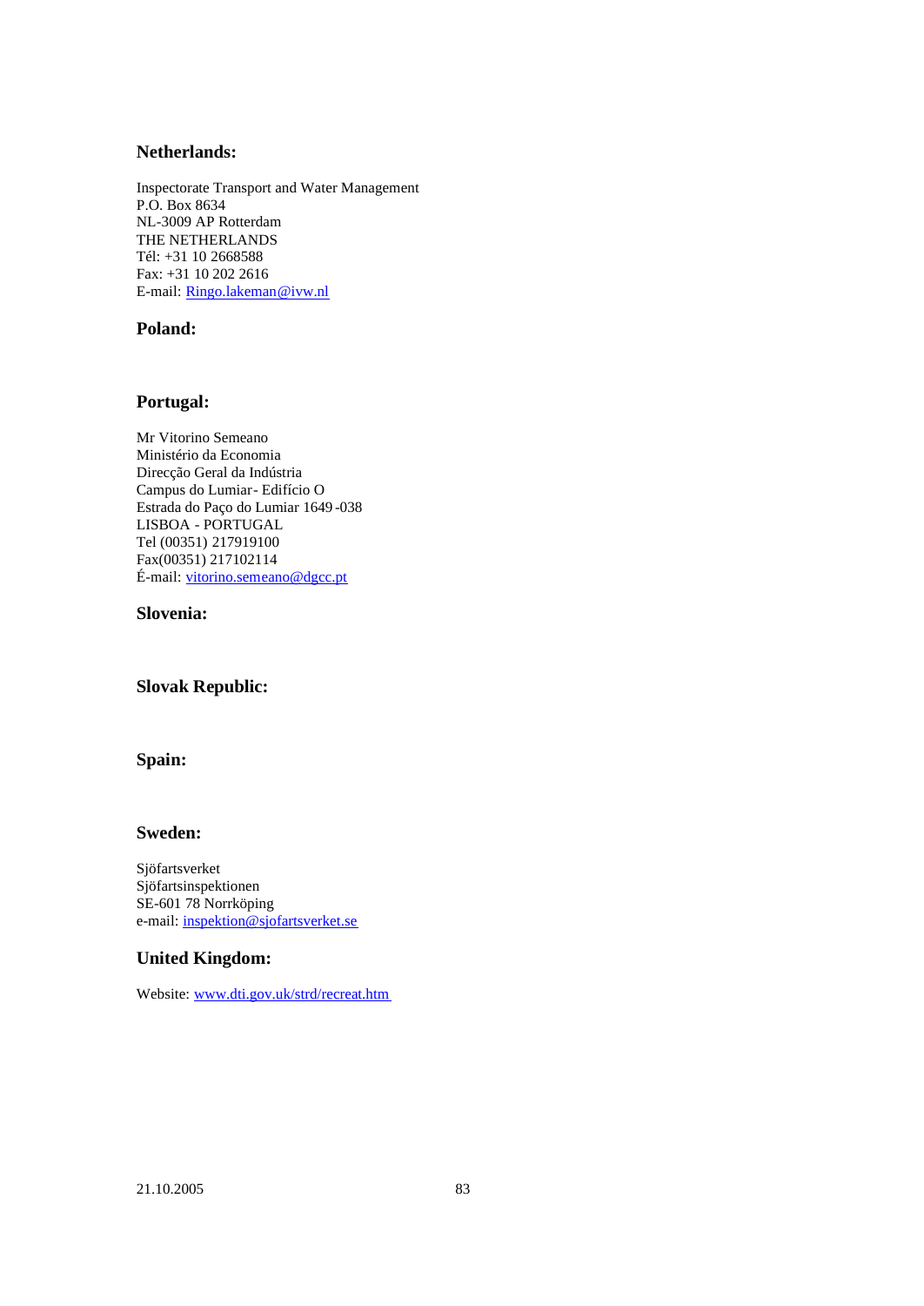**Netherlands:**

Inspectorate Transport and Water Management
P.O. Box 8634
NL-3009 AP Rotterdam
THE NETHERLANDS
Tél: +31 10 2668588
Fax: +31 10 202 2616
E-mail: Ringo.lakeman@ivw.nl

**Poland:**

**Portugal:**

Mr Vitorino Semeano
Ministério da Economia
Direcção Geral da Indústria
Campus do Lumiar- Edifício O
Estrada do Paço do Lumiar 1649 -038
LISBOA - PORTUGAL
Tel (00351) 217919100
Fax(00351) 217102114
É-mail: vitorino.semeano@dgcc.pt

**Slovenia:**

**Slovak Republic:**

**Spain:**

**Sweden:**

Sjöfartsverket
Sjöfartsinspektionen
SE-601 78 Norrköping
e-mail: inspektion@sjofartsverket.se

**United Kingdom:**

Website: www.dti.gov.uk/strd/recreat.htm

21.10.2005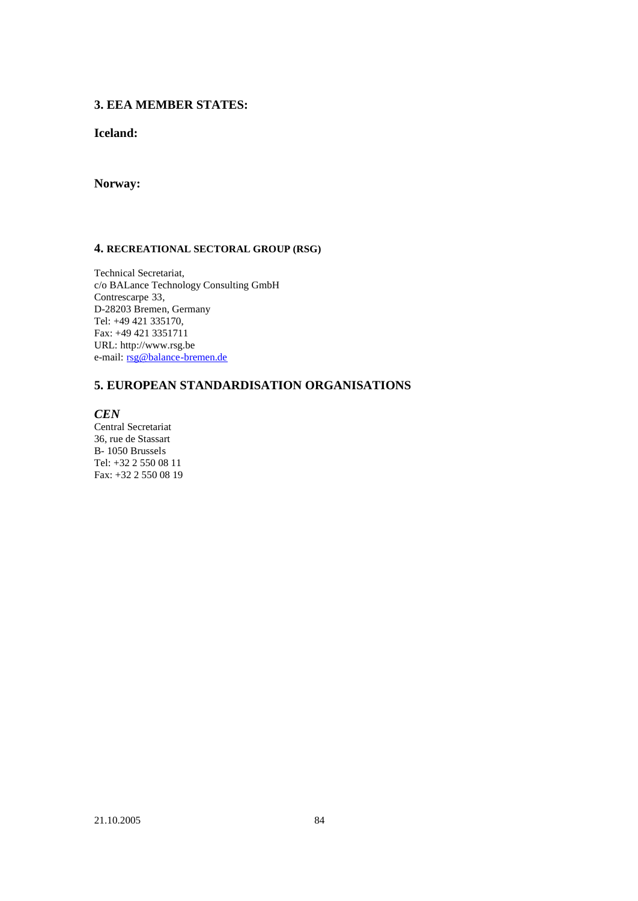## 3. EEA MEMBER STATES:

### Iceland:

### Norway:

## 4. RECREATIONAL SECTORAL GROUP (RSG)

Technical Secretariat,
c/o BALance Technology Consulting GmbH
Contrescarpe 33,
D-28203 Bremen, Germany
Tel: +49 421 335170,
Fax: +49 421 3351711
URL: http://www.rsg.be
e-mail: rsg@balance-bremen.de

## 5. EUROPEAN STANDARDISATION ORGANISATIONS

***CEN***
Central Secretariat
36, rue de Stassart
B- 1050 Brussels
Tel: +32 2 550 08 11
Fax: +32 2 550 08 19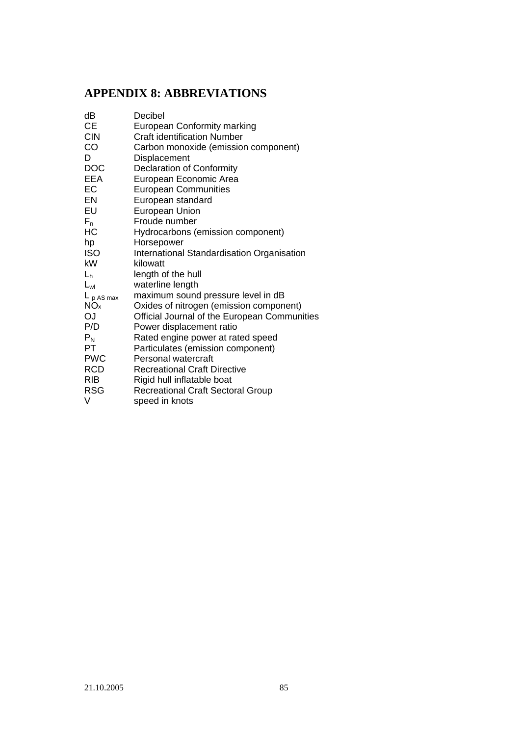## APPENDIX 8: ABBREVIATIONS

| | |
|---|---|
| dB | Decibel |
| CE | European Conformity marking |
| CIN | Craft identification Number |
| CO | Carbon monoxide (emission component) |
| D | Displacement |
| DOC | Declaration of Conformity |
| EEA | European Economic Area |
| EC | European Communities |
| EN | European standard |
| EU | European Union |
| $F_n$ | Froude number |
| HC | Hydrocarbons (emission component) |
| hp | Horsepower |
| ISO | International Standardisation Organisation |
| kW | kilowatt |
| $L_h$ | length of the hull |
| $L_{wl}$ | waterline length |
| $L_{p\ AS\ max}$ | maximum sound pressure level in dB |
| $NO_x$ | Oxides of nitrogen (emission component) |
| OJ | Official Journal of the European Communities |
| P/D | Power displacement ratio |
| $P_N$ | Rated engine power at rated speed |
| PT | Particulates (emission component) |
| PWC | Personal watercraft |
| RCD | Recreational Craft Directive |
| RIB | Rigid hull inflatable boat |
| RSG | Recreational Craft Sectoral Group |
| V | speed in knots |

21.10.2005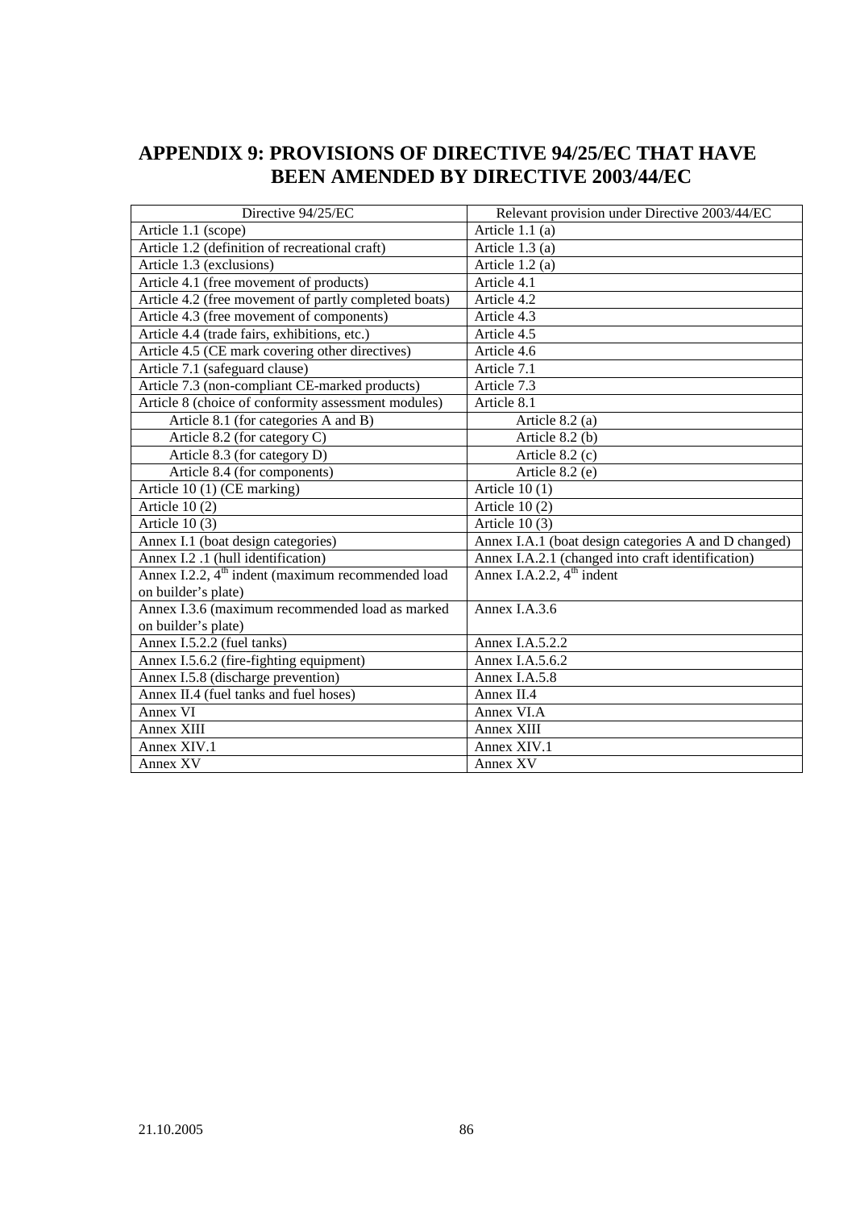# APPENDIX 9: PROVISIONS OF DIRECTIVE 94/25/EC THAT HAVE BEEN AMENDED BY DIRECTIVE 2003/44/EC

| Directive 94/25/EC | Relevant provision under Directive 2003/44/EC |
|---|---|
| Article 1.1 (scope) | Article 1.1 (a) |
| Article 1.2 (definition of recreational craft) | Article 1.3 (a) |
| Article 1.3 (exclusions) | Article 1.2 (a) |
| Article 4.1 (free movement of products) | Article 4.1 |
| Article 4.2 (free movement of partly completed boats) | Article 4.2 |
| Article 4.3 (free movement of components) | Article 4.3 |
| Article 4.4 (trade fairs, exhibitions, etc.) | Article 4.5 |
| Article 4.5 (CE mark covering other directives) | Article 4.6 |
| Article 7.1 (safeguard clause) | Article 7.1 |
| Article 7.3 (non-compliant CE-marked products) | Article 7.3 |
| Article 8 (choice of conformity assessment modules) | Article 8.1 |
| Article 8.1 (for categories A and B) | Article 8.2 (a) |
| Article 8.2 (for category C) | Article 8.2 (b) |
| Article 8.3 (for category D) | Article 8.2 (c) |
| Article 8.4 (for components) | Article 8.2 (e) |
| Article 10 (1) (CE marking) | Article 10 (1) |
| Article 10 (2) | Article 10 (2) |
| Article 10 (3) | Article 10 (3) |
| Annex I.1 (boat design categories) | Annex I.A.1 (boat design categories A and D changed) |
| Annex I.2 .1 (hull identification) | Annex I.A.2.1 (changed into craft identification) |
| Annex I.2.2, 4th indent (maximum recommended load on builder's plate) | Annex I.A.2.2, 4th indent |
| Annex I.3.6 (maximum recommended load as marked on builder's plate) | Annex I.A.3.6 |
| Annex I.5.2.2 (fuel tanks) | Annex I.A.5.2.2 |
| Annex I.5.6.2 (fire-fighting equipment) | Annex I.A.5.6.2 |
| Annex I.5.8 (discharge prevention) | Annex I.A.5.8 |
| Annex II.4 (fuel tanks and fuel hoses) | Annex II.4 |
| Annex VI | Annex VI.A |
| Annex XIII | Annex XIII |
| Annex XIV.1 | Annex XIV.1 |
| Annex XV | Annex XV |